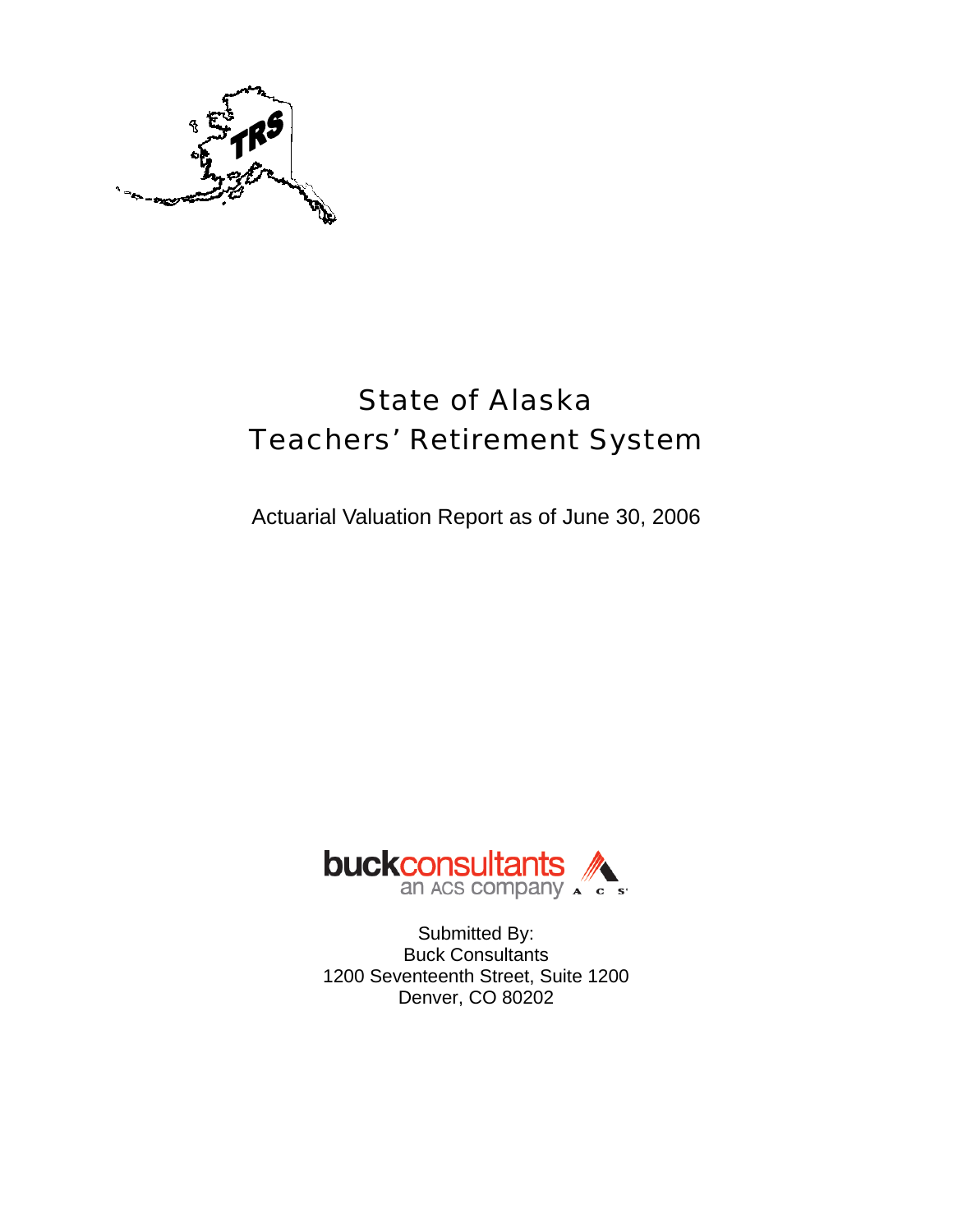# State of Alaska
# Teachers' Retirement System

Actuarial Valuation Report as of June 30, 2006

Submitted By:
Buck Consultants
1200 Seventeenth Street, Suite 1200
Denver, CO 80202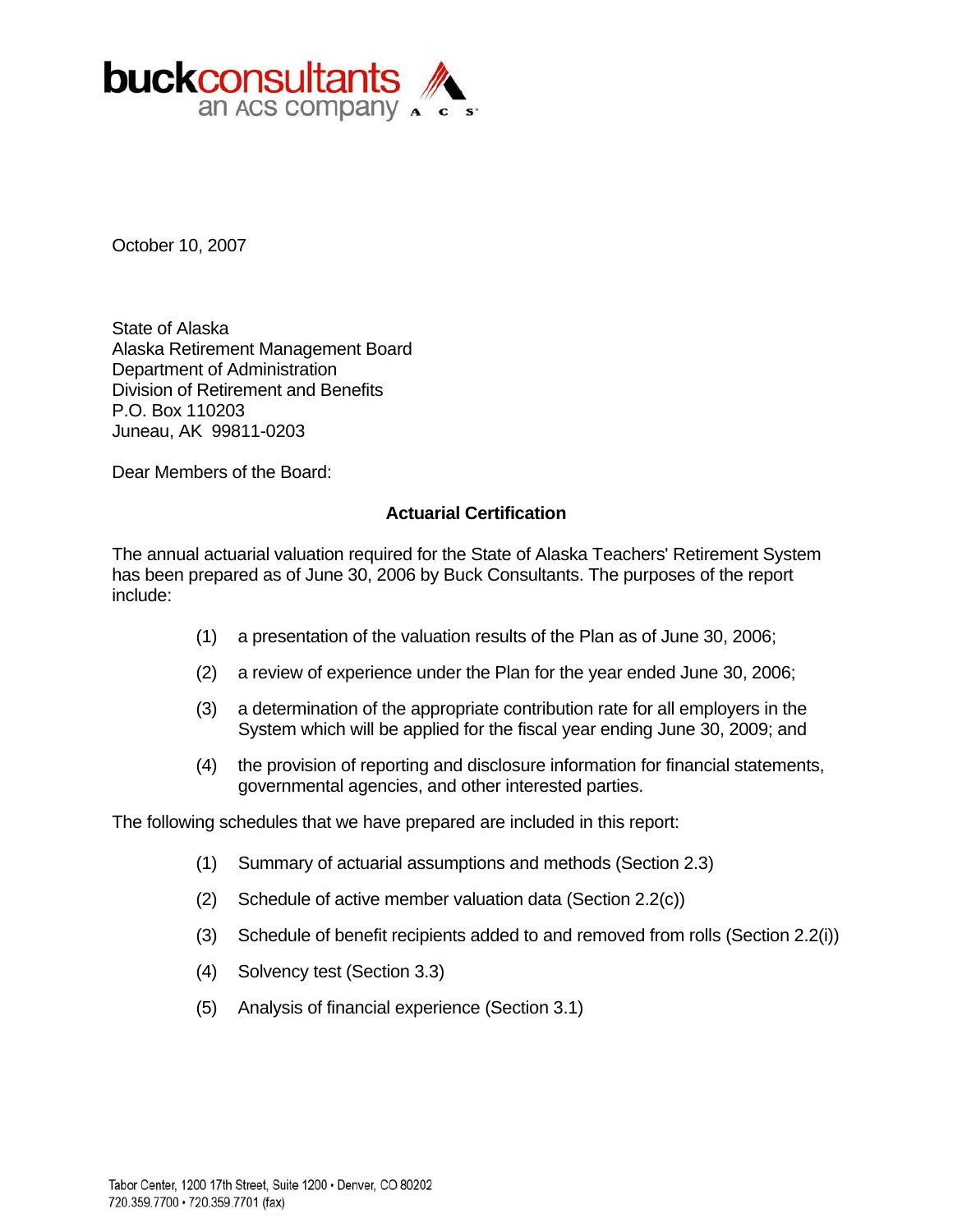**buckconsultants**
an ACS company

October 10, 2007

State of Alaska
Alaska Retirement Management Board
Department of Administration
Division of Retirement and Benefits
P.O. Box 110203
Juneau, AK 99811-0203

Dear Members of the Board:

## Actuarial Certification

The annual actuarial valuation required for the State of Alaska Teachers' Retirement System has been prepared as of June 30, 2006 by Buck Consultants. The purposes of the report include:

(1) a presentation of the valuation results of the Plan as of June 30, 2006;

(2) a review of experience under the Plan for the year ended June 30, 2006;

(3) a determination of the appropriate contribution rate for all employers in the System which will be applied for the fiscal year ending June 30, 2009; and

(4) the provision of reporting and disclosure information for financial statements, governmental agencies, and other interested parties.

The following schedules that we have prepared are included in this report:

(1) Summary of actuarial assumptions and methods (Section 2.3)

(2) Schedule of active member valuation data (Section 2.2(c))

(3) Schedule of benefit recipients added to and removed from rolls (Section 2.2(i))

(4) Solvency test (Section 3.3)

(5) Analysis of financial experience (Section 3.1)

Tabor Center, 1200 17th Street, Suite 1200 • Denver, CO 80202
720.359.7700 • 720.359.7701 (fax)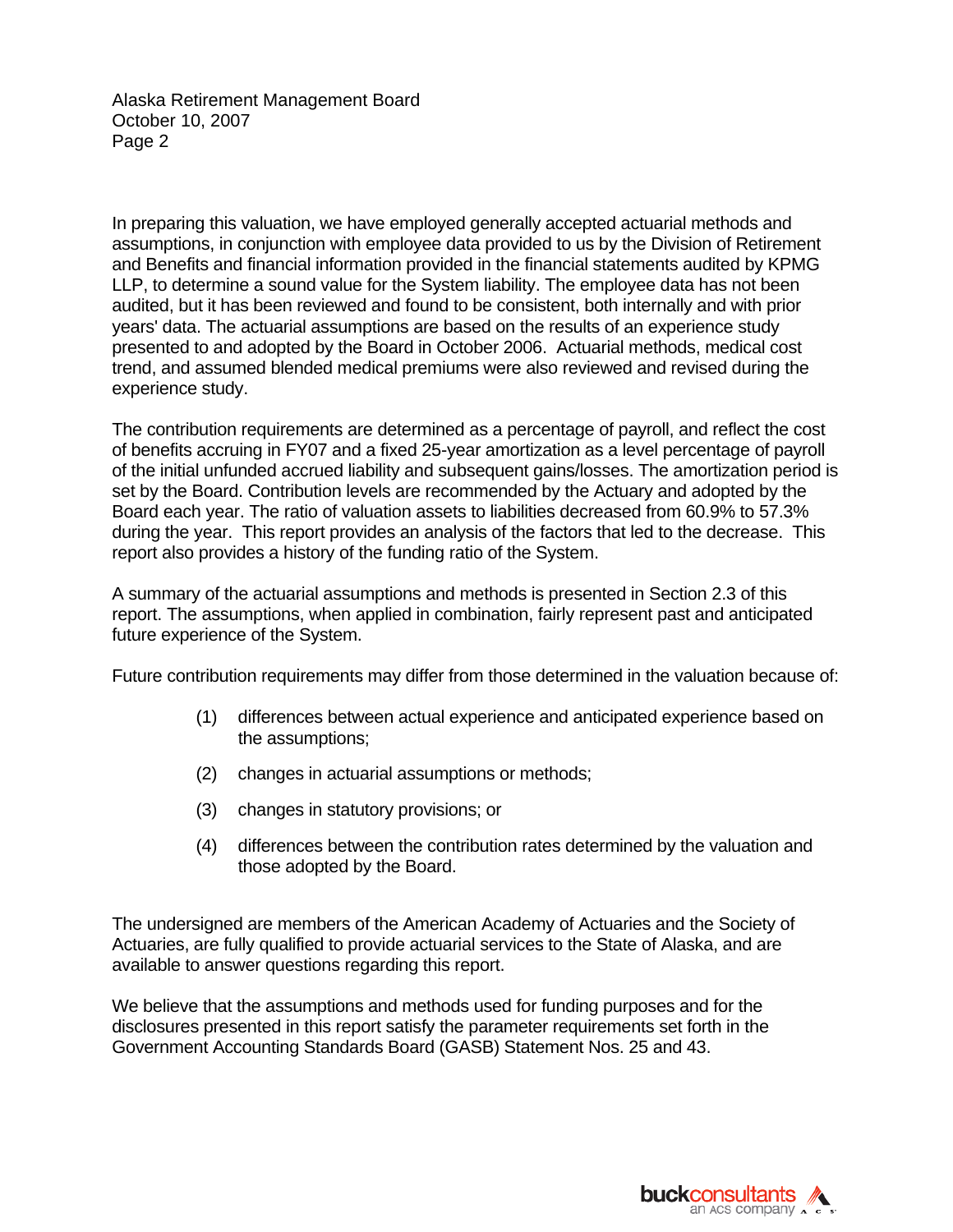Alaska Retirement Management Board
October 10, 2007

In preparing this valuation, we have employed generally accepted actuarial methods and assumptions, in conjunction with employee data provided to us by the Division of Retirement and Benefits and financial information provided in the financial statements audited by KPMG LLP, to determine a sound value for the System liability. The employee data has not been audited, but it has been reviewed and found to be consistent, both internally and with prior years' data. The actuarial assumptions are based on the results of an experience study presented to and adopted by the Board in October 2006. Actuarial methods, medical cost trend, and assumed blended medical premiums were also reviewed and revised during the experience study.

The contribution requirements are determined as a percentage of payroll, and reflect the cost of benefits accruing in FY07 and a fixed 25-year amortization as a level percentage of payroll of the initial unfunded accrued liability and subsequent gains/losses. The amortization period is set by the Board. Contribution levels are recommended by the Actuary and adopted by the Board each year. The ratio of valuation assets to liabilities decreased from 60.9% to 57.3% during the year. This report provides an analysis of the factors that led to the decrease. This report also provides a history of the funding ratio of the System.

A summary of the actuarial assumptions and methods is presented in Section 2.3 of this report. The assumptions, when applied in combination, fairly represent past and anticipated future experience of the System.

Future contribution requirements may differ from those determined in the valuation because of:

(1) differences between actual experience and anticipated experience based on the assumptions;

(2) changes in actuarial assumptions or methods;

(3) changes in statutory provisions; or

(4) differences between the contribution rates determined by the valuation and those adopted by the Board.

The undersigned are members of the American Academy of Actuaries and the Society of Actuaries, are fully qualified to provide actuarial services to the State of Alaska, and are available to answer questions regarding this report.

We believe that the assumptions and methods used for funding purposes and for the disclosures presented in this report satisfy the parameter requirements set forth in the Government Accounting Standards Board (GASB) Statement Nos. 25 and 43.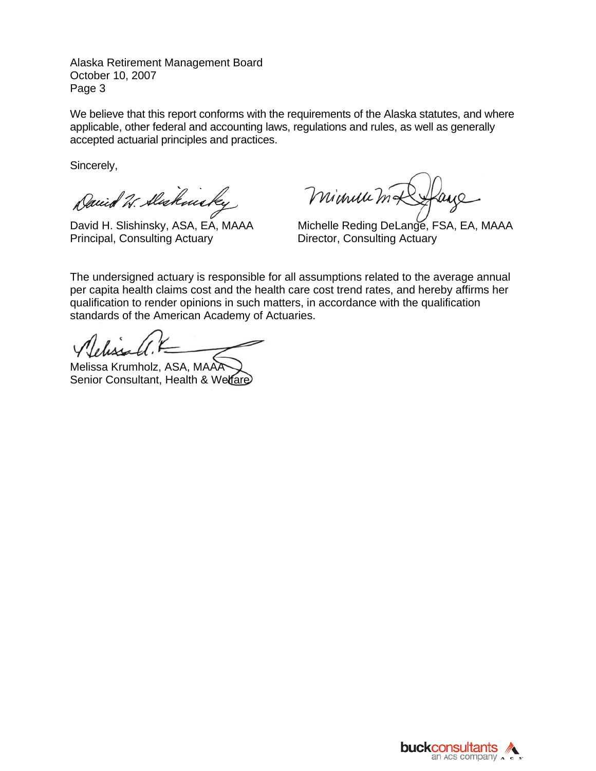Alaska Retirement Management Board
October 10, 2007
Page 3

We believe that this report conforms with the requirements of the Alaska statutes, and where applicable, other federal and accounting laws, regulations and rules, as well as generally accepted actuarial principles and practices.

Sincerely,

David H. Slishinsky, ASA, EA, MAAA
Principal, Consulting Actuary

Michelle Reding DeLange, FSA, EA, MAAA
Director, Consulting Actuary

The undersigned actuary is responsible for all assumptions related to the average annual per capita health claims cost and the health care cost trend rates, and hereby affirms her qualification to render opinions in such matters, in accordance with the qualification standards of the American Academy of Actuaries.

Melissa Krumholz, ASA, MAAA
Senior Consultant, Health & Welfare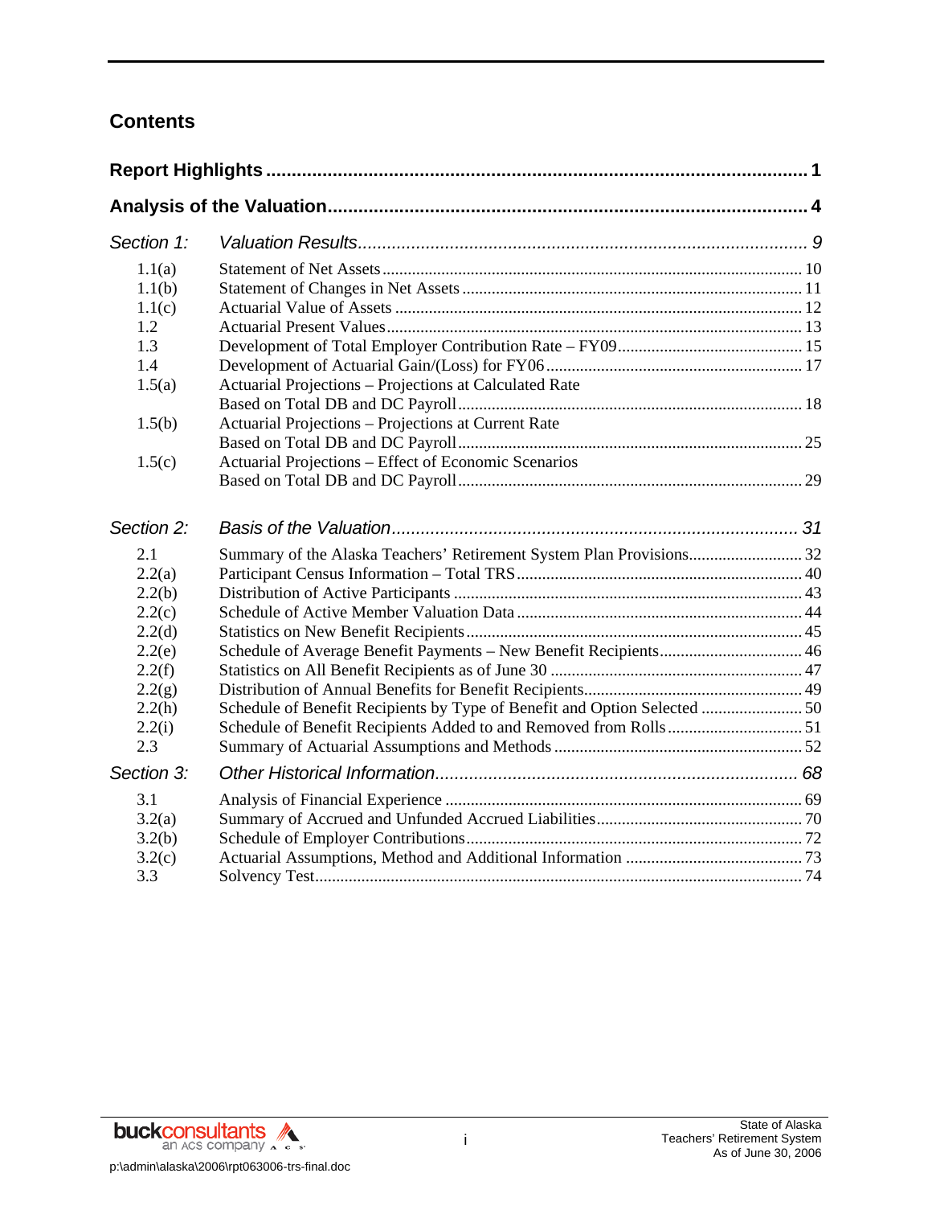## Contents

| | | |
|---|---|---|
| **Report Highlights** | | **1** |
| **Analysis of the Valuation** | | **4** |
| *Section 1:* | *Valuation Results* | *9* |
| 1.1(a) | Statement of Net Assets | 10 |
| 1.1(b) | Statement of Changes in Net Assets | 11 |
| 1.1(c) | Actuarial Value of Assets | 12 |
| 1.2 | Actuarial Present Values | 13 |
| 1.3 | Development of Total Employer Contribution Rate – FY09 | 15 |
| 1.4 | Development of Actuarial Gain/(Loss) for FY06 | 17 |
| 1.5(a) | Actuarial Projections – Projections at Calculated Rate Based on Total DB and DC Payroll | 18 |
| 1.5(b) | Actuarial Projections – Projections at Current Rate Based on Total DB and DC Payroll | 25 |
| 1.5(c) | Actuarial Projections – Effect of Economic Scenarios Based on Total DB and DC Payroll | 29 |
| *Section 2:* | *Basis of the Valuation* | *31* |
| 2.1 | Summary of the Alaska Teachers' Retirement System Plan Provisions | 32 |
| 2.2(a) | Participant Census Information – Total TRS | 40 |
| 2.2(b) | Distribution of Active Participants | 43 |
| 2.2(c) | Schedule of Active Member Valuation Data | 44 |
| 2.2(d) | Statistics on New Benefit Recipients | 45 |
| 2.2(e) | Schedule of Average Benefit Payments – New Benefit Recipients | 46 |
| 2.2(f) | Statistics on All Benefit Recipients as of June 30 | 47 |
| 2.2(g) | Distribution of Annual Benefits for Benefit Recipients | 49 |
| 2.2(h) | Schedule of Benefit Recipients by Type of Benefit and Option Selected | 50 |
| 2.2(i) | Schedule of Benefit Recipients Added to and Removed from Rolls | 51 |
| 2.3 | Summary of Actuarial Assumptions and Methods | 52 |
| *Section 3:* | *Other Historical Information* | *68* |
| 3.1 | Analysis of Financial Experience | 69 |
| 3.2(a) | Summary of Accrued and Unfunded Accrued Liabilities | 70 |
| 3.2(b) | Schedule of Employer Contributions | 72 |
| 3.2(c) | Actuarial Assumptions, Method and Additional Information | 73 |
| 3.3 | Solvency Test | 74 |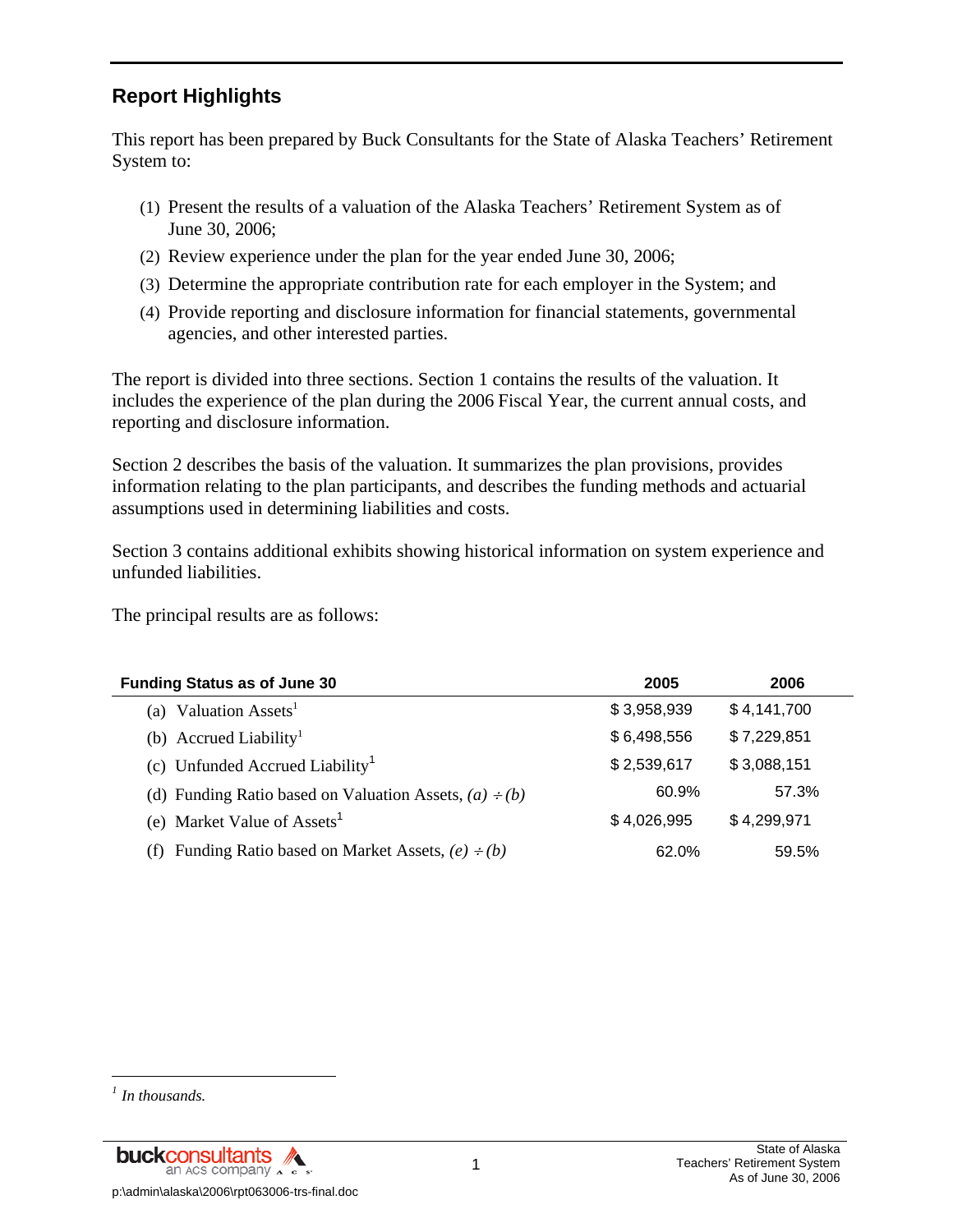## Report Highlights

This report has been prepared by Buck Consultants for the State of Alaska Teachers' Retirement System to:

(1) Present the results of a valuation of the Alaska Teachers' Retirement System as of June 30, 2006;

(2) Review experience under the plan for the year ended June 30, 2006;

(3) Determine the appropriate contribution rate for each employer in the System; and

(4) Provide reporting and disclosure information for financial statements, governmental agencies, and other interested parties.

The report is divided into three sections. Section 1 contains the results of the valuation. It includes the experience of the plan during the 2006 Fiscal Year, the current annual costs, and reporting and disclosure information.

Section 2 describes the basis of the valuation. It summarizes the plan provisions, provides information relating to the plan participants, and describes the funding methods and actuarial assumptions used in determining liabilities and costs.

Section 3 contains additional exhibits showing historical information on system experience and unfunded liabilities.

The principal results are as follows:

| Funding Status as of June 30 | 2005 | 2006 |
|---|---|---|
| (a) Valuation Assets[1] | $ 3,958,939 | $ 4,141,700 |
| (b) Accrued Liability[1] | $ 6,498,556 | $ 7,229,851 |
| (c) Unfunded Accrued Liability[1] | $ 2,539,617 | $ 3,088,151 |
| (d) Funding Ratio based on Valuation Assets, *(a)* ÷ *(b)* | 60.9% | 57.3% |
| (e) Market Value of Assets[1] | $ 4,026,995 | $ 4,299,971 |
| (f) Funding Ratio based on Market Assets, *(e)* ÷ *(b)* | 62.0% | 59.5% |

[1] *In thousands.*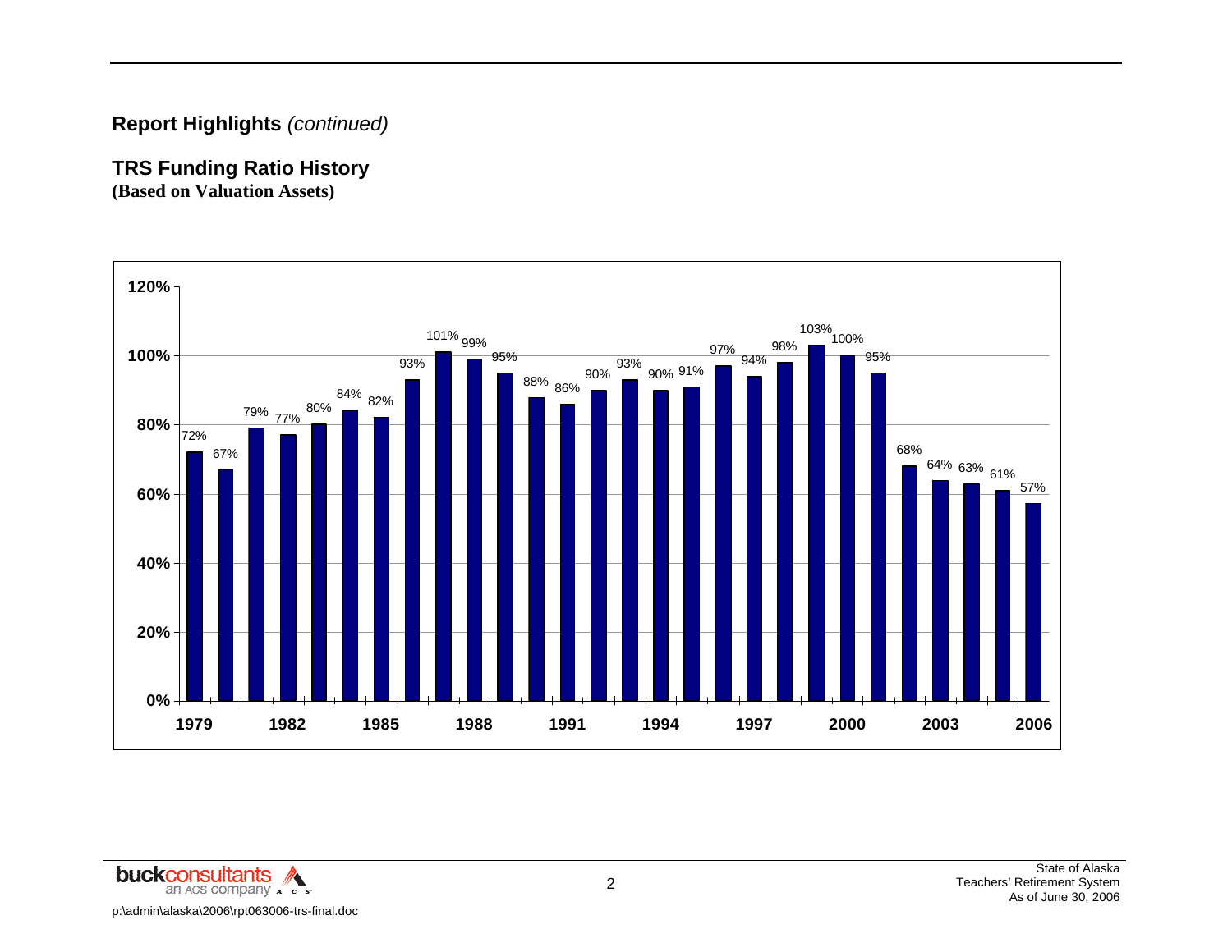## Report Highlights *(continued)*

### TRS Funding Ratio History
**(Based on Valuation Assets)**

| Year | Funding Ratio |
|---|---|
| 1979 | 72% |
| 1980 | 67% |
| 1981 | 79% |
| 1982 | 77% |
| 1983 | 80% |
| 1984 | 84% |
| 1985 | 82% |
| 1986 | 93% |
| 1987 | 101% |
| 1988 | 99% |
| 1989 | 95% |
| 1990 | 88% |
| 1991 | 86% |
| 1992 | 90% |
| 1993 | 93% |
| 1994 | 90% |
| 1995 | 91% |
| 1996 | 97% |
| 1997 | 94% |
| 1998 | 98% |
| 1999 | 103% |
| 2000 | 100% |
| 2001 | 95% |
| 2002 | 68% |
| 2003 | 64% |
| 2004 | 63% |
| 2005 | 61% |
| 2006 | 57% |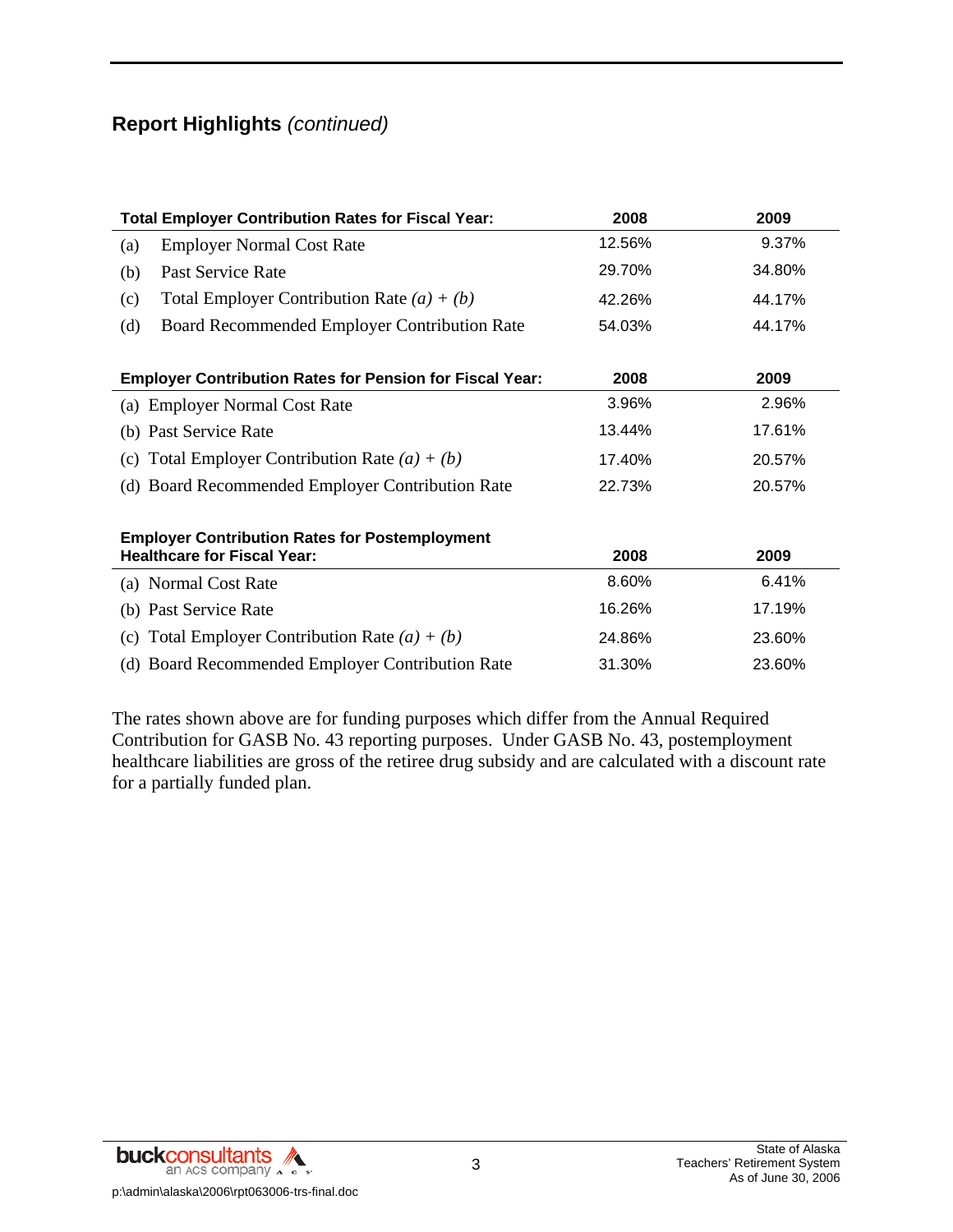## Report Highlights *(continued)*

| Total Employer Contribution Rates for Fiscal Year: | 2008 | 2009 |
|---|---|---|
| (a) Employer Normal Cost Rate | 12.56% | 9.37% |
| (b) Past Service Rate | 29.70% | 34.80% |
| (c) Total Employer Contribution Rate *(a) + (b)* | 42.26% | 44.17% |
| (d) Board Recommended Employer Contribution Rate | 54.03% | 44.17% |

| Employer Contribution Rates for Pension for Fiscal Year: | 2008 | 2009 |
|---|---|---|
| (a) Employer Normal Cost Rate | 3.96% | 2.96% |
| (b) Past Service Rate | 13.44% | 17.61% |
| (c) Total Employer Contribution Rate *(a) + (b)* | 17.40% | 20.57% |
| (d) Board Recommended Employer Contribution Rate | 22.73% | 20.57% |

| Employer Contribution Rates for Postemployment Healthcare for Fiscal Year: | 2008 | 2009 |
|---|---|---|
| (a) Normal Cost Rate | 8.60% | 6.41% |
| (b) Past Service Rate | 16.26% | 17.19% |
| (c) Total Employer Contribution Rate *(a) + (b)* | 24.86% | 23.60% |
| (d) Board Recommended Employer Contribution Rate | 31.30% | 23.60% |

The rates shown above are for funding purposes which differ from the Annual Required Contribution for GASB No. 43 reporting purposes. Under GASB No. 43, postemployment healthcare liabilities are gross of the retiree drug subsidy and are calculated with a discount rate for a partially funded plan.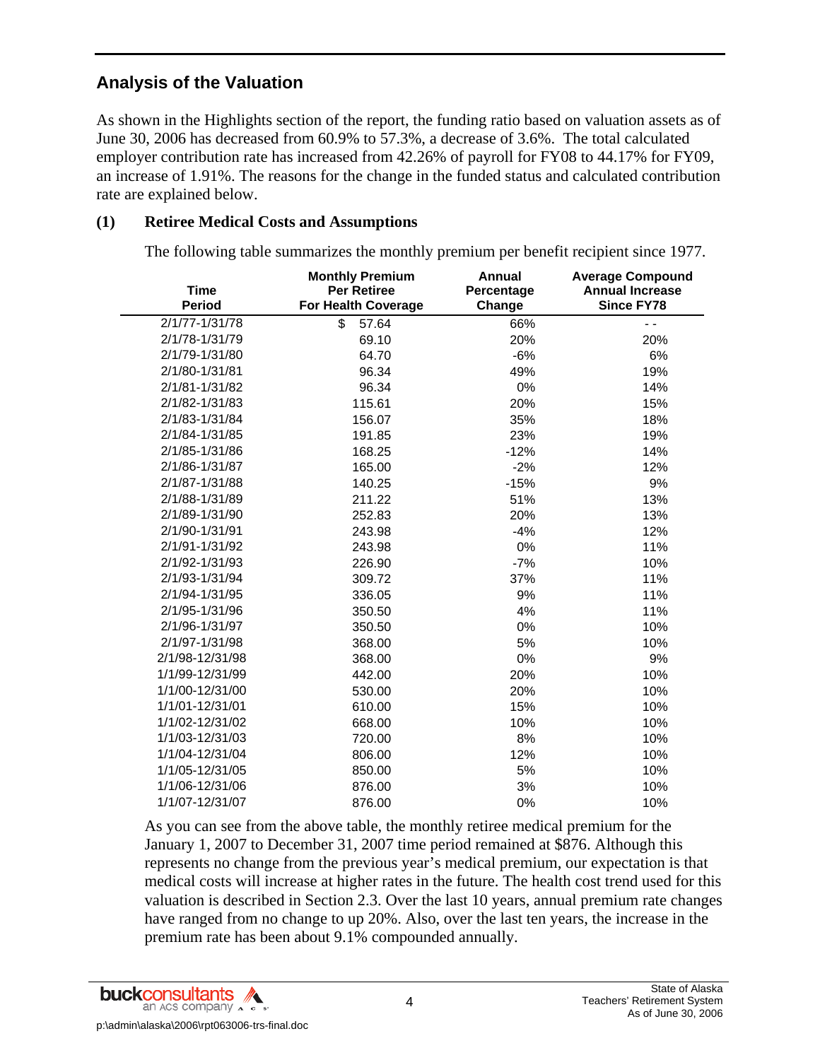## Analysis of the Valuation

As shown in the Highlights section of the report, the funding ratio based on valuation assets as of June 30, 2006 has decreased from 60.9% to 57.3%, a decrease of 3.6%. The total calculated employer contribution rate has increased from 42.26% of payroll for FY08 to 44.17% for FY09, an increase of 1.91%. The reasons for the change in the funded status and calculated contribution rate are explained below.

### (1) Retiree Medical Costs and Assumptions

The following table summarizes the monthly premium per benefit recipient since 1977.

| Time Period | Monthly Premium Per Retiree For Health Coverage | Annual Percentage Change | Average Compound Annual Increase Since FY78 |
|---|---|---|---|
| 2/1/77-1/31/78 | $ 57.64 | 66% | - - |
| 2/1/78-1/31/79 | 69.10 | 20% | 20% |
| 2/1/79-1/31/80 | 64.70 | -6% | 6% |
| 2/1/80-1/31/81 | 96.34 | 49% | 19% |
| 2/1/81-1/31/82 | 96.34 | 0% | 14% |
| 2/1/82-1/31/83 | 115.61 | 20% | 15% |
| 2/1/83-1/31/84 | 156.07 | 35% | 18% |
| 2/1/84-1/31/85 | 191.85 | 23% | 19% |
| 2/1/85-1/31/86 | 168.25 | -12% | 14% |
| 2/1/86-1/31/87 | 165.00 | -2% | 12% |
| 2/1/87-1/31/88 | 140.25 | -15% | 9% |
| 2/1/88-1/31/89 | 211.22 | 51% | 13% |
| 2/1/89-1/31/90 | 252.83 | 20% | 13% |
| 2/1/90-1/31/91 | 243.98 | -4% | 12% |
| 2/1/91-1/31/92 | 243.98 | 0% | 11% |
| 2/1/92-1/31/93 | 226.90 | -7% | 10% |
| 2/1/93-1/31/94 | 309.72 | 37% | 11% |
| 2/1/94-1/31/95 | 336.05 | 9% | 11% |
| 2/1/95-1/31/96 | 350.50 | 4% | 11% |
| 2/1/96-1/31/97 | 350.50 | 0% | 10% |
| 2/1/97-1/31/98 | 368.00 | 5% | 10% |
| 2/1/98-12/31/98 | 368.00 | 0% | 9% |
| 1/1/99-12/31/99 | 442.00 | 20% | 10% |
| 1/1/00-12/31/00 | 530.00 | 20% | 10% |
| 1/1/01-12/31/01 | 610.00 | 15% | 10% |
| 1/1/02-12/31/02 | 668.00 | 10% | 10% |
| 1/1/03-12/31/03 | 720.00 | 8% | 10% |
| 1/1/04-12/31/04 | 806.00 | 12% | 10% |
| 1/1/05-12/31/05 | 850.00 | 5% | 10% |
| 1/1/06-12/31/06 | 876.00 | 3% | 10% |
| 1/1/07-12/31/07 | 876.00 | 0% | 10% |

As you can see from the above table, the monthly retiree medical premium for the January 1, 2007 to December 31, 2007 time period remained at $876. Although this represents no change from the previous year's medical premium, our expectation is that medical costs will increase at higher rates in the future. The health cost trend used for this valuation is described in Section 2.3. Over the last 10 years, annual premium rate changes have ranged from no change to up 20%. Also, over the last ten years, the increase in the premium rate has been about 9.1% compounded annually.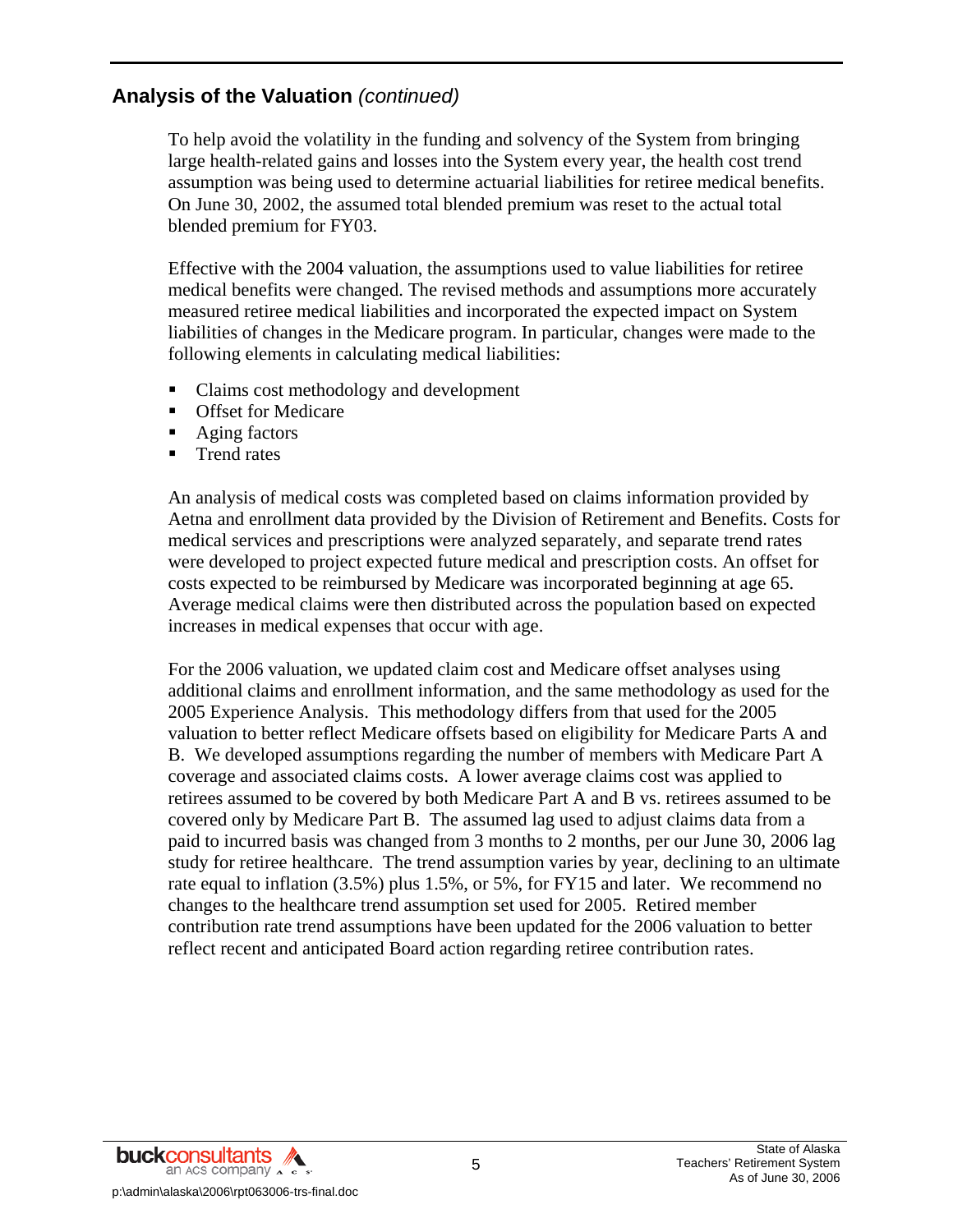## Analysis of the Valuation *(continued)*

To help avoid the volatility in the funding and solvency of the System from bringing large health-related gains and losses into the System every year, the health cost trend assumption was being used to determine actuarial liabilities for retiree medical benefits. On June 30, 2002, the assumed total blended premium was reset to the actual total blended premium for FY03.

Effective with the 2004 valuation, the assumptions used to value liabilities for retiree medical benefits were changed. The revised methods and assumptions more accurately measured retiree medical liabilities and incorporated the expected impact on System liabilities of changes in the Medicare program. In particular, changes were made to the following elements in calculating medical liabilities:

- Claims cost methodology and development
- Offset for Medicare
- Aging factors
- Trend rates

An analysis of medical costs was completed based on claims information provided by Aetna and enrollment data provided by the Division of Retirement and Benefits. Costs for medical services and prescriptions were analyzed separately, and separate trend rates were developed to project expected future medical and prescription costs. An offset for costs expected to be reimbursed by Medicare was incorporated beginning at age 65. Average medical claims were then distributed across the population based on expected increases in medical expenses that occur with age.

For the 2006 valuation, we updated claim cost and Medicare offset analyses using additional claims and enrollment information, and the same methodology as used for the 2005 Experience Analysis. This methodology differs from that used for the 2005 valuation to better reflect Medicare offsets based on eligibility for Medicare Parts A and B. We developed assumptions regarding the number of members with Medicare Part A coverage and associated claims costs. A lower average claims cost was applied to retirees assumed to be covered by both Medicare Part A and B vs. retirees assumed to be covered only by Medicare Part B. The assumed lag used to adjust claims data from a paid to incurred basis was changed from 3 months to 2 months, per our June 30, 2006 lag study for retiree healthcare. The trend assumption varies by year, declining to an ultimate rate equal to inflation (3.5%) plus 1.5%, or 5%, for FY15 and later. We recommend no changes to the healthcare trend assumption set used for 2005. Retired member contribution rate trend assumptions have been updated for the 2006 valuation to better reflect recent and anticipated Board action regarding retiree contribution rates.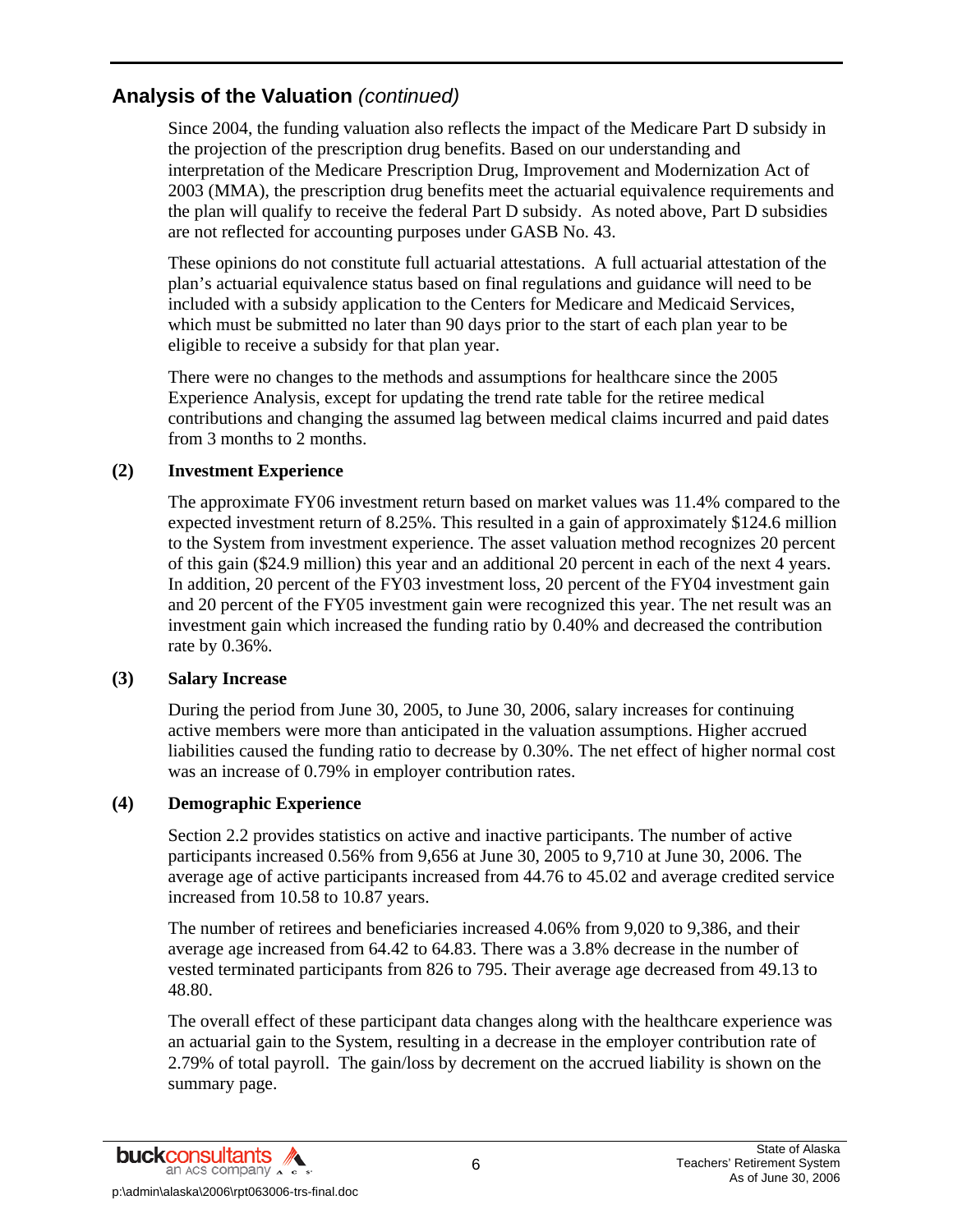## Analysis of the Valuation *(continued)*

Since 2004, the funding valuation also reflects the impact of the Medicare Part D subsidy in the projection of the prescription drug benefits. Based on our understanding and interpretation of the Medicare Prescription Drug, Improvement and Modernization Act of 2003 (MMA), the prescription drug benefits meet the actuarial equivalence requirements and the plan will qualify to receive the federal Part D subsidy. As noted above, Part D subsidies are not reflected for accounting purposes under GASB No. 43.

These opinions do not constitute full actuarial attestations. A full actuarial attestation of the plan's actuarial equivalence status based on final regulations and guidance will need to be included with a subsidy application to the Centers for Medicare and Medicaid Services, which must be submitted no later than 90 days prior to the start of each plan year to be eligible to receive a subsidy for that plan year.

There were no changes to the methods and assumptions for healthcare since the 2005 Experience Analysis, except for updating the trend rate table for the retiree medical contributions and changing the assumed lag between medical claims incurred and paid dates from 3 months to 2 months.

**(2) Investment Experience**

The approximate FY06 investment return based on market values was 11.4% compared to the expected investment return of 8.25%. This resulted in a gain of approximately $124.6 million to the System from investment experience. The asset valuation method recognizes 20 percent of this gain ($24.9 million) this year and an additional 20 percent in each of the next 4 years. In addition, 20 percent of the FY03 investment loss, 20 percent of the FY04 investment gain and 20 percent of the FY05 investment gain were recognized this year. The net result was an investment gain which increased the funding ratio by 0.40% and decreased the contribution rate by 0.36%.

**(3) Salary Increase**

During the period from June 30, 2005, to June 30, 2006, salary increases for continuing active members were more than anticipated in the valuation assumptions. Higher accrued liabilities caused the funding ratio to decrease by 0.30%. The net effect of higher normal cost was an increase of 0.79% in employer contribution rates.

**(4) Demographic Experience**

Section 2.2 provides statistics on active and inactive participants. The number of active participants increased 0.56% from 9,656 at June 30, 2005 to 9,710 at June 30, 2006. The average age of active participants increased from 44.76 to 45.02 and average credited service increased from 10.58 to 10.87 years.

The number of retirees and beneficiaries increased 4.06% from 9,020 to 9,386, and their average age increased from 64.42 to 64.83. There was a 3.8% decrease in the number of vested terminated participants from 826 to 795. Their average age decreased from 49.13 to 48.80.

The overall effect of these participant data changes along with the healthcare experience was an actuarial gain to the System, resulting in a decrease in the employer contribution rate of 2.79% of total payroll. The gain/loss by decrement on the accrued liability is shown on the summary page.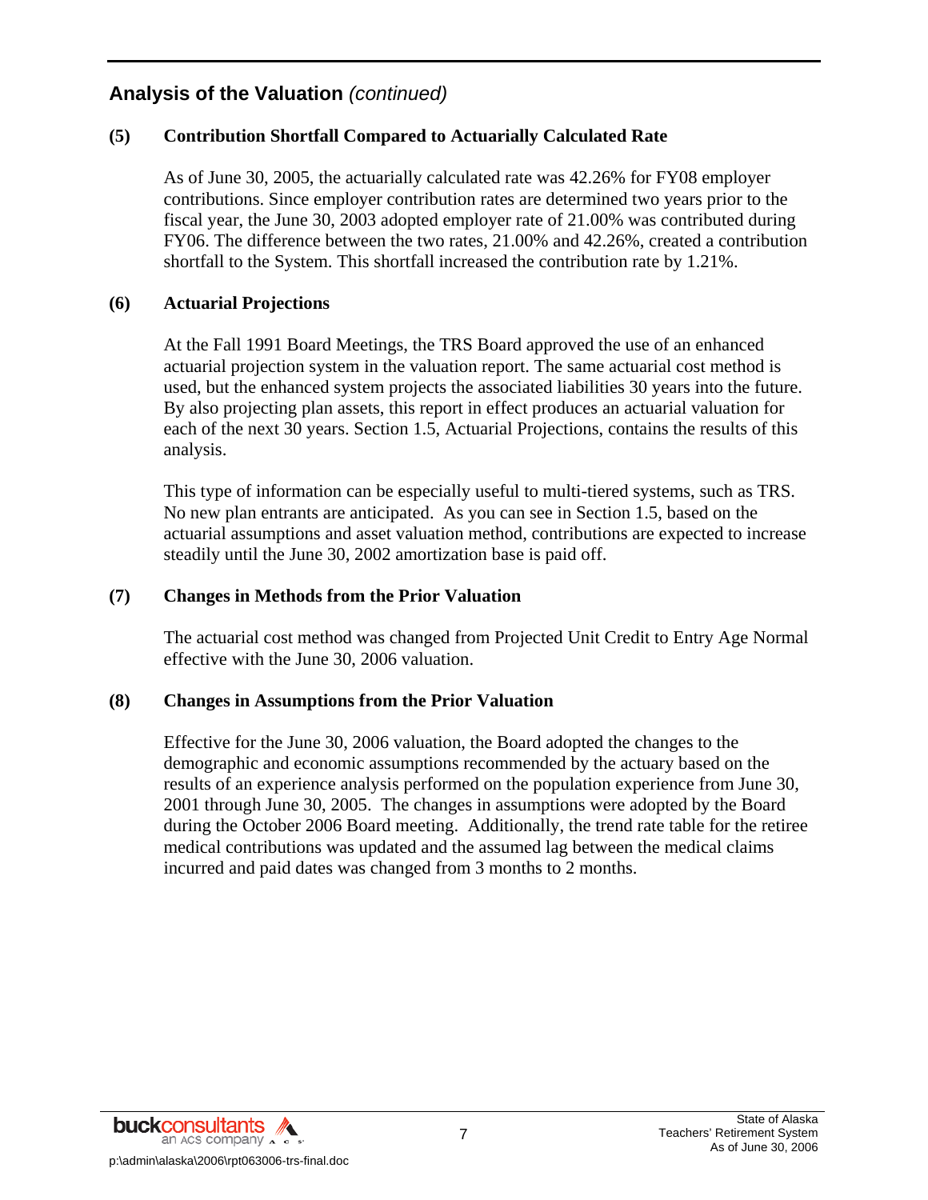## Analysis of the Valuation *(continued)*

### (5) Contribution Shortfall Compared to Actuarially Calculated Rate

As of June 30, 2005, the actuarially calculated rate was 42.26% for FY08 employer contributions. Since employer contribution rates are determined two years prior to the fiscal year, the June 30, 2003 adopted employer rate of 21.00% was contributed during FY06. The difference between the two rates, 21.00% and 42.26%, created a contribution shortfall to the System. This shortfall increased the contribution rate by 1.21%.

### (6) Actuarial Projections

At the Fall 1991 Board Meetings, the TRS Board approved the use of an enhanced actuarial projection system in the valuation report. The same actuarial cost method is used, but the enhanced system projects the associated liabilities 30 years into the future. By also projecting plan assets, this report in effect produces an actuarial valuation for each of the next 30 years. Section 1.5, Actuarial Projections, contains the results of this analysis.

This type of information can be especially useful to multi-tiered systems, such as TRS. No new plan entrants are anticipated. As you can see in Section 1.5, based on the actuarial assumptions and asset valuation method, contributions are expected to increase steadily until the June 30, 2002 amortization base is paid off.

### (7) Changes in Methods from the Prior Valuation

The actuarial cost method was changed from Projected Unit Credit to Entry Age Normal effective with the June 30, 2006 valuation.

### (8) Changes in Assumptions from the Prior Valuation

Effective for the June 30, 2006 valuation, the Board adopted the changes to the demographic and economic assumptions recommended by the actuary based on the results of an experience analysis performed on the population experience from June 30, 2001 through June 30, 2005. The changes in assumptions were adopted by the Board during the October 2006 Board meeting. Additionally, the trend rate table for the retiree medical contributions was updated and the assumed lag between the medical claims incurred and paid dates was changed from 3 months to 2 months.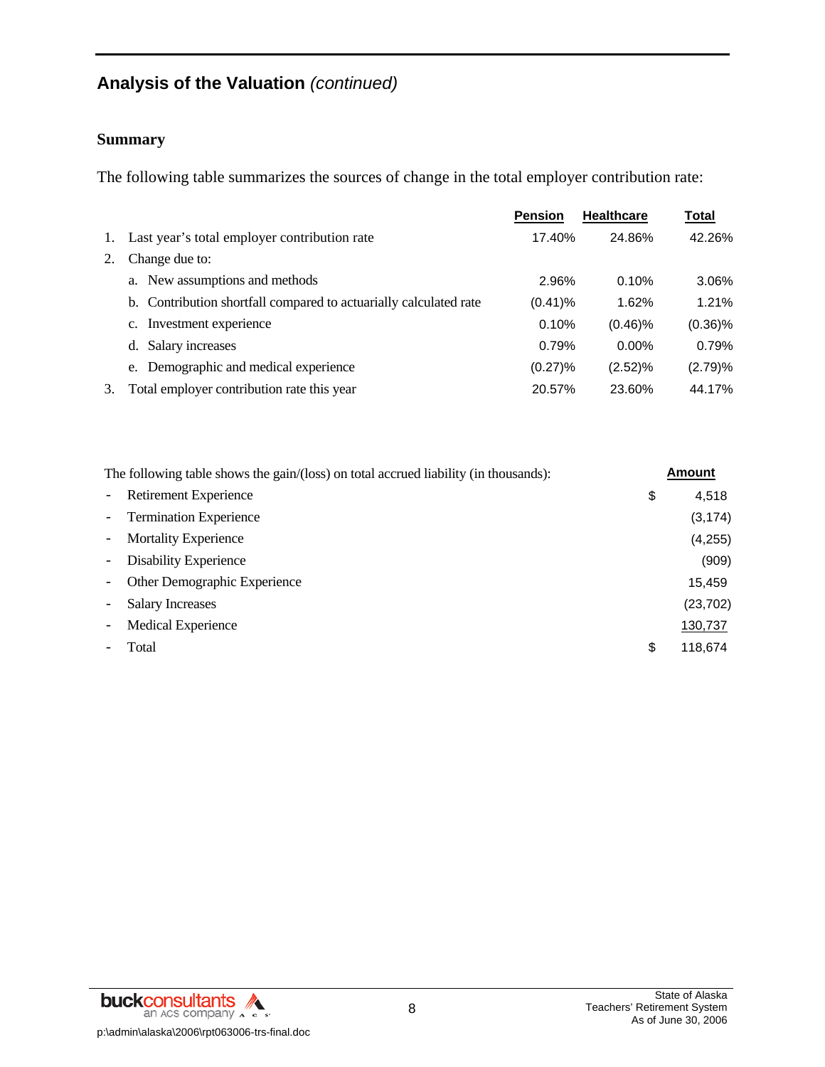## Analysis of the Valuation *(continued)*

### Summary

The following table summarizes the sources of change in the total employer contribution rate:

| | | Pension | Healthcare | Total |
|---|---|---|---|---|
| 1. | Last year's total employer contribution rate | 17.40% | 24.86% | 42.26% |
| 2. | Change due to: | | | |
| | a. New assumptions and methods | 2.96% | 0.10% | 3.06% |
| | b. Contribution shortfall compared to actuarially calculated rate | (0.41)% | 1.62% | 1.21% |
| | c. Investment experience | 0.10% | (0.46)% | (0.36)% |
| | d. Salary increases | 0.79% | 0.00% | 0.79% |
| | e. Demographic and medical experience | (0.27)% | (2.52)% | (2.79)% |
| 3. | Total employer contribution rate this year | 20.57% | 23.60% | 44.17% |

| The following table shows the gain/(loss) on total accrued liability (in thousands): | Amount |
|---|---|
| - Retirement Experience | $ 4,518 |
| - Termination Experience | (3,174) |
| - Mortality Experience | (4,255) |
| - Disability Experience | (909) |
| - Other Demographic Experience | 15,459 |
| - Salary Increases | (23,702) |
| - Medical Experience | 130,737 |
| - Total | $ 118,674 |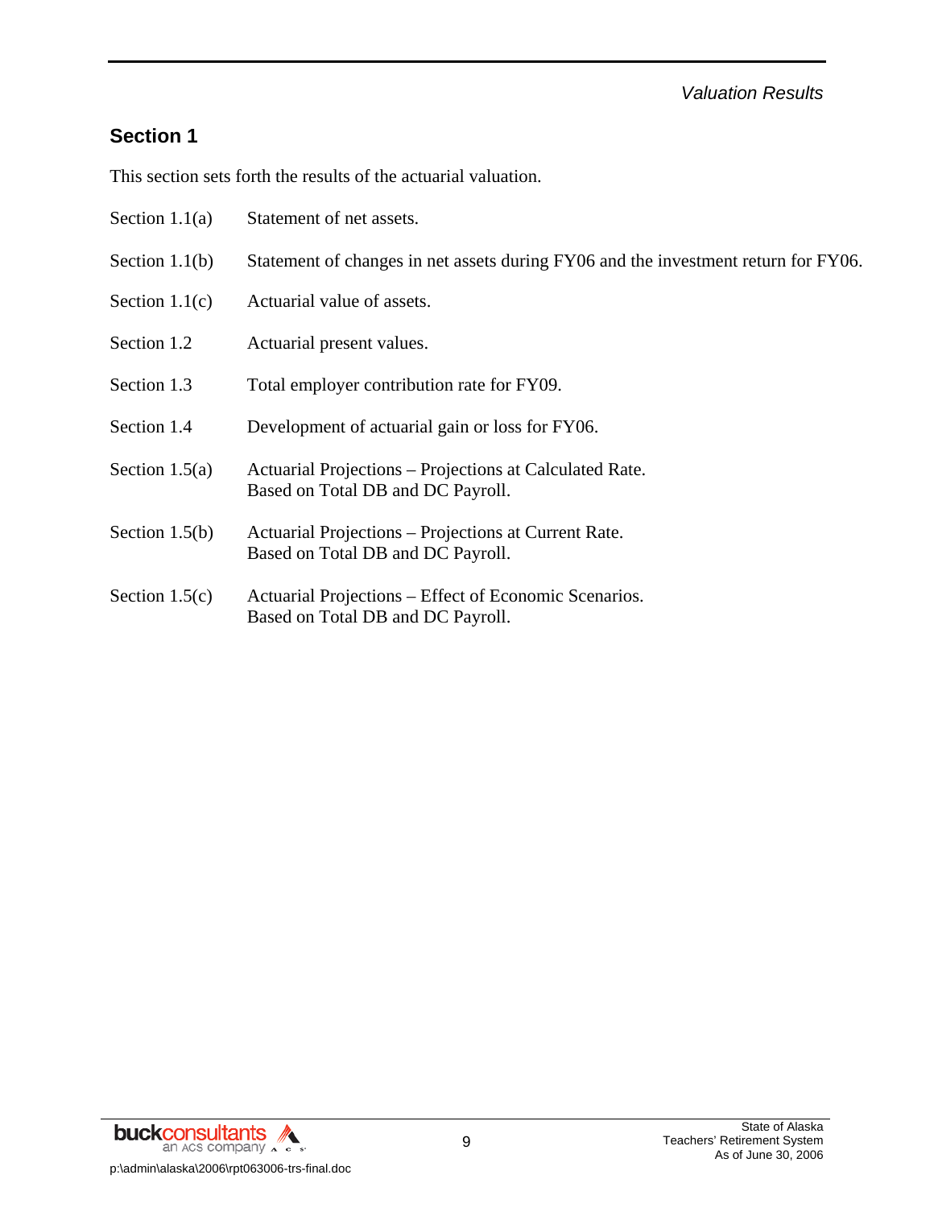## Section 1

This section sets forth the results of the actuarial valuation.

| | |
|---|---|
| Section 1.1(a) | Statement of net assets. |
| Section 1.1(b) | Statement of changes in net assets during FY06 and the investment return for FY06. |
| Section 1.1(c) | Actuarial value of assets. |
| Section 1.2 | Actuarial present values. |
| Section 1.3 | Total employer contribution rate for FY09. |
| Section 1.4 | Development of actuarial gain or loss for FY06. |
| Section 1.5(a) | Actuarial Projections – Projections at Calculated Rate. Based on Total DB and DC Payroll. |
| Section 1.5(b) | Actuarial Projections – Projections at Current Rate. Based on Total DB and DC Payroll. |
| Section 1.5(c) | Actuarial Projections – Effect of Economic Scenarios. Based on Total DB and DC Payroll. |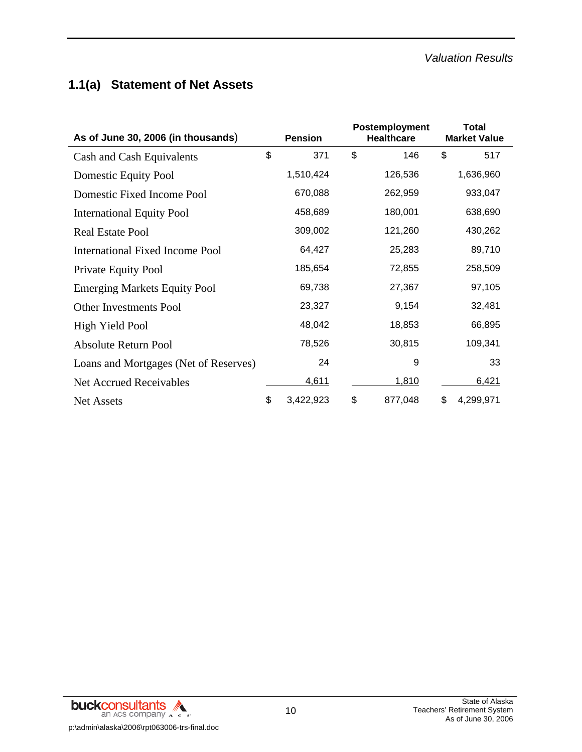*Valuation Results*

## 1.1(a) Statement of Net Assets

| As of June 30, 2006 (in thousands) | Pension | Postemployment Healthcare | Total Market Value |
|---|---|---|---|
| Cash and Cash Equivalents | $ 371 | $ 146 | $ 517 |
| Domestic Equity Pool | 1,510,424 | 126,536 | 1,636,960 |
| Domestic Fixed Income Pool | 670,088 | 262,959 | 933,047 |
| International Equity Pool | 458,689 | 180,001 | 638,690 |
| Real Estate Pool | 309,002 | 121,260 | 430,262 |
| International Fixed Income Pool | 64,427 | 25,283 | 89,710 |
| Private Equity Pool | 185,654 | 72,855 | 258,509 |
| Emerging Markets Equity Pool | 69,738 | 27,367 | 97,105 |
| Other Investments Pool | 23,327 | 9,154 | 32,481 |
| High Yield Pool | 48,042 | 18,853 | 66,895 |
| Absolute Return Pool | 78,526 | 30,815 | 109,341 |
| Loans and Mortgages (Net of Reserves) | 24 | 9 | 33 |
| Net Accrued Receivables | 4,611 | 1,810 | 6,421 |
| Net Assets | $ 3,422,923 | $ 877,048 | $ 4,299,971 |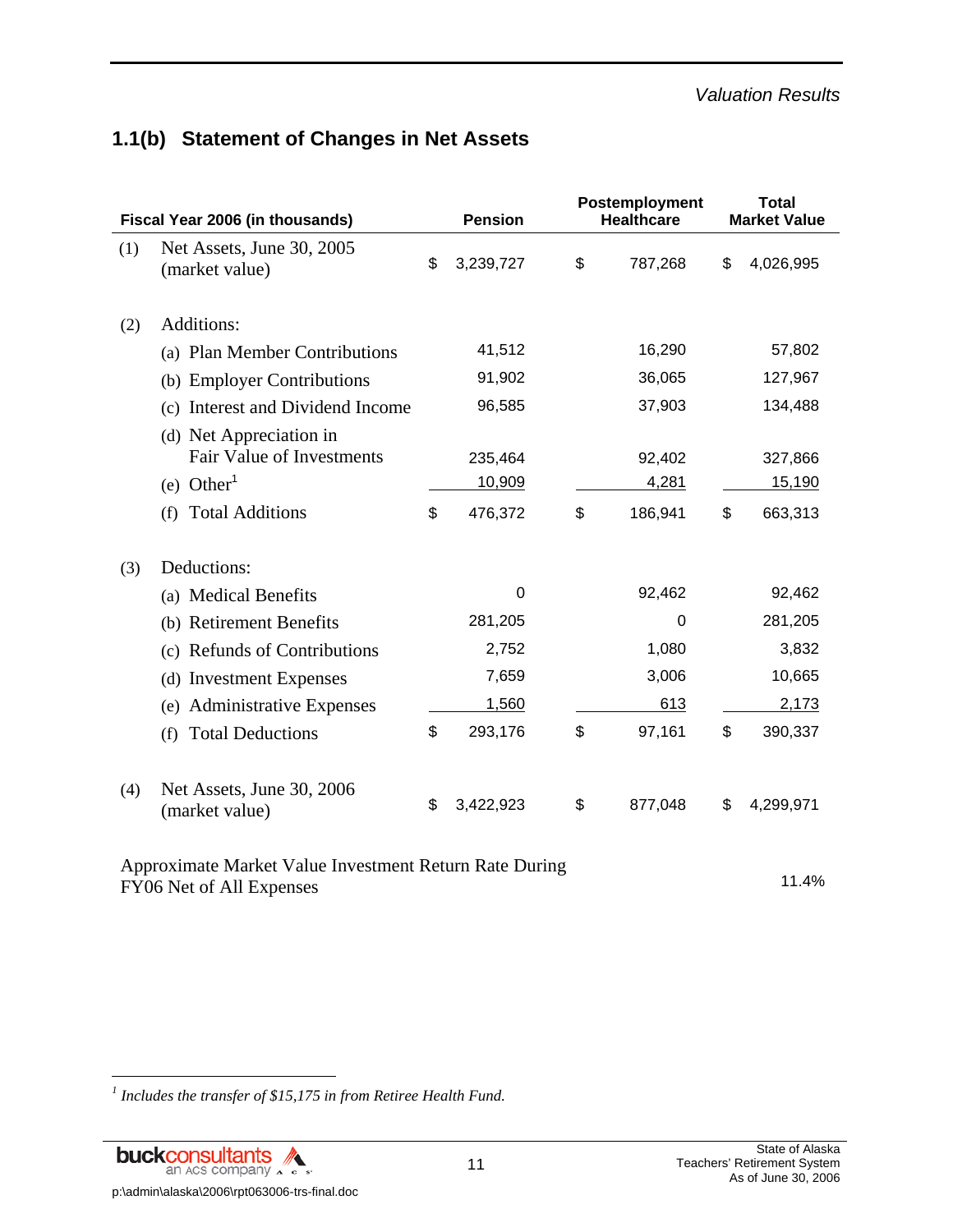*Valuation Results*

## 1.1(b) Statement of Changes in Net Assets

| | Fiscal Year 2006 (in thousands) | Pension | Postemployment Healthcare | Total Market Value |
|---|---|---|---|---|
| (1) | Net Assets, June 30, 2005 (market value) | $ 3,239,727 | $ 787,268 | $ 4,026,995 |
| (2) | Additions: | | | |
| | (a) Plan Member Contributions | 41,512 | 16,290 | 57,802 |
| | (b) Employer Contributions | 91,902 | 36,065 | 127,967 |
| | (c) Interest and Dividend Income | 96,585 | 37,903 | 134,488 |
| | (d) Net Appreciation in Fair Value of Investments | 235,464 | 92,402 | 327,866 |
| | (e) Other[1] | 10,909 | 4,281 | 15,190 |
| | (f) Total Additions | $ 476,372 | $ 186,941 | $ 663,313 |
| (3) | Deductions: | | | |
| | (a) Medical Benefits | 0 | 92,462 | 92,462 |
| | (b) Retirement Benefits | 281,205 | 0 | 281,205 |
| | (c) Refunds of Contributions | 2,752 | 1,080 | 3,832 |
| | (d) Investment Expenses | 7,659 | 3,006 | 10,665 |
| | (e) Administrative Expenses | 1,560 | 613 | 2,173 |
| | (f) Total Deductions | $ 293,176 | $ 97,161 | $ 390,337 |
| (4) | Net Assets, June 30, 2006 (market value) | $ 3,422,923 | $ 877,048 | $ 4,299,971 |
| | Approximate Market Value Investment Return Rate During FY06 Net of All Expenses | | | 11.4% |

[1] *Includes the transfer of $15,175 in from Retiree Health Fund.*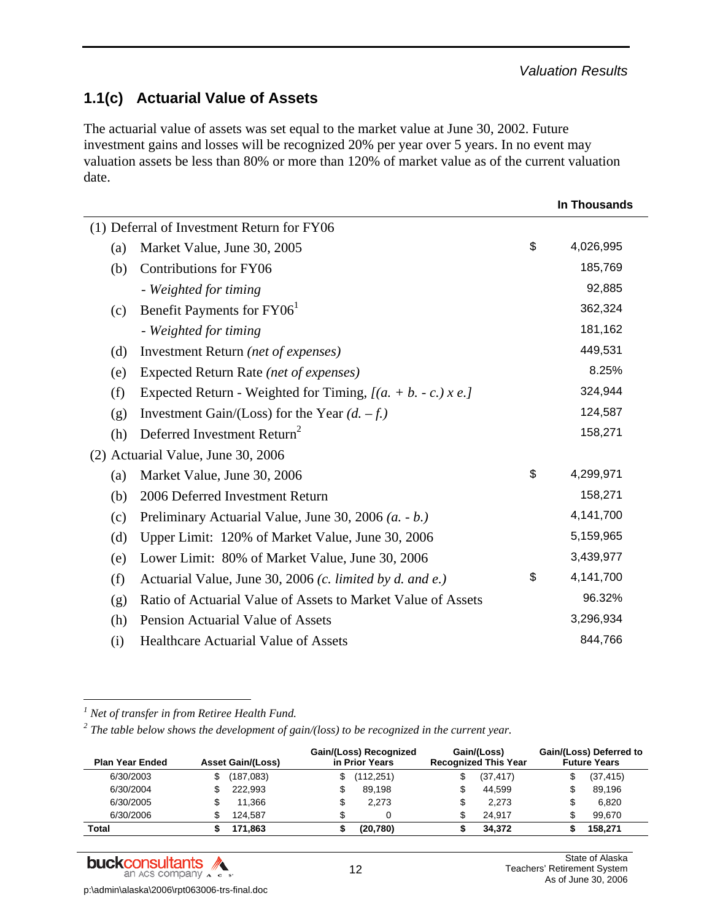## 1.1(c) Actuarial Value of Assets

The actuarial value of assets was set equal to the market value at June 30, 2002. Future investment gains and losses will be recognized 20% per year over 5 years. In no event may valuation assets be less than 80% or more than 120% of market value as of the current valuation date.

| | | | In Thousands |
|---|---|---|---|
| (1) Deferral of Investment Return for FY06 | | | |
| (a) | Market Value, June 30, 2005 | $ | 4,026,995 |
| (b) | Contributions for FY06 | | 185,769 |
| | *- Weighted for timing* | | 92,885 |
| (c) | Benefit Payments for FY06[1] | | 362,324 |
| | *- Weighted for timing* | | 181,162 |
| (d) | Investment Return *(net of expenses)* | | 449,531 |
| (e) | Expected Return Rate *(net of expenses)* | | 8.25% |
| (f) | Expected Return - Weighted for Timing, *[(a. + b. - c.) x e.]* | | 324,944 |
| (g) | Investment Gain/(Loss) for the Year *(d. – f.)* | | 124,587 |
| (h) | Deferred Investment Return[2] | | 158,271 |
| (2) Actuarial Value, June 30, 2006 | | | |
| (a) | Market Value, June 30, 2006 | $ | 4,299,971 |
| (b) | 2006 Deferred Investment Return | | 158,271 |
| (c) | Preliminary Actuarial Value, June 30, 2006 *(a. - b.)* | | 4,141,700 |
| (d) | Upper Limit: 120% of Market Value, June 30, 2006 | | 5,159,965 |
| (e) | Lower Limit: 80% of Market Value, June 30, 2006 | | 3,439,977 |
| (f) | Actuarial Value, June 30, 2006 *(c. limited by d. and e.)* | $ | 4,141,700 |
| (g) | Ratio of Actuarial Value of Assets to Market Value of Assets | | 96.32% |
| (h) | Pension Actuarial Value of Assets | | 3,296,934 |
| (i) | Healthcare Actuarial Value of Assets | | 844,766 |

[1] *Net of transfer in from Retiree Health Fund.*

[2] *The table below shows the development of gain/(loss) to be recognized in the current year.*

| Plan Year Ended | Asset Gain/(Loss) | Gain/(Loss) Recognized in Prior Years | Gain/(Loss) Recognized This Year | Gain/(Loss) Deferred to Future Years |
|---|---|---|---|---|
| 6/30/2003 | $ (187,083) | $ (112,251) | $ (37,417) | $ (37,415) |
| 6/30/2004 | $ 222,993 | $ 89,198 | $ 44,599 | $ 89,196 |
| 6/30/2005 | $ 11,366 | $ 2,273 | $ 2,273 | $ 6,820 |
| 6/30/2006 | $ 124,587 | $ 0 | $ 24,917 | $ 99,670 |
| **Total** | **$ 171,863** | **$ (20,780)** | **$ 34,372** | **$ 158,271** |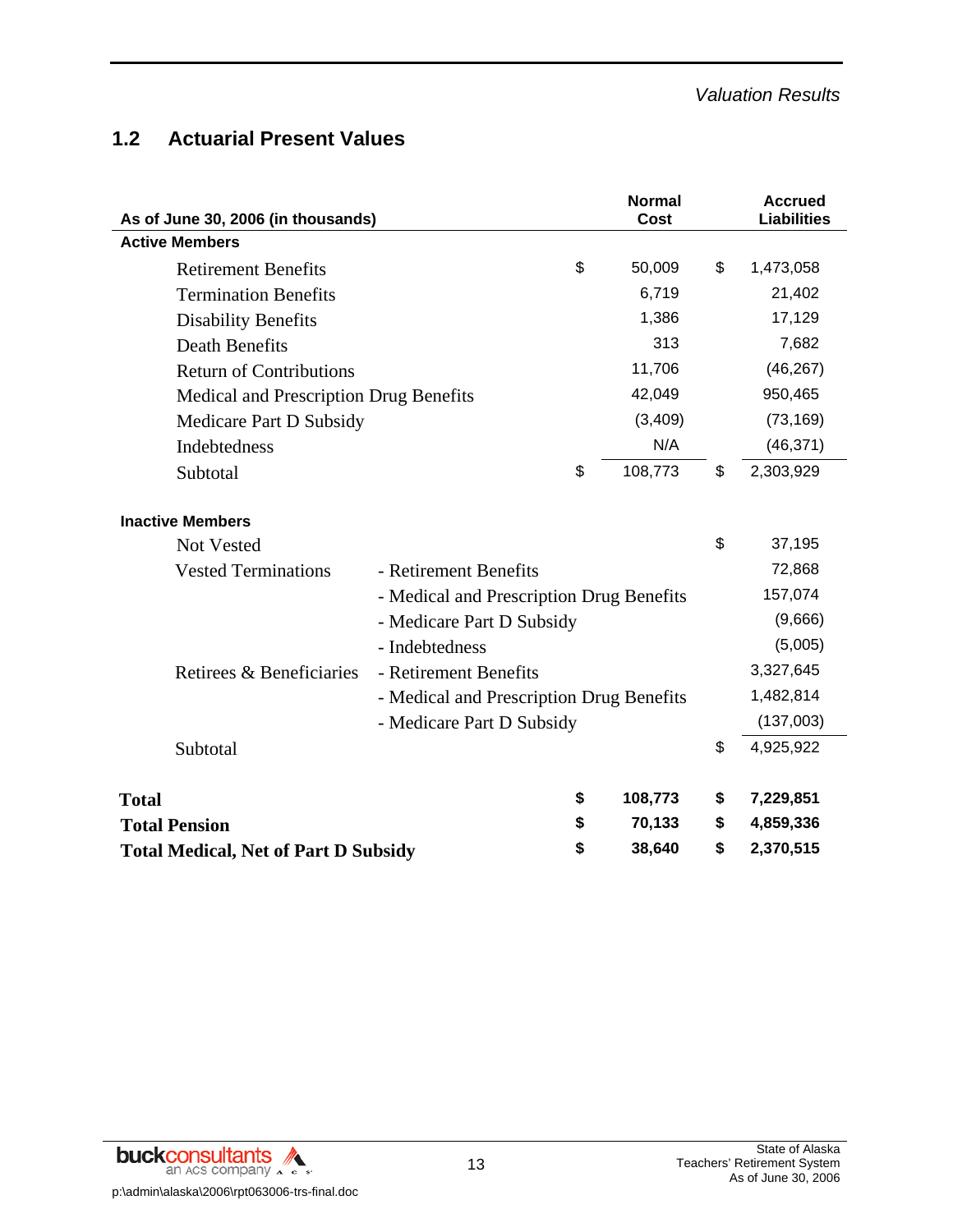## 1.2 Actuarial Present Values

| As of June 30, 2006 (in thousands) | | Normal Cost | Accrued Liabilities |
|---|---|---|---|
| **Active Members** | | | |
| Retirement Benefits | | $ 50,009 | $ 1,473,058 |
| Termination Benefits | | 6,719 | 21,402 |
| Disability Benefits | | 1,386 | 17,129 |
| Death Benefits | | 313 | 7,682 |
| Return of Contributions | | 11,706 | (46,267) |
| Medical and Prescription Drug Benefits | | 42,049 | 950,465 |
| Medicare Part D Subsidy | | (3,409) | (73,169) |
| Indebtedness | | N/A | (46,371) |
| Subtotal | | $ 108,773 | $ 2,303,929 |
| **Inactive Members** | | | |
| Not Vested | | | $ 37,195 |
| Vested Terminations | - Retirement Benefits | | 72,868 |
| | - Medical and Prescription Drug Benefits | | 157,074 |
| | - Medicare Part D Subsidy | | (9,666) |
| | - Indebtedness | | (5,005) |
| Retirees & Beneficiaries | - Retirement Benefits | | 3,327,645 |
| | - Medical and Prescription Drug Benefits | | 1,482,814 |
| | - Medicare Part D Subsidy | | (137,003) |
| Subtotal | | | $ 4,925,922 |
| **Total** | | **$ 108,773** | **$ 7,229,851** |
| **Total Pension** | | **$ 70,133** | **$ 4,859,336** |
| **Total Medical, Net of Part D Subsidy** | | **$ 38,640** | **$ 2,370,515** |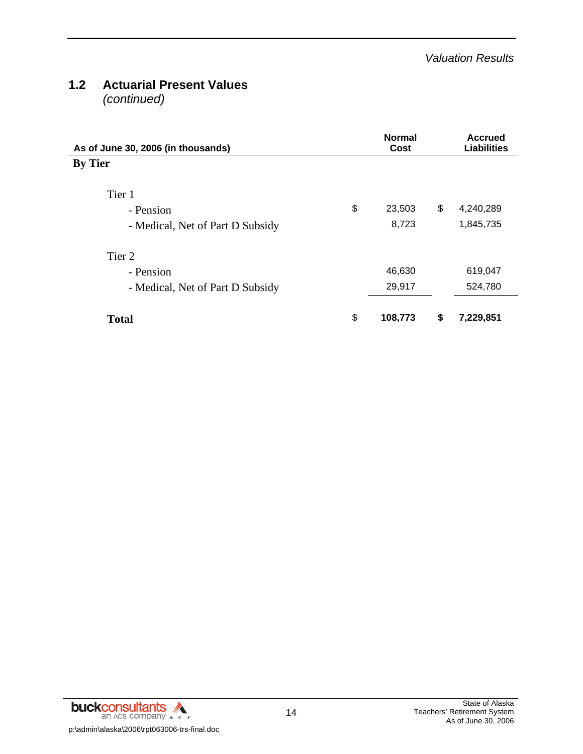## 1.2 Actuarial Present Values

*(continued)*

| As of June 30, 2006 (in thousands) | Normal Cost | Accrued Liabilities |
|---|---|---|
| **By Tier** | | |
| Tier 1 | | |
| - Pension | $ 23,503 | $ 4,240,289 |
| - Medical, Net of Part D Subsidy | 8,723 | 1,845,735 |
| Tier 2 | | |
| - Pension | 46,630 | 619,047 |
| - Medical, Net of Part D Subsidy | 29,917 | 524,780 |
| **Total** | **$ 108,773** | **$ 7,229,851** |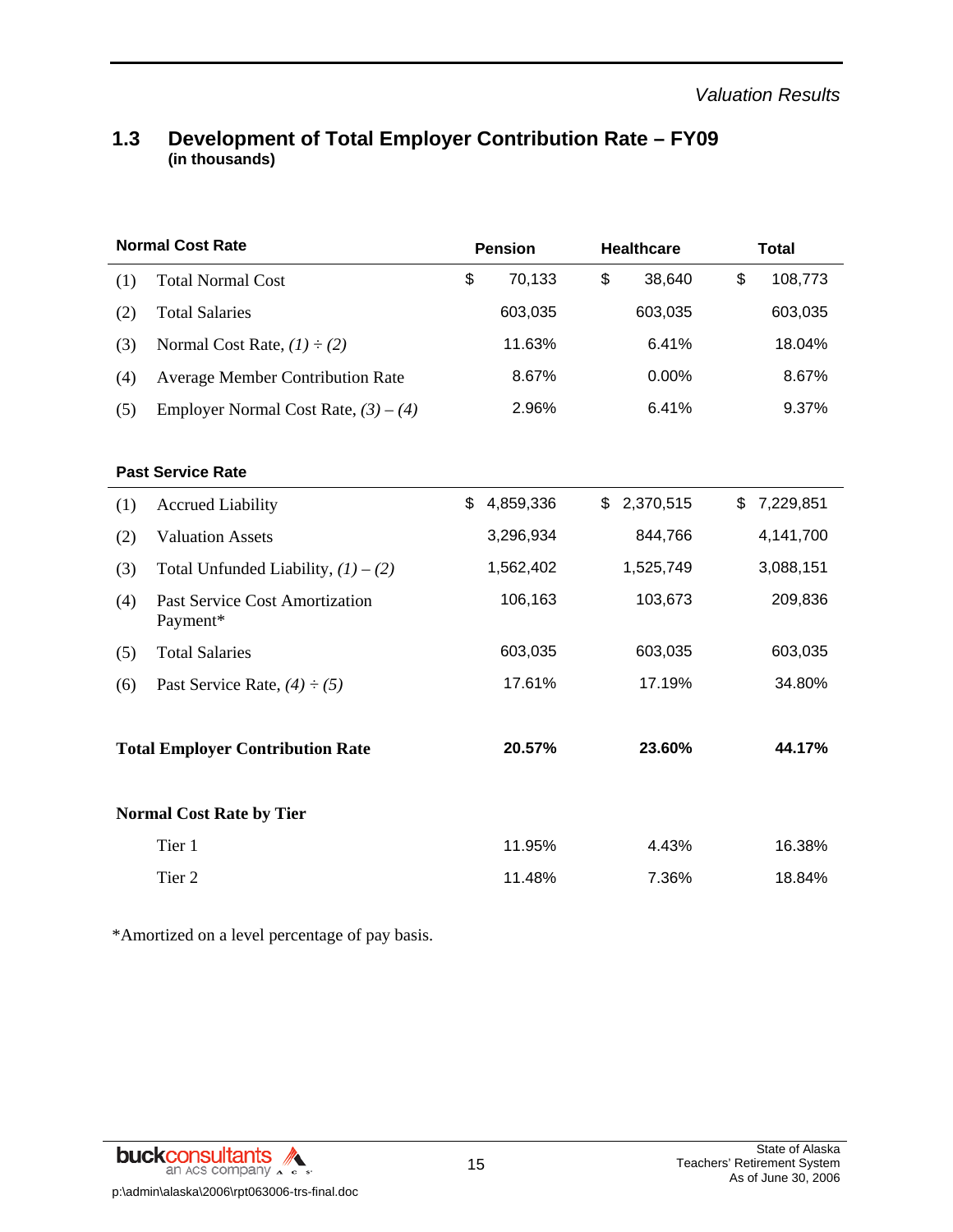## 1.3 Development of Total Employer Contribution Rate – FY09

**(in thousands)**

| **Normal Cost Rate** | | **Pension** | **Healthcare** | **Total** |
|---|---|---|---|---|
| (1) | Total Normal Cost | $ 70,133 | $ 38,640 | $ 108,773 |
| (2) | Total Salaries | 603,035 | 603,035 | 603,035 |
| (3) | Normal Cost Rate, *(1) ÷ (2)* | 11.63% | 6.41% | 18.04% |
| (4) | Average Member Contribution Rate | 8.67% | 0.00% | 8.67% |
| (5) | Employer Normal Cost Rate, *(3) – (4)* | 2.96% | 6.41% | 9.37% |

| **Past Service Rate** | | | | |
|---|---|---|---|---|
| (1) | Accrued Liability | $ 4,859,336 | $ 2,370,515 | $ 7,229,851 |
| (2) | Valuation Assets | 3,296,934 | 844,766 | 4,141,700 |
| (3) | Total Unfunded Liability, *(1) – (2)* | 1,562,402 | 1,525,749 | 3,088,151 |
| (4) | Past Service Cost Amortization Payment* | 106,163 | 103,673 | 209,836 |
| (5) | Total Salaries | 603,035 | 603,035 | 603,035 |
| (6) | Past Service Rate, *(4) ÷ (5)* | 17.61% | 17.19% | 34.80% |
| **Total Employer Contribution Rate** | | **20.57%** | **23.60%** | **44.17%** |

| **Normal Cost Rate by Tier** | | | |
|---|---|---|---|
| Tier 1 | 11.95% | 4.43% | 16.38% |
| Tier 2 | 11.48% | 7.36% | 18.84% |

*Amortized on a level percentage of pay basis.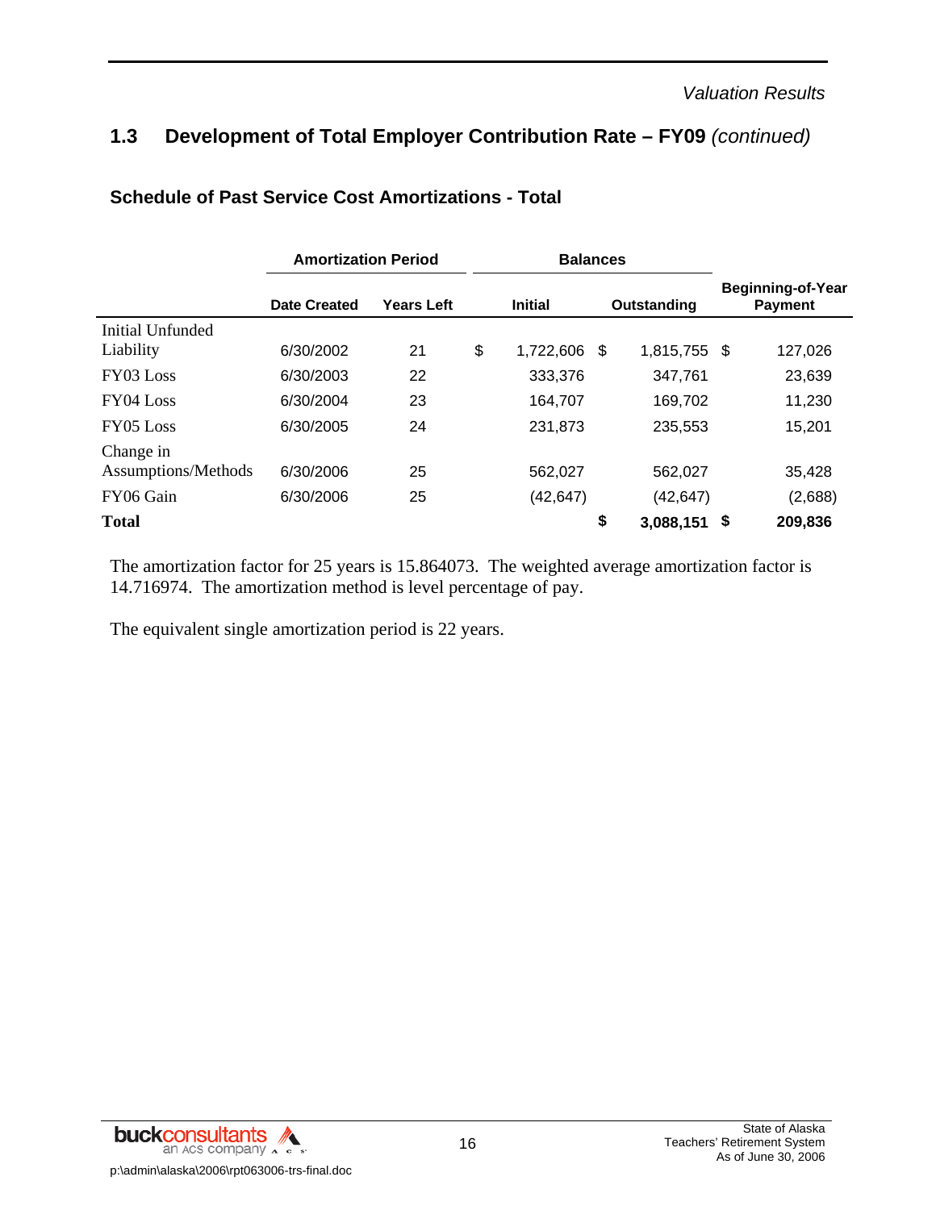## 1.3 Development of Total Employer Contribution Rate – FY09 *(continued)*

### Schedule of Past Service Cost Amortizations - Total

| | Amortization Period | | Balances | | |
|---|---|---|---|---|---|
| | **Date Created** | **Years Left** | **Initial** | **Outstanding** | **Beginning-of-Year Payment** |
| Initial Unfunded Liability | 6/30/2002 | 21 | $ 1,722,606 | $ 1,815,755 | $ 127,026 |
| FY03 Loss | 6/30/2003 | 22 | 333,376 | 347,761 | 23,639 |
| FY04 Loss | 6/30/2004 | 23 | 164,707 | 169,702 | 11,230 |
| FY05 Loss | 6/30/2005 | 24 | 231,873 | 235,553 | 15,201 |
| Change in Assumptions/Methods | 6/30/2006 | 25 | 562,027 | 562,027 | 35,428 |
| FY06 Gain | 6/30/2006 | 25 | (42,647) | (42,647) | (2,688) |
| **Total** | | | | **$ 3,088,151** | **$ 209,836** |

The amortization factor for 25 years is 15.864073. The weighted average amortization factor is 14.716974. The amortization method is level percentage of pay.

The equivalent single amortization period is 22 years.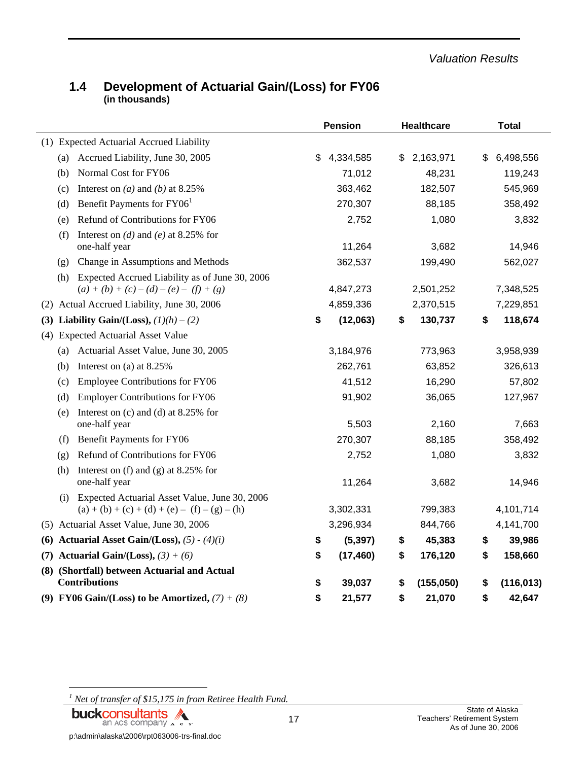## 1.4 Development of Actuarial Gain/(Loss) for FY06
**(in thousands)**

| | Pension | Healthcare | Total |
|---|---|---|---|
| (1) Expected Actuarial Accrued Liability | | | |
| (a) Accrued Liability, June 30, 2005 | $ 4,334,585 | $ 2,163,971 | $ 6,498,556 |
| (b) Normal Cost for FY06 | 71,012 | 48,231 | 119,243 |
| (c) Interest on *(a)* and *(b)* at 8.25% | 363,462 | 182,507 | 545,969 |
| (d) Benefit Payments for FY06[1] | 270,307 | 88,185 | 358,492 |
| (e) Refund of Contributions for FY06 | 2,752 | 1,080 | 3,832 |
| (f) Interest on *(d)* and *(e)* at 8.25% for one-half year | 11,264 | 3,682 | 14,946 |
| (g) Change in Assumptions and Methods | 362,537 | 199,490 | 562,027 |
| (h) Expected Accrued Liability as of June 30, 2006 *(a) + (b) + (c) – (d) – (e) – (f) + (g)* | 4,847,273 | 2,501,252 | 7,348,525 |
| (2) Actual Accrued Liability, June 30, 2006 | 4,859,336 | 2,370,515 | 7,229,851 |
| **(3) Liability Gain/(Loss),** *(1)(h) – (2)* | **$ (12,063)** | **$ 130,737** | **$ 118,674** |
| (4) Expected Actuarial Asset Value | | | |
| (a) Actuarial Asset Value, June 30, 2005 | 3,184,976 | 773,963 | 3,958,939 |
| (b) Interest on (a) at 8.25% | 262,761 | 63,852 | 326,613 |
| (c) Employee Contributions for FY06 | 41,512 | 16,290 | 57,802 |
| (d) Employer Contributions for FY06 | 91,902 | 36,065 | 127,967 |
| (e) Interest on (c) and (d) at 8.25% for one-half year | 5,503 | 2,160 | 7,663 |
| (f) Benefit Payments for FY06 | 270,307 | 88,185 | 358,492 |
| (g) Refund of Contributions for FY06 | 2,752 | 1,080 | 3,832 |
| (h) Interest on (f) and (g) at 8.25% for one-half year | 11,264 | 3,682 | 14,946 |
| (i) Expected Actuarial Asset Value, June 30, 2006 (a) + (b) + (c) + (d) + (e) – (f) – (g) – (h) | 3,302,331 | 799,383 | 4,101,714 |
| (5) Actuarial Asset Value, June 30, 2006 | 3,296,934 | 844,766 | 4,141,700 |
| **(6) Actuarial Asset Gain/(Loss),** *(5) - (4)(i)* | **$ (5,397)** | **$ 45,383** | **$ 39,986** |
| **(7) Actuarial Gain/(Loss),** *(3) + (6)* | **$ (17,460)** | **$ 176,120** | **$ 158,660** |
| **(8) (Shortfall) between Actuarial and Actual Contributions** | **$ 39,037** | **$ (155,050)** | **$ (116,013)** |
| **(9) FY06 Gain/(Loss) to be Amortized,** *(7) + (8)* | **$ 21,577** | **$ 21,070** | **$ 42,647** |

[1] *Net of transfer of $15,175 in from Retiree Health Fund.*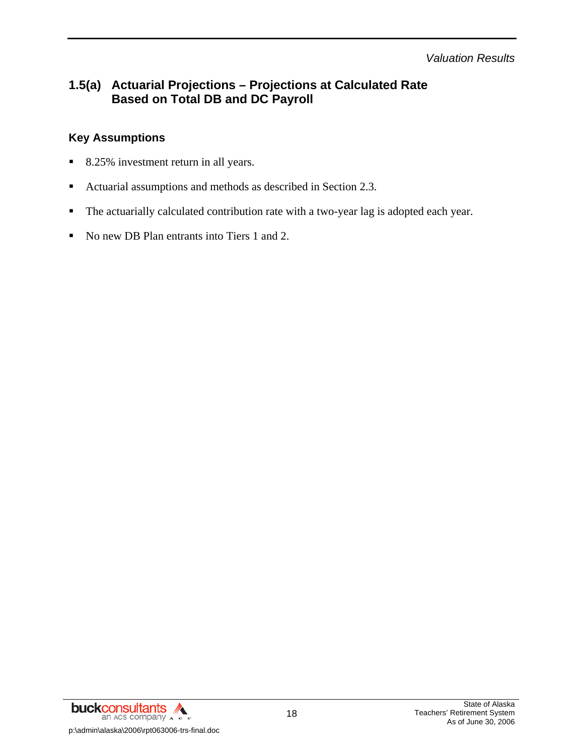## 1.5(a) Actuarial Projections – Projections at Calculated Rate Based on Total DB and DC Payroll

### Key Assumptions

- 8.25% investment return in all years.
- Actuarial assumptions and methods as described in Section 2.3.
- The actuarially calculated contribution rate with a two-year lag is adopted each year.
- No new DB Plan entrants into Tiers 1 and 2.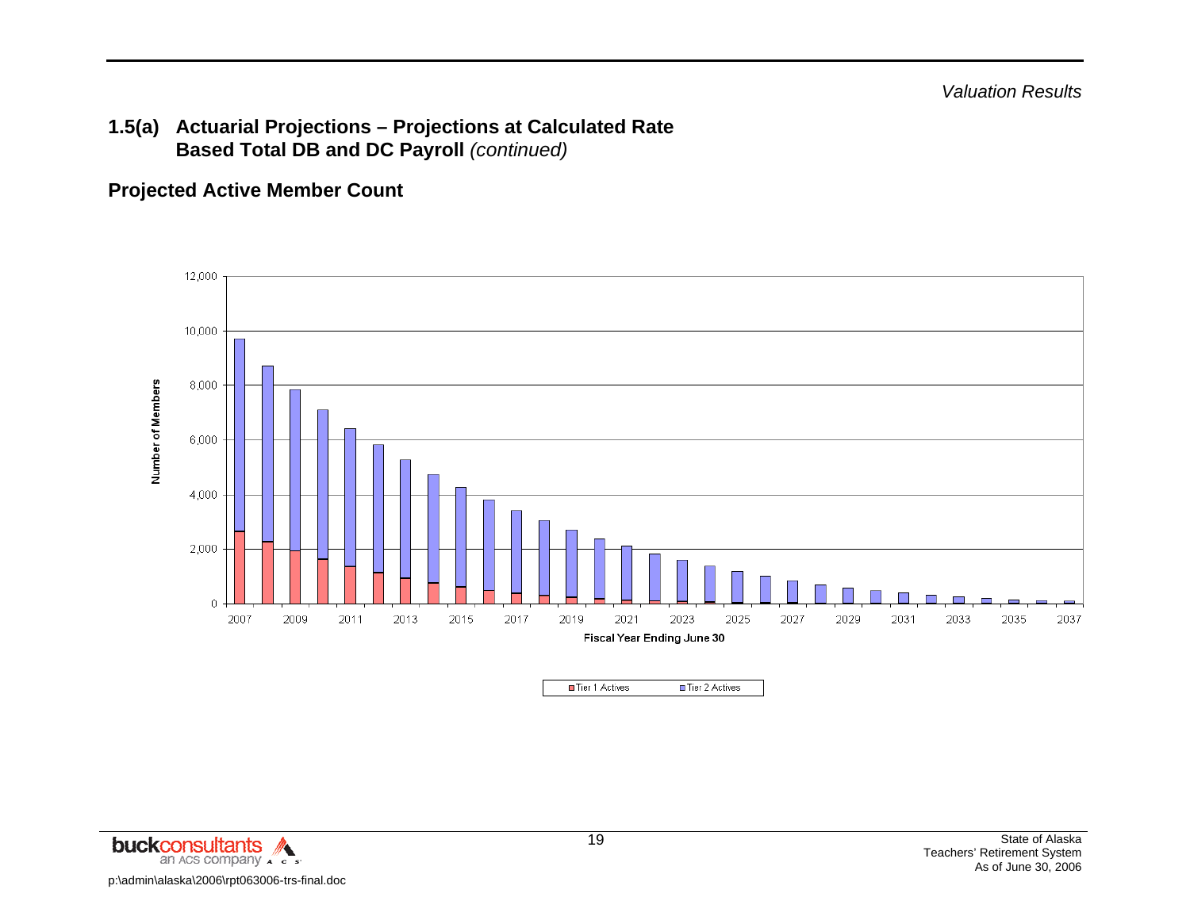## 1.5(a) Actuarial Projections – Projections at Calculated Rate Based Total DB and DC Payroll *(continued)*

### Projected Active Member Count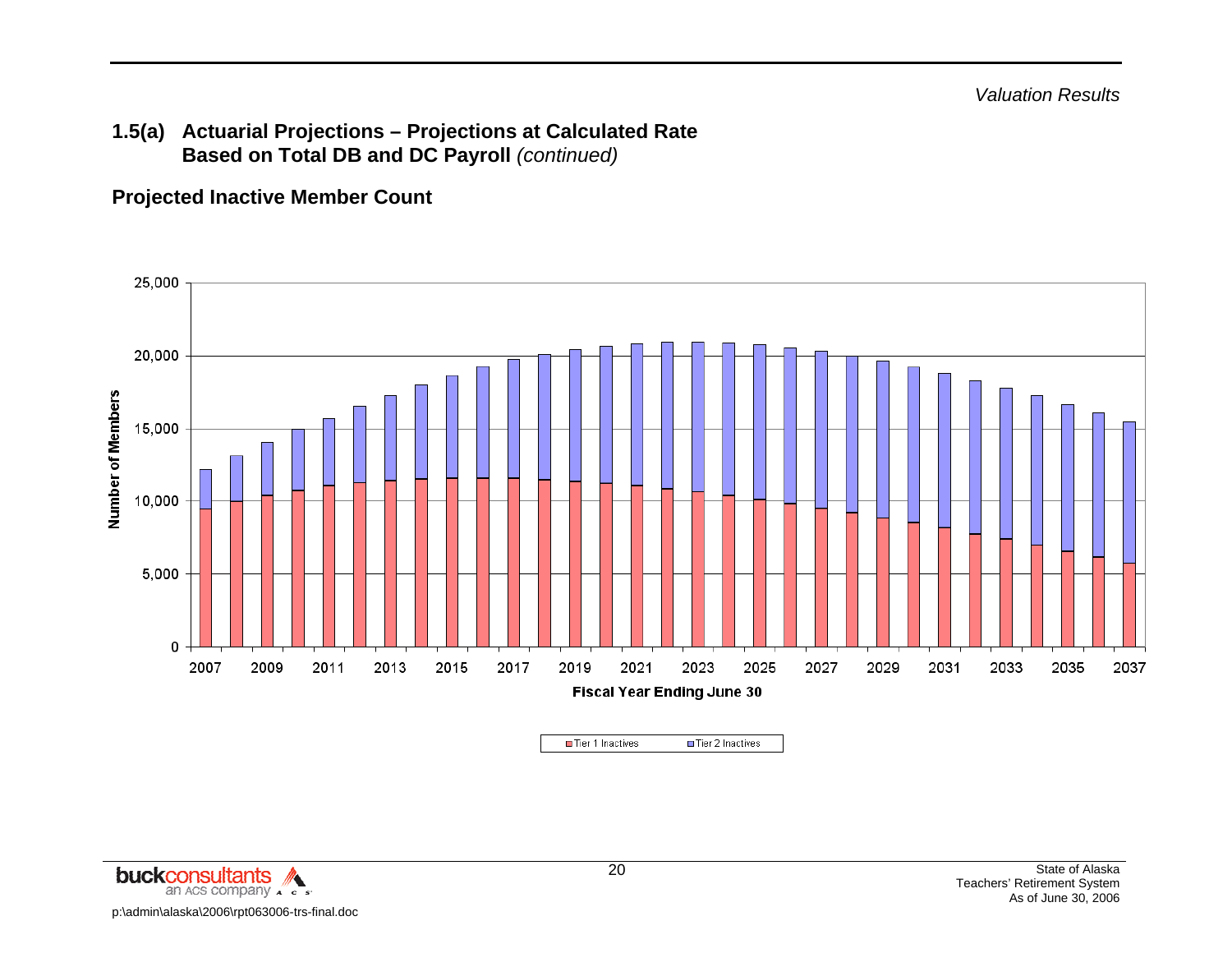*Valuation Results*

## 1.5(a) Actuarial Projections – Projections at Calculated Rate Based on Total DB and DC Payroll *(continued)*

### Projected Inactive Member Count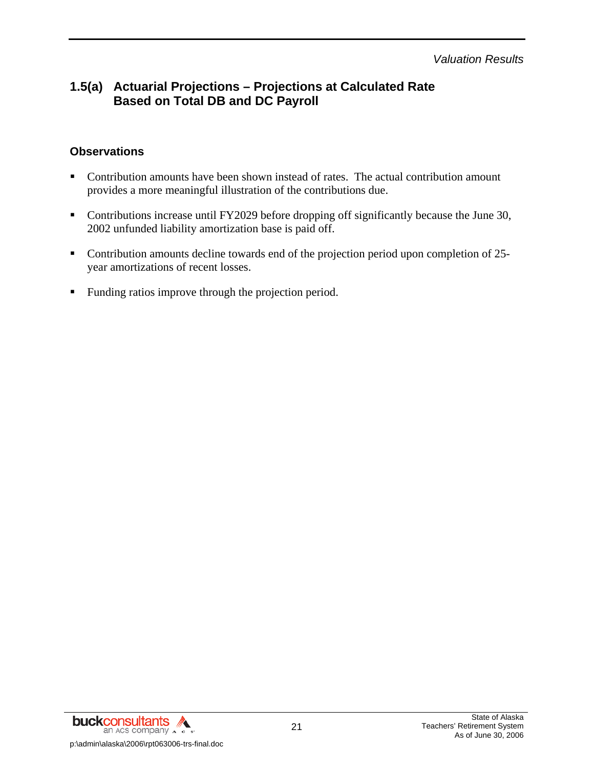## 1.5(a) Actuarial Projections – Projections at Calculated Rate Based on Total DB and DC Payroll

### Observations

- Contribution amounts have been shown instead of rates. The actual contribution amount provides a more meaningful illustration of the contributions due.
- Contributions increase until FY2029 before dropping off significantly because the June 30, 2002 unfunded liability amortization base is paid off.
- Contribution amounts decline towards end of the projection period upon completion of 25-year amortizations of recent losses.
- Funding ratios improve through the projection period.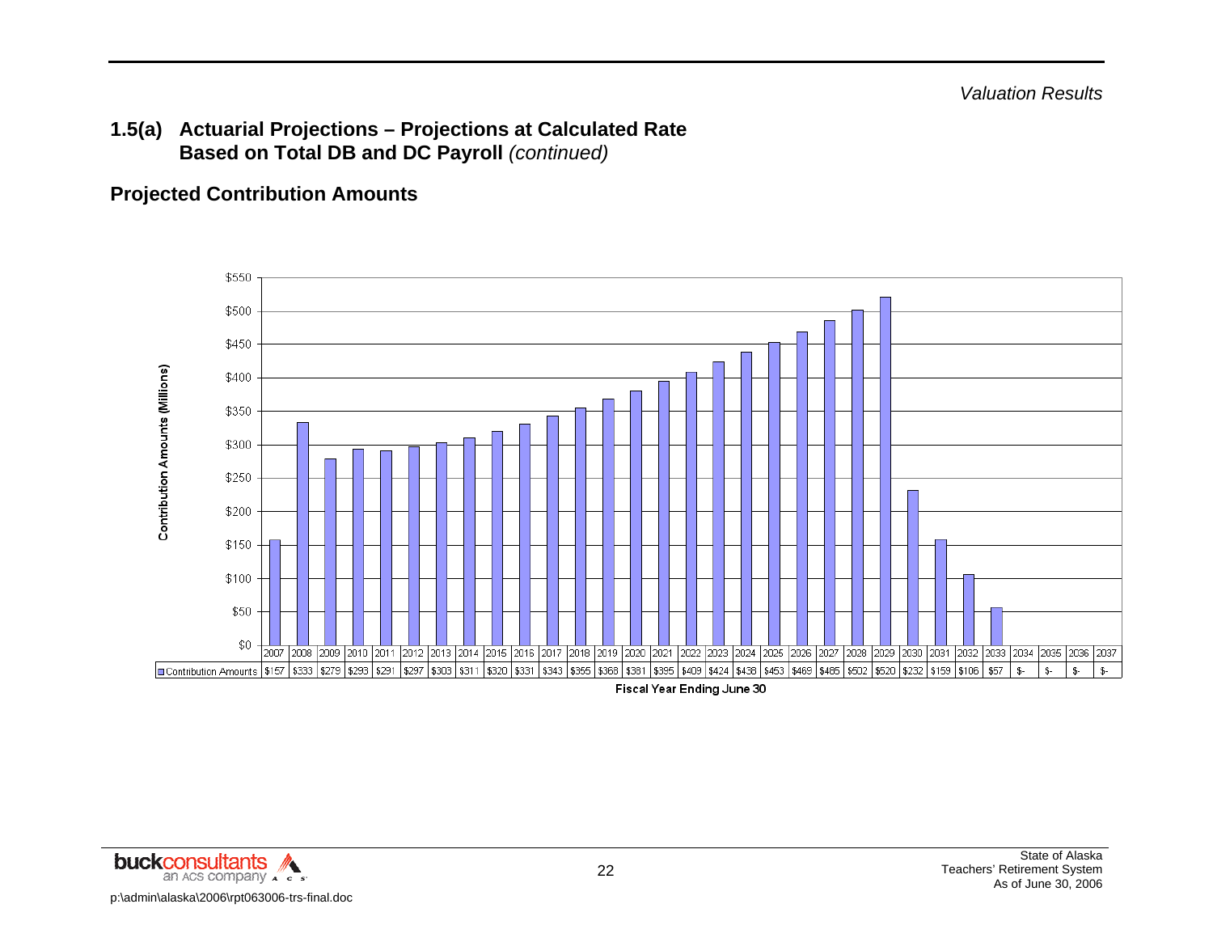## 1.5(a) Actuarial Projections – Projections at Calculated Rate Based on Total DB and DC Payroll *(continued)*

### Projected Contribution Amounts

| Fiscal Year Ending June 30 | 2007 | 2008 | 2009 | 2010 | 2011 | 2012 | 2013 | 2014 | 2015 | 2016 | 2017 | 2018 | 2019 | 2020 | 2021 | 2022 | 2023 | 2024 | 2025 | 2026 | 2027 | 2028 | 2029 | 2030 | 2031 | 2032 | 2033 | 2034 | 2035 | 2036 | 2037 |
|---|---|---|---|---|---|---|---|---|---|---|---|---|---|---|---|---|---|---|---|---|---|---|---|---|---|---|---|---|---|---|---|
| Contribution Amounts (Millions) | $157 | $333 | $279 | $293 | $291 | $297 | $303 | $311 | $320 | $331 | $343 | $355 | $368 | $381 | $395 | $409 | $424 | $438 | $453 | $469 | $485 | $502 | $520 | $232 | $159 | $106 | $57 | $- | $- | $- | $- |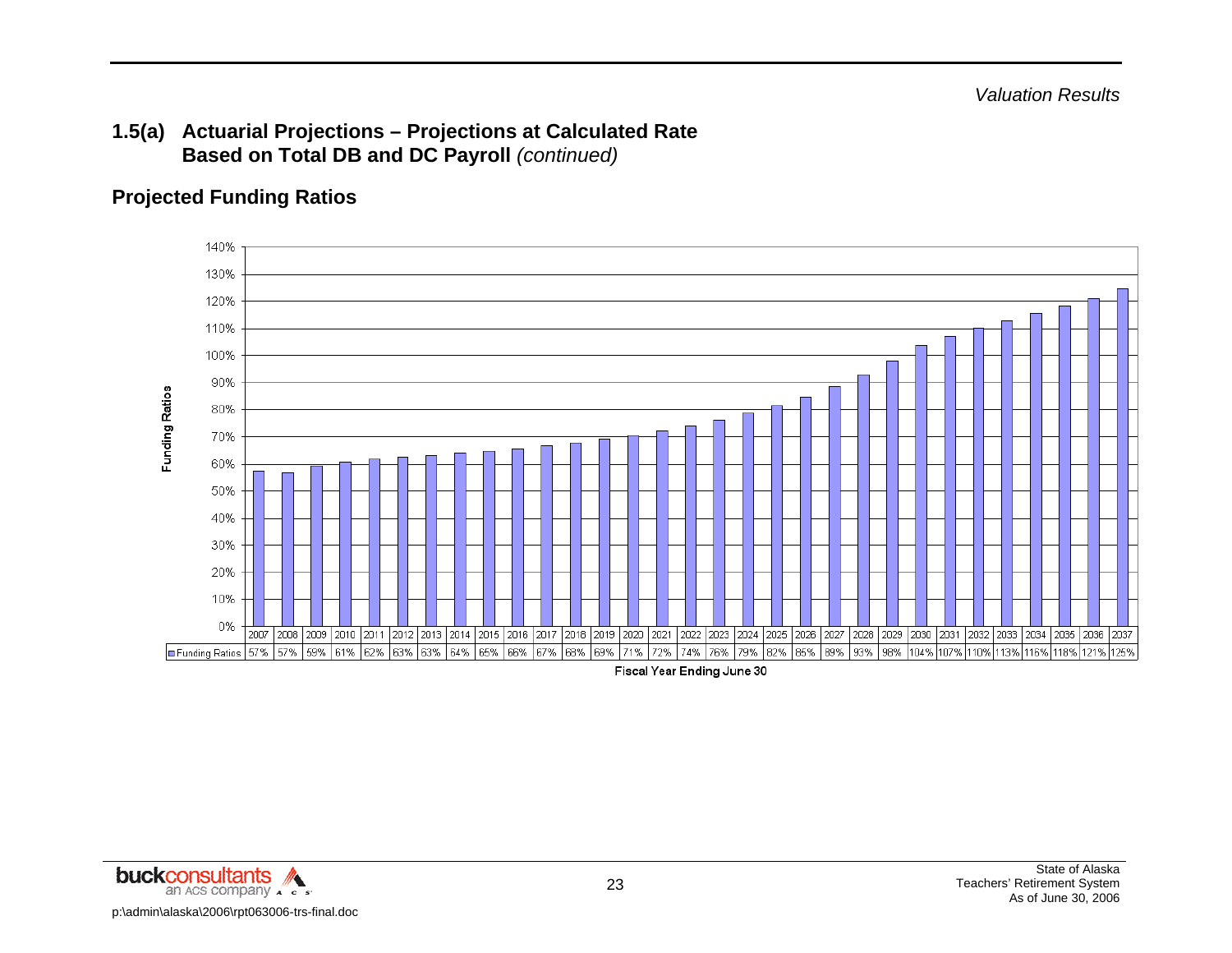## 1.5(a) Actuarial Projections – Projections at Calculated Rate Based on Total DB and DC Payroll *(continued)*

### Projected Funding Ratios

| Fiscal Year Ending June 30 | Funding Ratios |
|---|---|
| 2007 | 57% |
| 2008 | 57% |
| 2009 | 59% |
| 2010 | 61% |
| 2011 | 62% |
| 2012 | 63% |
| 2013 | 63% |
| 2014 | 64% |
| 2015 | 65% |
| 2016 | 66% |
| 2017 | 67% |
| 2018 | 68% |
| 2019 | 69% |
| 2020 | 71% |
| 2021 | 72% |
| 2022 | 74% |
| 2023 | 76% |
| 2024 | 79% |
| 2025 | 82% |
| 2026 | 85% |
| 2027 | 89% |
| 2028 | 93% |
| 2029 | 98% |
| 2030 | 104% |
| 2031 | 107% |
| 2032 | 110% |
| 2033 | 113% |
| 2034 | 116% |
| 2035 | 118% |
| 2036 | 121% |
| 2037 | 125% |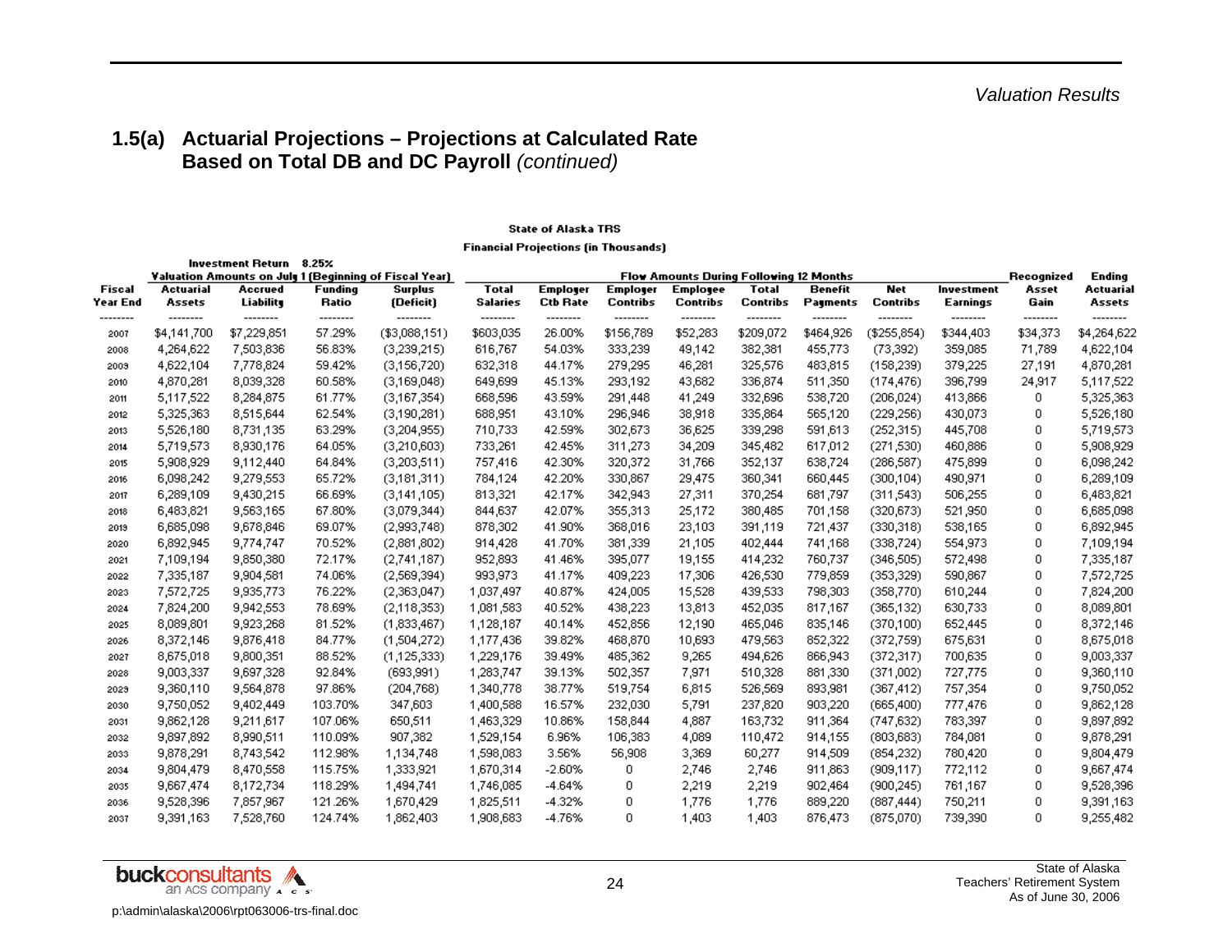## 1.5(a) Actuarial Projections – Projections at Calculated Rate Based on Total DB and DC Payroll *(continued)*

**State of Alaska TRS**

**Financial Projections (in Thousands)**

Investment Return 8.25%

| | Valuation Amounts on July 1 (Beginning of Fiscal Year) | | | | Flow Amounts During Following 12 Months | | | | | | | | Recognized | Ending |
|---|---|---|---|---|---|---|---|---|---|---|---|---|---|---|
| Fiscal Year End | Actuarial Assets | Accrued Liability | Funding Ratio | Surplus (Deficit) | Total Salaries | Employer Ctb Rate | Employer Contribs | Employee Contribs | Total Contribs | Benefit Payments | Net Contribs | Investment Earnings | Asset Gain | Actuarial Assets |
| 2007 | $4,141,700 | $7,229,851 | 57.29% | ($3,088,151) | $603,035 | 26.00% | $156,789 | $52,283 | $209,072 | $464,926 | ($255,854) | $344,403 | $34,373 | $4,264,622 |
| 2008 | 4,264,622 | 7,503,836 | 56.83% | (3,239,215) | 616,767 | 54.03% | 333,239 | 49,142 | 382,381 | 455,773 | (73,392) | 359,085 | 71,789 | 4,622,104 |
| 2009 | 4,622,104 | 7,778,824 | 59.42% | (3,156,720) | 632,318 | 44.17% | 279,295 | 46,281 | 325,576 | 483,815 | (158,239) | 379,225 | 27,191 | 4,870,281 |
| 2010 | 4,870,281 | 8,039,328 | 60.58% | (3,169,048) | 649,699 | 45.13% | 293,192 | 43,682 | 336,874 | 511,350 | (174,476) | 396,799 | 24,917 | 5,117,522 |
| 2011 | 5,117,522 | 8,284,875 | 61.77% | (3,167,354) | 668,596 | 43.59% | 291,448 | 41,249 | 332,696 | 538,720 | (206,024) | 413,866 | 0 | 5,325,363 |
| 2012 | 5,325,363 | 8,515,644 | 62.54% | (3,190,281) | 688,951 | 43.10% | 296,946 | 38,918 | 335,864 | 565,120 | (229,256) | 430,073 | 0 | 5,526,180 |
| 2013 | 5,526,180 | 8,731,135 | 63.29% | (3,204,955) | 710,733 | 42.59% | 302,673 | 36,625 | 339,298 | 591,613 | (252,315) | 445,708 | 0 | 5,719,573 |
| 2014 | 5,719,573 | 8,930,176 | 64.05% | (3,210,603) | 733,261 | 42.45% | 311,273 | 34,209 | 345,482 | 617,012 | (271,530) | 460,886 | 0 | 5,908,929 |
| 2015 | 5,908,929 | 9,112,440 | 64.84% | (3,203,511) | 757,416 | 42.30% | 320,372 | 31,766 | 352,137 | 638,724 | (286,587) | 475,899 | 0 | 6,098,242 |
| 2016 | 6,098,242 | 9,279,553 | 65.72% | (3,181,311) | 784,124 | 42.20% | 330,867 | 29,475 | 360,341 | 660,445 | (300,104) | 490,971 | 0 | 6,289,109 |
| 2017 | 6,289,109 | 9,430,215 | 66.69% | (3,141,105) | 813,321 | 42.17% | 342,943 | 27,311 | 370,254 | 681,797 | (311,543) | 506,255 | 0 | 6,483,821 |
| 2018 | 6,483,821 | 9,563,165 | 67.80% | (3,079,344) | 844,637 | 42.07% | 355,313 | 25,172 | 380,485 | 701,158 | (320,673) | 521,950 | 0 | 6,685,098 |
| 2019 | 6,685,098 | 9,678,846 | 69.07% | (2,993,748) | 878,302 | 41.90% | 368,016 | 23,103 | 391,119 | 721,437 | (330,318) | 538,165 | 0 | 6,892,945 |
| 2020 | 6,892,945 | 9,774,747 | 70.52% | (2,881,802) | 914,428 | 41.70% | 381,339 | 21,105 | 402,444 | 741,168 | (338,724) | 554,973 | 0 | 7,109,194 |
| 2021 | 7,109,194 | 9,850,380 | 72.17% | (2,741,187) | 952,893 | 41.46% | 395,077 | 19,155 | 414,232 | 760,737 | (346,505) | 572,498 | 0 | 7,335,187 |
| 2022 | 7,335,187 | 9,904,581 | 74.06% | (2,569,394) | 993,973 | 41.17% | 409,223 | 17,306 | 426,530 | 779,859 | (353,329) | 590,867 | 0 | 7,572,725 |
| 2023 | 7,572,725 | 9,935,773 | 76.22% | (2,363,047) | 1,037,497 | 40.87% | 424,005 | 15,528 | 439,533 | 798,303 | (358,770) | 610,244 | 0 | 7,824,200 |
| 2024 | 7,824,200 | 9,942,553 | 78.69% | (2,118,353) | 1,081,583 | 40.52% | 438,223 | 13,813 | 452,035 | 817,167 | (365,132) | 630,733 | 0 | 8,089,801 |
| 2025 | 8,089,801 | 9,923,268 | 81.52% | (1,833,467) | 1,128,187 | 40.14% | 452,856 | 12,190 | 465,046 | 835,146 | (370,100) | 652,445 | 0 | 8,372,146 |
| 2026 | 8,372,146 | 9,876,418 | 84.77% | (1,504,272) | 1,177,436 | 39.82% | 468,870 | 10,693 | 479,563 | 852,322 | (372,759) | 675,631 | 0 | 8,675,018 |
| 2027 | 8,675,018 | 9,800,351 | 88.52% | (1,125,333) | 1,229,176 | 39.49% | 485,362 | 9,265 | 494,626 | 866,943 | (372,317) | 700,635 | 0 | 9,003,337 |
| 2028 | 9,003,337 | 9,697,328 | 92.84% | (693,991) | 1,283,747 | 39.13% | 502,357 | 7,971 | 510,328 | 881,330 | (371,002) | 727,775 | 0 | 9,360,110 |
| 2029 | 9,360,110 | 9,564,878 | 97.86% | (204,768) | 1,340,778 | 38.77% | 519,754 | 6,815 | 526,569 | 893,981 | (367,412) | 757,354 | 0 | 9,750,052 |
| 2030 | 9,750,052 | 9,402,449 | 103.70% | 347,603 | 1,400,588 | 16.57% | 232,030 | 5,791 | 237,820 | 903,220 | (665,400) | 777,476 | 0 | 9,862,128 |
| 2031 | 9,862,128 | 9,211,617 | 107.06% | 650,511 | 1,463,329 | 10.86% | 158,844 | 4,887 | 163,732 | 911,364 | (747,632) | 783,397 | 0 | 9,897,892 |
| 2032 | 9,897,892 | 8,990,511 | 110.09% | 907,382 | 1,529,154 | 6.96% | 106,383 | 4,089 | 110,472 | 914,155 | (803,683) | 784,081 | 0 | 9,878,291 |
| 2033 | 9,878,291 | 8,743,542 | 112.98% | 1,134,748 | 1,598,083 | 3.56% | 56,908 | 3,369 | 60,277 | 914,509 | (854,232) | 780,420 | 0 | 9,804,479 |
| 2034 | 9,804,479 | 8,470,558 | 115.75% | 1,333,921 | 1,670,314 | -2.60% | 0 | 2,746 | 2,746 | 911,863 | (909,117) | 772,112 | 0 | 9,667,474 |
| 2035 | 9,667,474 | 8,172,734 | 118.29% | 1,494,741 | 1,746,085 | -4.64% | 0 | 2,219 | 2,219 | 902,464 | (900,245) | 761,167 | 0 | 9,528,396 |
| 2036 | 9,528,396 | 7,857,967 | 121.26% | 1,670,429 | 1,825,511 | -4.32% | 0 | 1,776 | 1,776 | 889,220 | (887,444) | 750,211 | 0 | 9,391,163 |
| 2037 | 9,391,163 | 7,528,760 | 124.74% | 1,862,403 | 1,908,683 | -4.76% | 0 | 1,403 | 1,403 | 876,473 | (875,070) | 739,390 | 0 | 9,255,482 |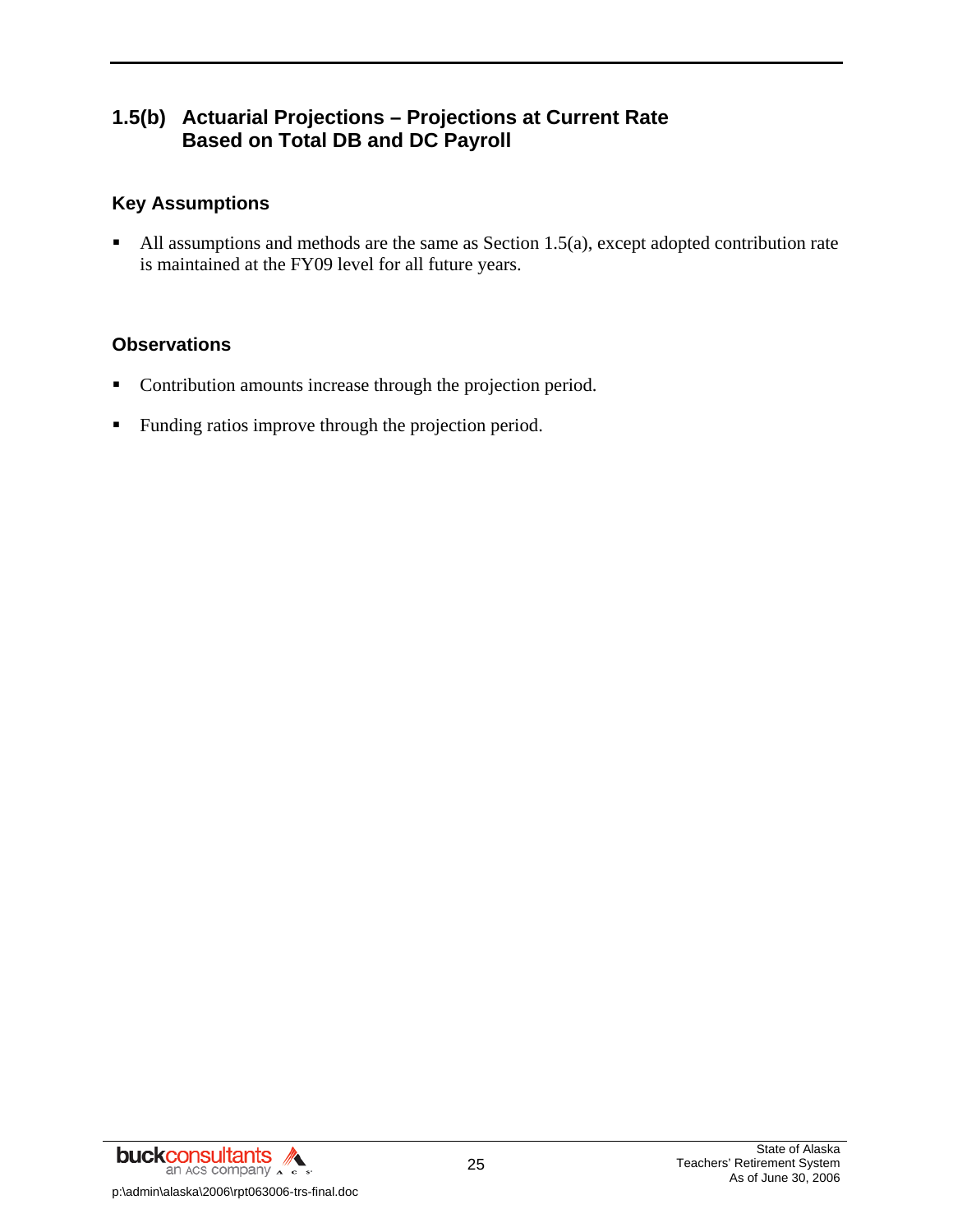## 1.5(b) Actuarial Projections – Projections at Current Rate Based on Total DB and DC Payroll

### Key Assumptions

- All assumptions and methods are the same as Section 1.5(a), except adopted contribution rate is maintained at the FY09 level for all future years.

### Observations

- Contribution amounts increase through the projection period.
- Funding ratios improve through the projection period.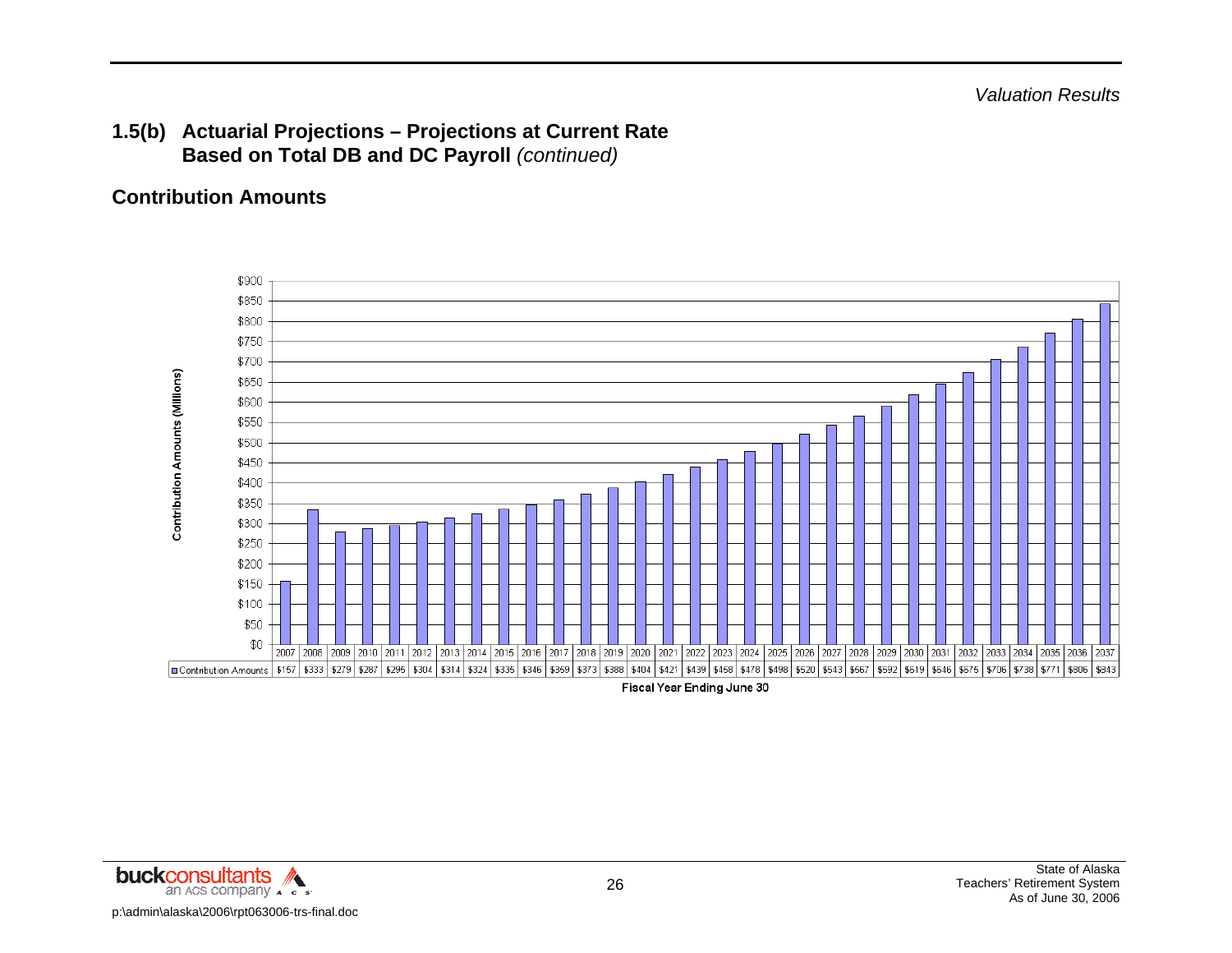## 1.5(b) Actuarial Projections – Projections at Current Rate Based on Total DB and DC Payroll *(continued)*

### Contribution Amounts

| Fiscal Year Ending June 30 | Contribution Amounts (Millions) |
|---|---|
| 2007 | $157 |
| 2008 | $333 |
| 2009 | $279 |
| 2010 | $287 |
| 2011 | $295 |
| 2012 | $304 |
| 2013 | $314 |
| 2014 | $324 |
| 2015 | $335 |
| 2016 | $346 |
| 2017 | $359 |
| 2018 | $373 |
| 2019 | $388 |
| 2020 | $404 |
| 2021 | $421 |
| 2022 | $439 |
| 2023 | $458 |
| 2024 | $478 |
| 2025 | $498 |
| 2026 | $520 |
| 2027 | $543 |
| 2028 | $567 |
| 2029 | $592 |
| 2030 | $619 |
| 2031 | $646 |
| 2032 | $675 |
| 2033 | $706 |
| 2034 | $738 |
| 2035 | $771 |
| 2036 | $806 |
| 2037 | $843 |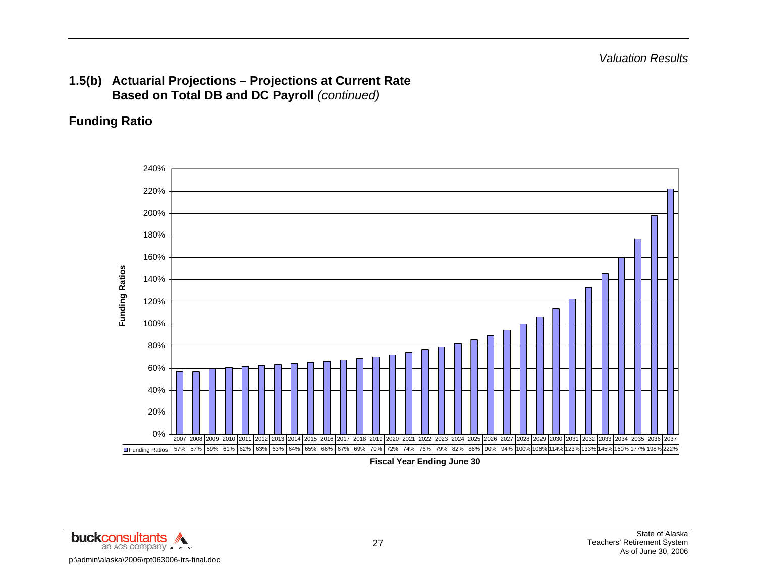## 1.5(b) Actuarial Projections – Projections at Current Rate Based on Total DB and DC Payroll *(continued)*

### Funding Ratio

| Fiscal Year Ending June 30 | 2007 | 2008 | 2009 | 2010 | 2011 | 2012 | 2013 | 2014 | 2015 | 2016 | 2017 | 2018 | 2019 | 2020 | 2021 | 2022 | 2023 | 2024 | 2025 | 2026 | 2027 | 2028 | 2029 | 2030 | 2031 | 2032 | 2033 | 2034 | 2035 | 2036 | 2037 |
|---|---|---|---|---|---|---|---|---|---|---|---|---|---|---|---|---|---|---|---|---|---|---|---|---|---|---|---|---|---|---|---|
| Funding Ratios | 57% | 57% | 59% | 61% | 62% | 63% | 63% | 64% | 65% | 66% | 67% | 69% | 70% | 72% | 74% | 76% | 79% | 82% | 86% | 90% | 94% | 100% | 106% | 114% | 123% | 133% | 145% | 160% | 177% | 198% | 222% |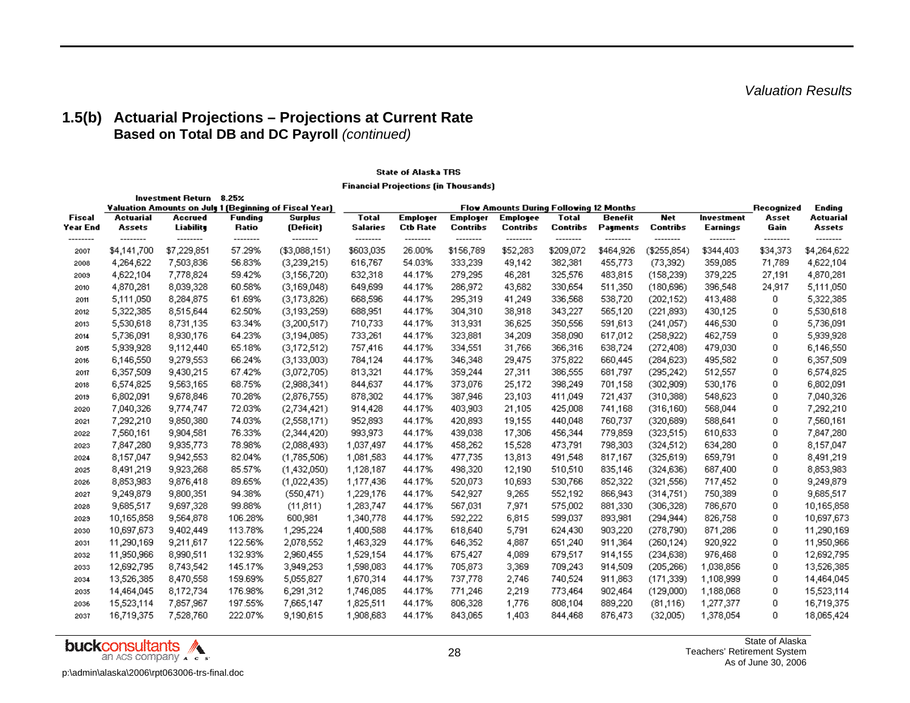## 1.5(b) Actuarial Projections – Projections at Current Rate
### Based on Total DB and DC Payroll *(continued)*

**State of Alaska TRS**

**Financial Projections (in Thousands)**

Investment Return 8.25%

| | Valuation Amounts on July 1 (Beginning of Fiscal Year) | | | | Flow Amounts During Following 12 Months | | | | | | | | | |
|---|---|---|---|---|---|---|---|---|---|---|---|---|---|---|
| Fiscal Year End | Actuarial Assets | Accrued Liability | Funding Ratio | Surplus (Deficit) | Total Salaries | Employer Ctb Rate | Employer Contribs | Employee Contribs | Total Contribs | Benefit Payments | Net Contribs | Investment Earnings | Recognized Asset Gain | Ending Actuarial Assets |
| 2007 | $4,141,700 | $7,229,851 | 57.29% | ($3,088,151) | $603,035 | 26.00% | $156,789 | $52,283 | $209,072 | $464,926 | ($255,854) | $344,403 | $34,373 | $4,264,622 |
| 2008 | 4,264,622 | 7,503,836 | 56.83% | (3,239,215) | 616,767 | 54.03% | 333,239 | 49,142 | 382,381 | 455,773 | (73,392) | 359,085 | 71,789 | 4,622,104 |
| 2009 | 4,622,104 | 7,778,824 | 59.42% | (3,156,720) | 632,318 | 44.17% | 279,295 | 46,281 | 325,576 | 483,815 | (158,239) | 379,225 | 27,191 | 4,870,281 |
| 2010 | 4,870,281 | 8,039,328 | 60.58% | (3,169,048) | 649,699 | 44.17% | 286,972 | 43,682 | 330,654 | 511,350 | (180,696) | 396,548 | 24,917 | 5,111,050 |
| 2011 | 5,111,050 | 8,284,875 | 61.69% | (3,173,826) | 668,596 | 44.17% | 295,319 | 41,249 | 336,568 | 538,720 | (202,152) | 413,488 | 0 | 5,322,385 |
| 2012 | 5,322,385 | 8,515,644 | 62.50% | (3,193,259) | 688,951 | 44.17% | 304,310 | 38,918 | 343,227 | 565,120 | (221,893) | 430,125 | 0 | 5,530,618 |
| 2013 | 5,530,618 | 8,731,135 | 63.34% | (3,200,517) | 710,733 | 44.17% | 313,931 | 36,625 | 350,556 | 591,613 | (241,057) | 446,530 | 0 | 5,736,091 |
| 2014 | 5,736,091 | 8,930,176 | 64.23% | (3,194,085) | 733,261 | 44.17% | 323,881 | 34,209 | 358,090 | 617,012 | (258,922) | 462,759 | 0 | 5,939,928 |
| 2015 | 5,939,928 | 9,112,440 | 65.18% | (3,172,512) | 757,416 | 44.17% | 334,551 | 31,766 | 366,316 | 638,724 | (272,408) | 479,030 | 0 | 6,146,550 |
| 2016 | 6,146,550 | 9,279,553 | 66.24% | (3,133,003) | 784,124 | 44.17% | 346,348 | 29,475 | 375,822 | 660,445 | (284,623) | 495,582 | 0 | 6,357,509 |
| 2017 | 6,357,509 | 9,430,215 | 67.42% | (3,072,705) | 813,321 | 44.17% | 359,244 | 27,311 | 386,555 | 681,797 | (295,242) | 512,557 | 0 | 6,574,825 |
| 2018 | 6,574,825 | 9,563,165 | 68.75% | (2,988,341) | 844,637 | 44.17% | 373,076 | 25,172 | 398,249 | 701,158 | (302,909) | 530,176 | 0 | 6,802,091 |
| 2019 | 6,802,091 | 9,678,846 | 70.28% | (2,876,755) | 878,302 | 44.17% | 387,946 | 23,103 | 411,049 | 721,437 | (310,388) | 548,623 | 0 | 7,040,326 |
| 2020 | 7,040,326 | 9,774,747 | 72.03% | (2,734,421) | 914,428 | 44.17% | 403,903 | 21,105 | 425,008 | 741,168 | (316,160) | 568,044 | 0 | 7,292,210 |
| 2021 | 7,292,210 | 9,850,380 | 74.03% | (2,558,171) | 952,893 | 44.17% | 420,893 | 19,155 | 440,048 | 760,737 | (320,689) | 588,641 | 0 | 7,560,161 |
| 2022 | 7,560,161 | 9,904,581 | 76.33% | (2,344,420) | 993,973 | 44.17% | 439,038 | 17,306 | 456,344 | 779,859 | (323,515) | 610,633 | 0 | 7,847,280 |
| 2023 | 7,847,280 | 9,935,773 | 78.98% | (2,088,493) | 1,037,497 | 44.17% | 458,262 | 15,528 | 473,791 | 798,303 | (324,512) | 634,280 | 0 | 8,157,047 |
| 2024 | 8,157,047 | 9,942,553 | 82.04% | (1,785,506) | 1,081,583 | 44.17% | 477,735 | 13,813 | 491,548 | 817,167 | (325,619) | 659,791 | 0 | 8,491,219 |
| 2025 | 8,491,219 | 9,923,268 | 85.57% | (1,432,050) | 1,128,187 | 44.17% | 498,320 | 12,190 | 510,510 | 835,146 | (324,636) | 687,400 | 0 | 8,853,983 |
| 2026 | 8,853,983 | 9,876,418 | 89.65% | (1,022,435) | 1,177,436 | 44.17% | 520,073 | 10,693 | 530,766 | 852,322 | (321,556) | 717,452 | 0 | 9,249,879 |
| 2027 | 9,249,879 | 9,800,351 | 94.38% | (550,471) | 1,229,176 | 44.17% | 542,927 | 9,265 | 552,192 | 866,943 | (314,751) | 750,389 | 0 | 9,685,517 |
| 2028 | 9,685,517 | 9,697,328 | 99.88% | (11,811) | 1,283,747 | 44.17% | 567,031 | 7,971 | 575,002 | 881,330 | (306,328) | 786,670 | 0 | 10,165,858 |
| 2029 | 10,165,858 | 9,564,878 | 106.28% | 600,981 | 1,340,778 | 44.17% | 592,222 | 6,815 | 599,037 | 893,981 | (294,944) | 826,758 | 0 | 10,697,673 |
| 2030 | 10,697,673 | 9,402,449 | 113.78% | 1,295,224 | 1,400,588 | 44.17% | 618,640 | 5,791 | 624,430 | 903,220 | (278,790) | 871,286 | 0 | 11,290,169 |
| 2031 | 11,290,169 | 9,211,617 | 122.56% | 2,078,552 | 1,463,329 | 44.17% | 646,352 | 4,887 | 651,240 | 911,364 | (260,124) | 920,922 | 0 | 11,950,966 |
| 2032 | 11,950,966 | 8,990,511 | 132.93% | 2,960,455 | 1,529,154 | 44.17% | 675,427 | 4,089 | 679,517 | 914,155 | (234,638) | 976,468 | 0 | 12,692,795 |
| 2033 | 12,692,795 | 8,743,542 | 145.17% | 3,949,253 | 1,598,083 | 44.17% | 705,873 | 3,369 | 709,243 | 914,509 | (205,266) | 1,038,856 | 0 | 13,526,385 |
| 2034 | 13,526,385 | 8,470,558 | 159.69% | 5,055,827 | 1,670,314 | 44.17% | 737,778 | 2,746 | 740,524 | 911,863 | (171,339) | 1,108,999 | 0 | 14,464,045 |
| 2035 | 14,464,045 | 8,172,734 | 176.98% | 6,291,312 | 1,746,085 | 44.17% | 771,246 | 2,219 | 773,464 | 902,464 | (129,000) | 1,188,068 | 0 | 15,523,114 |
| 2036 | 15,523,114 | 7,857,967 | 197.55% | 7,665,147 | 1,825,511 | 44.17% | 806,328 | 1,776 | 808,104 | 889,220 | (81,116) | 1,277,377 | 0 | 16,719,375 |
| 2037 | 16,719,375 | 7,528,760 | 222.07% | 9,190,615 | 1,908,683 | 44.17% | 843,065 | 1,403 | 844,468 | 876,473 | (32,005) | 1,378,054 | 0 | 18,065,424 |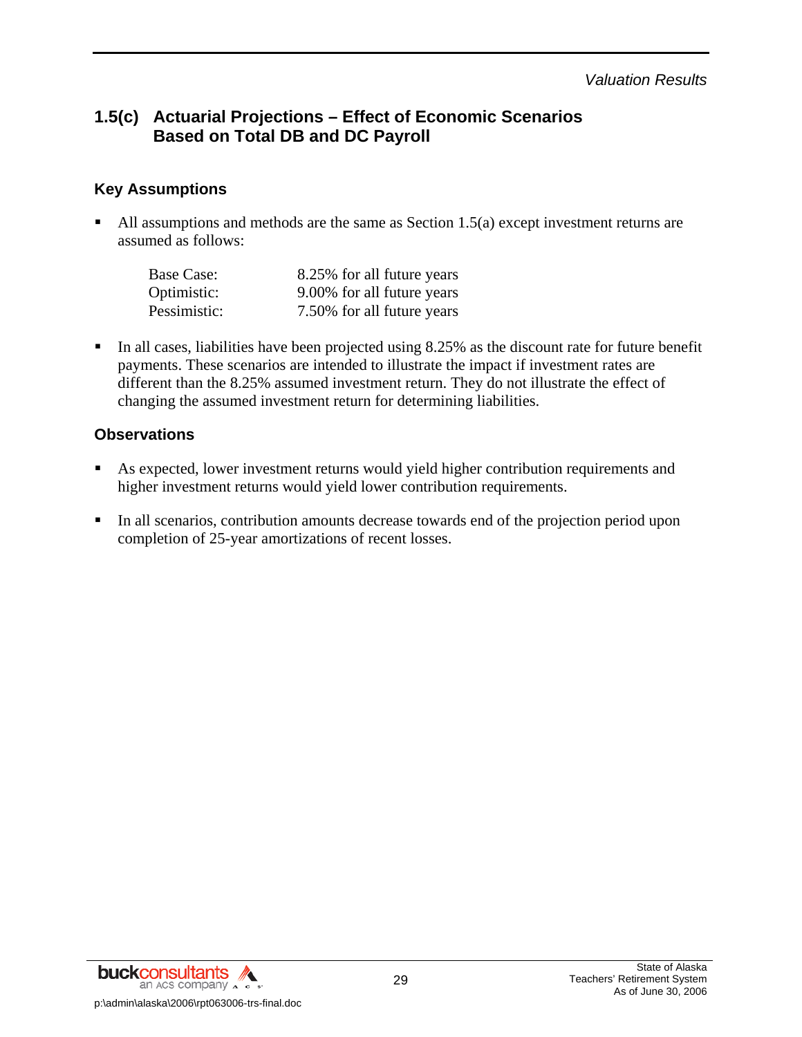## 1.5(c) Actuarial Projections – Effect of Economic Scenarios Based on Total DB and DC Payroll

### Key Assumptions

- All assumptions and methods are the same as Section 1.5(a) except investment returns are assumed as follows:

| | |
|---|---|
| Base Case: | 8.25% for all future years |
| Optimistic: | 9.00% for all future years |
| Pessimistic: | 7.50% for all future years |

- In all cases, liabilities have been projected using 8.25% as the discount rate for future benefit payments. These scenarios are intended to illustrate the impact if investment rates are different than the 8.25% assumed investment return. They do not illustrate the effect of changing the assumed investment return for determining liabilities.

### Observations

- As expected, lower investment returns would yield higher contribution requirements and higher investment returns would yield lower contribution requirements.
- In all scenarios, contribution amounts decrease towards end of the projection period upon completion of 25-year amortizations of recent losses.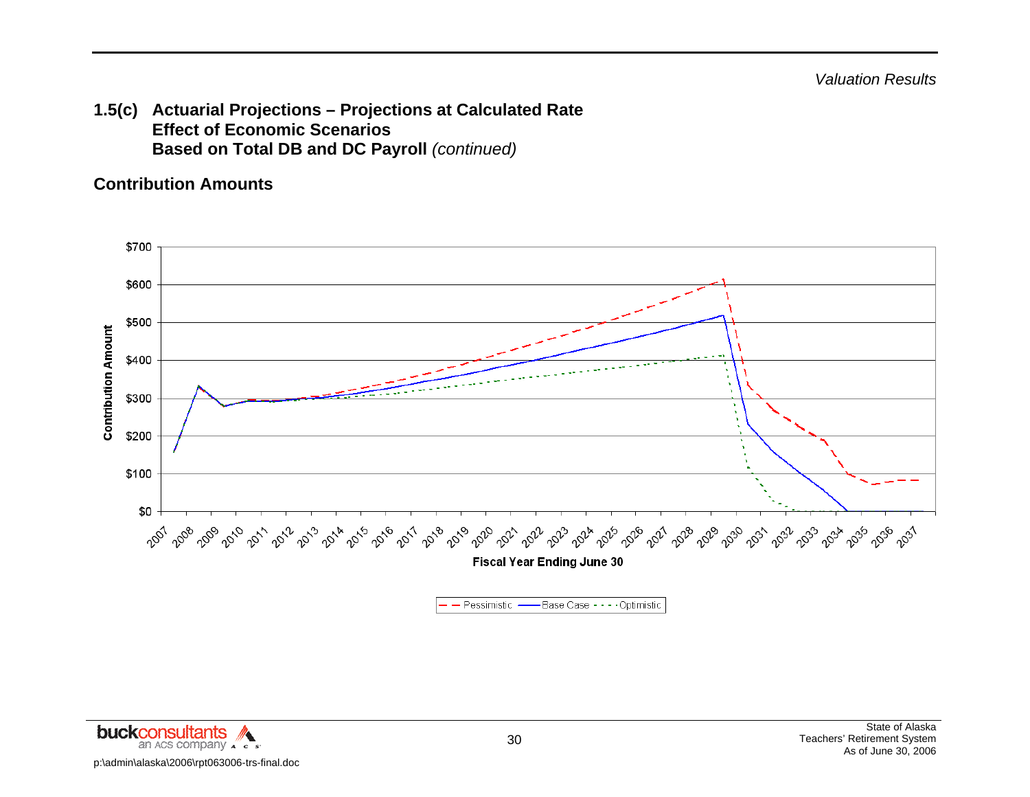## 1.5(c) Actuarial Projections – Projections at Calculated Rate Effect of Economic Scenarios Based on Total DB and DC Payroll *(continued)*

### Contribution Amounts

Contribution Amount

$700
$600
$500
$400
$300
$200
$100
$0

2007 2008 2009 2010 2011 2012 2013 2014 2015 2016 2017 2018 2019 2020 2021 2022 2023 2024 2025 2026 2027 2028 2029 2030 2031 2032 2033 2034 2035 2036 2037

Fiscal Year Ending June 30

Pessimistic — Base Case — Optimistic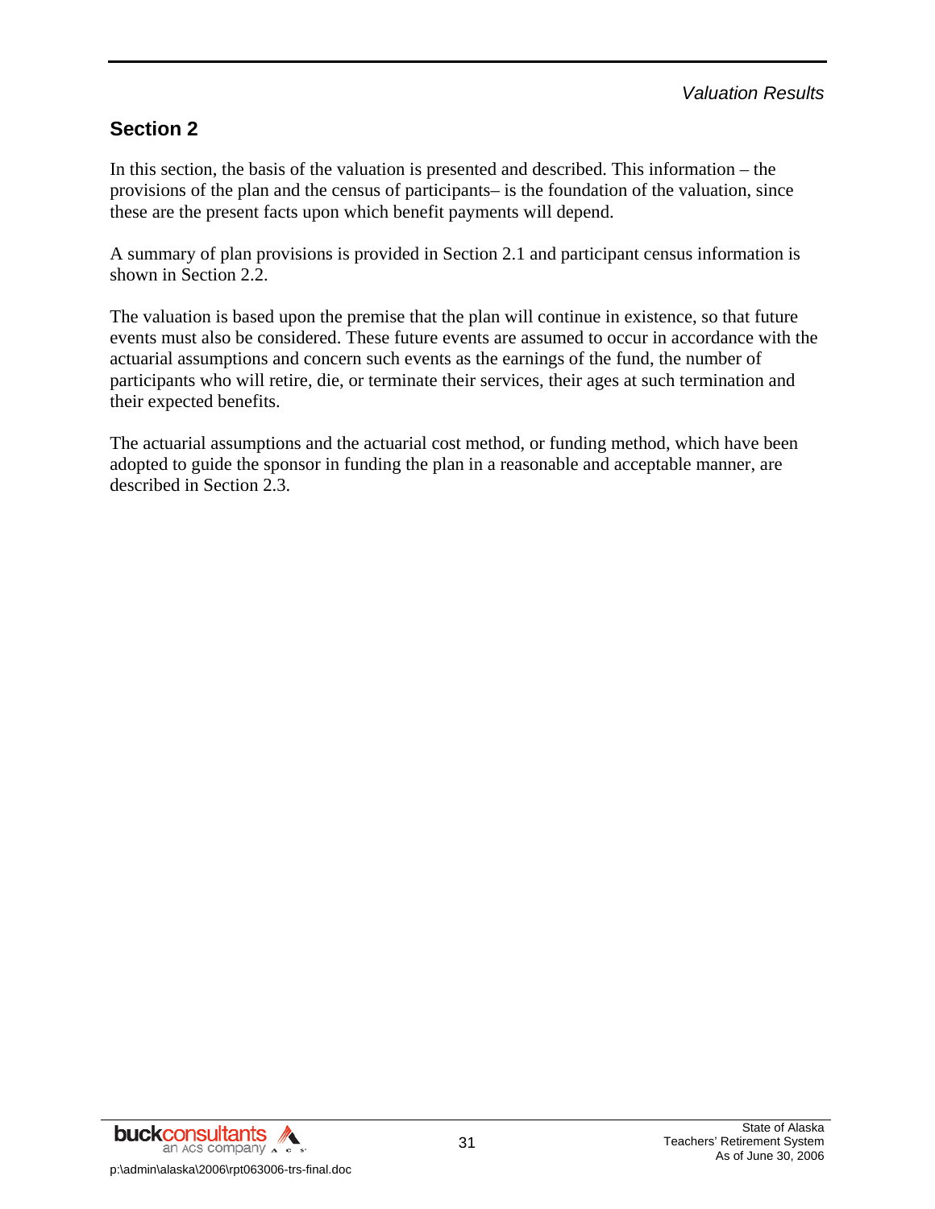## Section 2

In this section, the basis of the valuation is presented and described. This information – the provisions of the plan and the census of participants– is the foundation of the valuation, since these are the present facts upon which benefit payments will depend.

A summary of plan provisions is provided in Section 2.1 and participant census information is shown in Section 2.2.

The valuation is based upon the premise that the plan will continue in existence, so that future events must also be considered. These future events are assumed to occur in accordance with the actuarial assumptions and concern such events as the earnings of the fund, the number of participants who will retire, die, or terminate their services, their ages at such termination and their expected benefits.

The actuarial assumptions and the actuarial cost method, or funding method, which have been adopted to guide the sponsor in funding the plan in a reasonable and acceptable manner, are described in Section 2.3.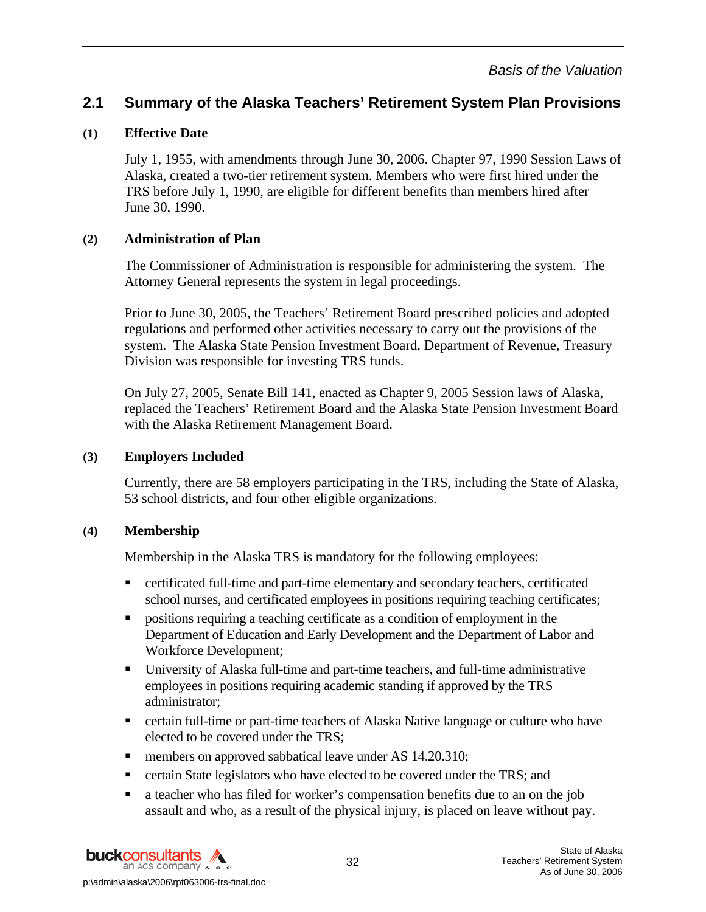## 2.1 Summary of the Alaska Teachers' Retirement System Plan Provisions

**(1) Effective Date**

July 1, 1955, with amendments through June 30, 2006. Chapter 97, 1990 Session Laws of Alaska, created a two-tier retirement system. Members who were first hired under the TRS before July 1, 1990, are eligible for different benefits than members hired after June 30, 1990.

**(2) Administration of Plan**

The Commissioner of Administration is responsible for administering the system. The Attorney General represents the system in legal proceedings.

Prior to June 30, 2005, the Teachers' Retirement Board prescribed policies and adopted regulations and performed other activities necessary to carry out the provisions of the system. The Alaska State Pension Investment Board, Department of Revenue, Treasury Division was responsible for investing TRS funds.

On July 27, 2005, Senate Bill 141, enacted as Chapter 9, 2005 Session laws of Alaska, replaced the Teachers' Retirement Board and the Alaska State Pension Investment Board with the Alaska Retirement Management Board.

**(3) Employers Included**

Currently, there are 58 employers participating in the TRS, including the State of Alaska, 53 school districts, and four other eligible organizations.

**(4) Membership**

Membership in the Alaska TRS is mandatory for the following employees:

- certificated full-time and part-time elementary and secondary teachers, certificated school nurses, and certificated employees in positions requiring teaching certificates;
- positions requiring a teaching certificate as a condition of employment in the Department of Education and Early Development and the Department of Labor and Workforce Development;
- University of Alaska full-time and part-time teachers, and full-time administrative employees in positions requiring academic standing if approved by the TRS administrator;
- certain full-time or part-time teachers of Alaska Native language or culture who have elected to be covered under the TRS;
- members on approved sabbatical leave under AS 14.20.310;
- certain State legislators who have elected to be covered under the TRS; and
- a teacher who has filed for worker's compensation benefits due to an on the job assault and who, as a result of the physical injury, is placed on leave without pay.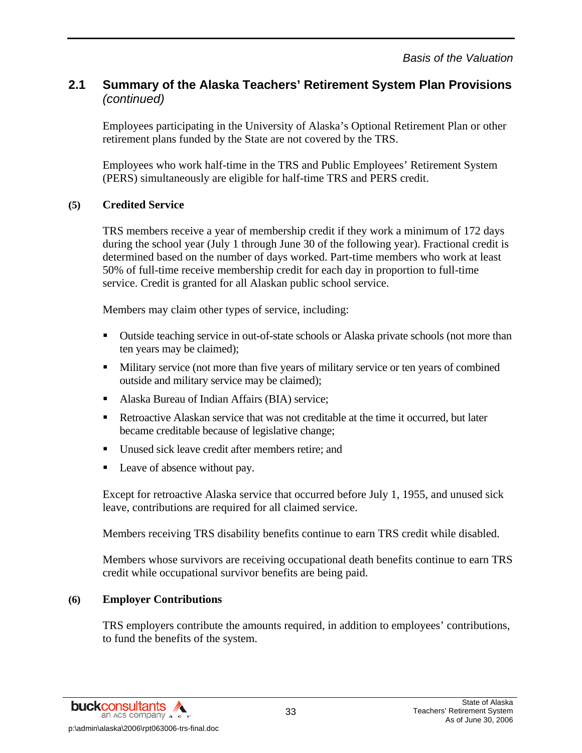## 2.1 Summary of the Alaska Teachers' Retirement System Plan Provisions *(continued)*

Employees participating in the University of Alaska's Optional Retirement Plan or other retirement plans funded by the State are not covered by the TRS.

Employees who work half-time in the TRS and Public Employees' Retirement System (PERS) simultaneously are eligible for half-time TRS and PERS credit.

### (5) Credited Service

TRS members receive a year of membership credit if they work a minimum of 172 days during the school year (July 1 through June 30 of the following year). Fractional credit is determined based on the number of days worked. Part-time members who work at least 50% of full-time receive membership credit for each day in proportion to full-time service. Credit is granted for all Alaskan public school service.

Members may claim other types of service, including:

- Outside teaching service in out-of-state schools or Alaska private schools (not more than ten years may be claimed);
- Military service (not more than five years of military service or ten years of combined outside and military service may be claimed);
- Alaska Bureau of Indian Affairs (BIA) service;
- Retroactive Alaskan service that was not creditable at the time it occurred, but later became creditable because of legislative change;
- Unused sick leave credit after members retire; and
- Leave of absence without pay.

Except for retroactive Alaska service that occurred before July 1, 1955, and unused sick leave, contributions are required for all claimed service.

Members receiving TRS disability benefits continue to earn TRS credit while disabled.

Members whose survivors are receiving occupational death benefits continue to earn TRS credit while occupational survivor benefits are being paid.

### (6) Employer Contributions

TRS employers contribute the amounts required, in addition to employees' contributions, to fund the benefits of the system.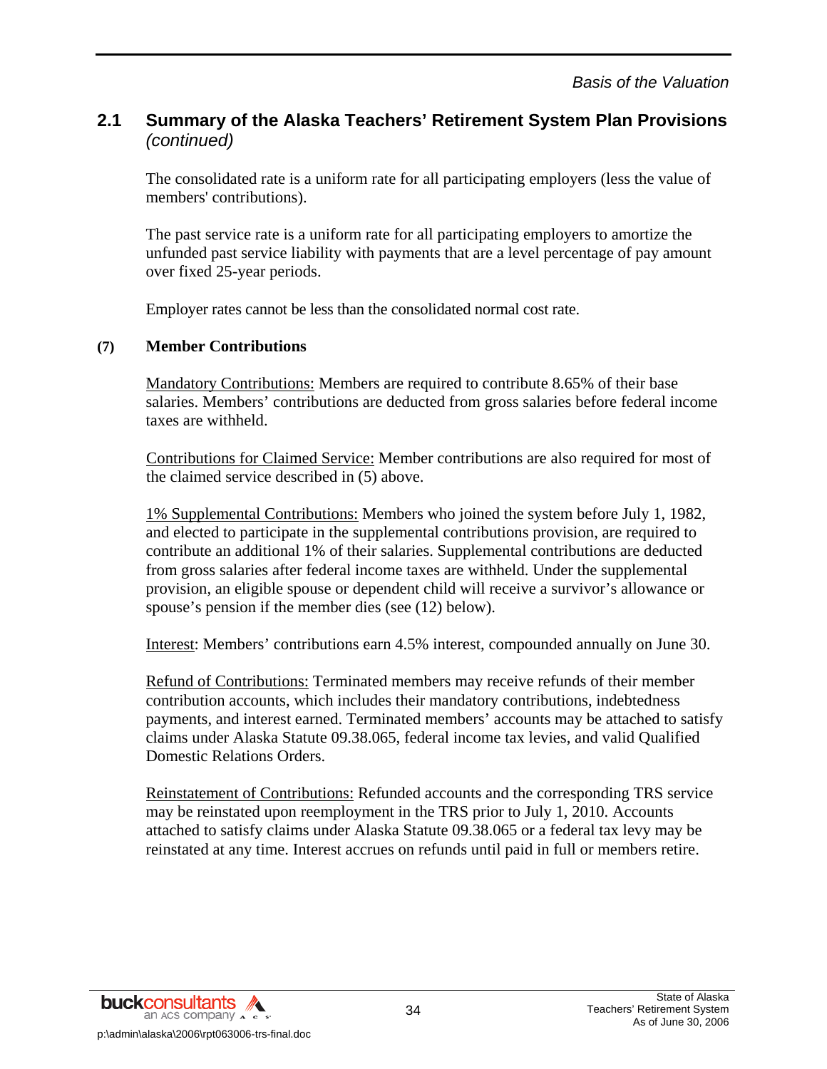## 2.1 Summary of the Alaska Teachers' Retirement System Plan Provisions *(continued)*

The consolidated rate is a uniform rate for all participating employers (less the value of members' contributions).

The past service rate is a uniform rate for all participating employers to amortize the unfunded past service liability with payments that are a level percentage of pay amount over fixed 25-year periods.

Employer rates cannot be less than the consolidated normal cost rate.

**(7) Member Contributions**

Mandatory Contributions: Members are required to contribute 8.65% of their base salaries. Members' contributions are deducted from gross salaries before federal income taxes are withheld.

Contributions for Claimed Service: Member contributions are also required for most of the claimed service described in (5) above.

1% Supplemental Contributions: Members who joined the system before July 1, 1982, and elected to participate in the supplemental contributions provision, are required to contribute an additional 1% of their salaries. Supplemental contributions are deducted from gross salaries after federal income taxes are withheld. Under the supplemental provision, an eligible spouse or dependent child will receive a survivor's allowance or spouse's pension if the member dies (see (12) below).

Interest: Members' contributions earn 4.5% interest, compounded annually on June 30.

Refund of Contributions: Terminated members may receive refunds of their member contribution accounts, which includes their mandatory contributions, indebtedness payments, and interest earned. Terminated members' accounts may be attached to satisfy claims under Alaska Statute 09.38.065, federal income tax levies, and valid Qualified Domestic Relations Orders.

Reinstatement of Contributions: Refunded accounts and the corresponding TRS service may be reinstated upon reemployment in the TRS prior to July 1, 2010. Accounts attached to satisfy claims under Alaska Statute 09.38.065 or a federal tax levy may be reinstated at any time. Interest accrues on refunds until paid in full or members retire.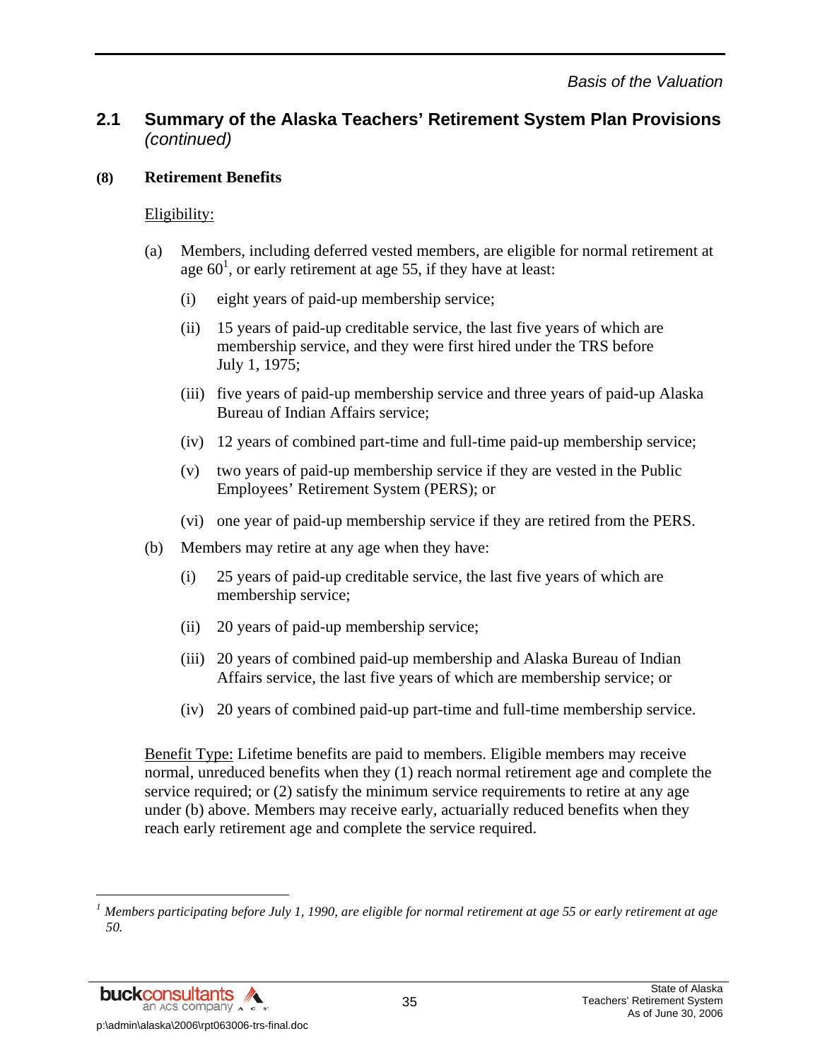## 2.1 Summary of the Alaska Teachers' Retirement System Plan Provisions *(continued)*

**(8) Retirement Benefits**

Eligibility:

(a) Members, including deferred vested members, are eligible for normal retirement at age 60[1], or early retirement at age 55, if they have at least:

   (i) eight years of paid-up membership service;

   (ii) 15 years of paid-up creditable service, the last five years of which are membership service, and they were first hired under the TRS before July 1, 1975;

   (iii) five years of paid-up membership service and three years of paid-up Alaska Bureau of Indian Affairs service;

   (iv) 12 years of combined part-time and full-time paid-up membership service;

   (v) two years of paid-up membership service if they are vested in the Public Employees' Retirement System (PERS); or

   (vi) one year of paid-up membership service if they are retired from the PERS.

(b) Members may retire at any age when they have:

   (i) 25 years of paid-up creditable service, the last five years of which are membership service;

   (ii) 20 years of paid-up membership service;

   (iii) 20 years of combined paid-up membership and Alaska Bureau of Indian Affairs service, the last five years of which are membership service; or

   (iv) 20 years of combined paid-up part-time and full-time membership service.

Benefit Type: Lifetime benefits are paid to members. Eligible members may receive normal, unreduced benefits when they (1) reach normal retirement age and complete the service required; or (2) satisfy the minimum service requirements to retire at any age under (b) above. Members may receive early, actuarially reduced benefits when they reach early retirement age and complete the service required.

---

[1] *Members participating before July 1, 1990, are eligible for normal retirement at age 55 or early retirement at age 50.*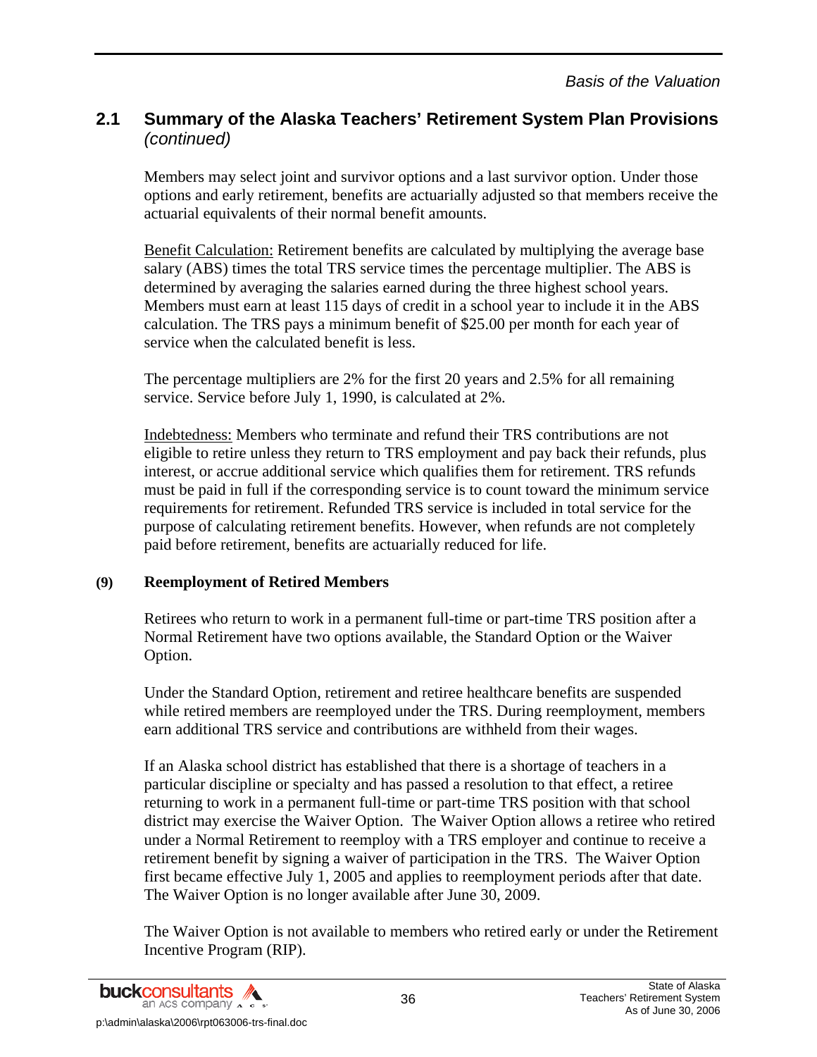## 2.1 Summary of the Alaska Teachers' Retirement System Plan Provisions *(continued)*

Members may select joint and survivor options and a last survivor option. Under those options and early retirement, benefits are actuarially adjusted so that members receive the actuarial equivalents of their normal benefit amounts.

Benefit Calculation: Retirement benefits are calculated by multiplying the average base salary (ABS) times the total TRS service times the percentage multiplier. The ABS is determined by averaging the salaries earned during the three highest school years. Members must earn at least 115 days of credit in a school year to include it in the ABS calculation. The TRS pays a minimum benefit of $25.00 per month for each year of service when the calculated benefit is less.

The percentage multipliers are 2% for the first 20 years and 2.5% for all remaining service. Service before July 1, 1990, is calculated at 2%.

Indebtedness: Members who terminate and refund their TRS contributions are not eligible to retire unless they return to TRS employment and pay back their refunds, plus interest, or accrue additional service which qualifies them for retirement. TRS refunds must be paid in full if the corresponding service is to count toward the minimum service requirements for retirement. Refunded TRS service is included in total service for the purpose of calculating retirement benefits. However, when refunds are not completely paid before retirement, benefits are actuarially reduced for life.

**(9) Reemployment of Retired Members**

Retirees who return to work in a permanent full-time or part-time TRS position after a Normal Retirement have two options available, the Standard Option or the Waiver Option.

Under the Standard Option, retirement and retiree healthcare benefits are suspended while retired members are reemployed under the TRS. During reemployment, members earn additional TRS service and contributions are withheld from their wages.

If an Alaska school district has established that there is a shortage of teachers in a particular discipline or specialty and has passed a resolution to that effect, a retiree returning to work in a permanent full-time or part-time TRS position with that school district may exercise the Waiver Option. The Waiver Option allows a retiree who retired under a Normal Retirement to reemploy with a TRS employer and continue to receive a retirement benefit by signing a waiver of participation in the TRS. The Waiver Option first became effective July 1, 2005 and applies to reemployment periods after that date. The Waiver Option is no longer available after June 30, 2009.

The Waiver Option is not available to members who retired early or under the Retirement Incentive Program (RIP).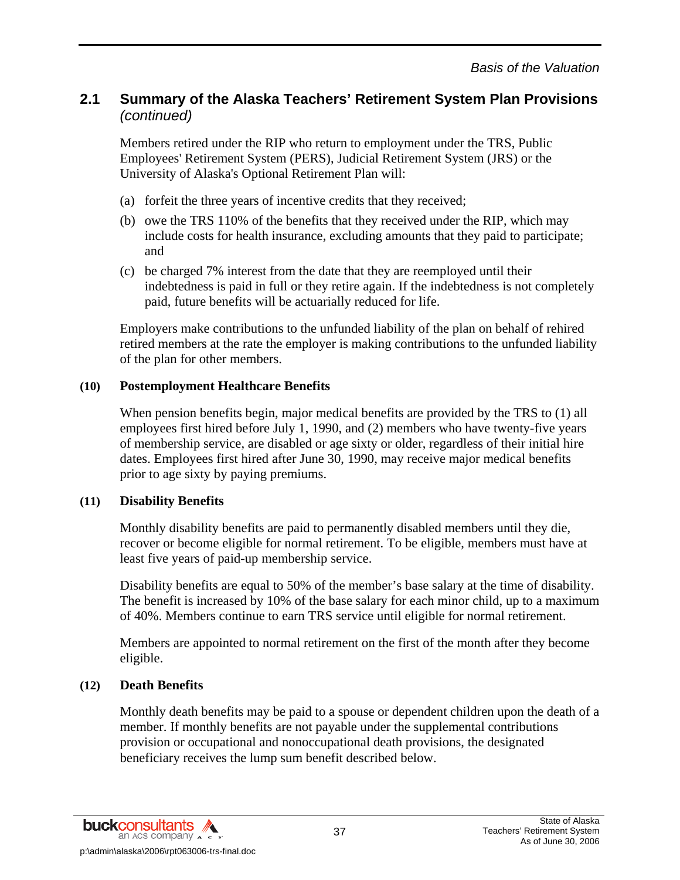## 2.1 Summary of the Alaska Teachers' Retirement System Plan Provisions *(continued)*

Members retired under the RIP who return to employment under the TRS, Public Employees' Retirement System (PERS), Judicial Retirement System (JRS) or the University of Alaska's Optional Retirement Plan will:

(a) forfeit the three years of incentive credits that they received;

(b) owe the TRS 110% of the benefits that they received under the RIP, which may include costs for health insurance, excluding amounts that they paid to participate; and

(c) be charged 7% interest from the date that they are reemployed until their indebtedness is paid in full or they retire again. If the indebtedness is not completely paid, future benefits will be actuarially reduced for life.

Employers make contributions to the unfunded liability of the plan on behalf of rehired retired members at the rate the employer is making contributions to the unfunded liability of the plan for other members.

**(10) Postemployment Healthcare Benefits**

When pension benefits begin, major medical benefits are provided by the TRS to (1) all employees first hired before July 1, 1990, and (2) members who have twenty-five years of membership service, are disabled or age sixty or older, regardless of their initial hire dates. Employees first hired after June 30, 1990, may receive major medical benefits prior to age sixty by paying premiums.

**(11) Disability Benefits**

Monthly disability benefits are paid to permanently disabled members until they die, recover or become eligible for normal retirement. To be eligible, members must have at least five years of paid-up membership service.

Disability benefits are equal to 50% of the member's base salary at the time of disability. The benefit is increased by 10% of the base salary for each minor child, up to a maximum of 40%. Members continue to earn TRS service until eligible for normal retirement.

Members are appointed to normal retirement on the first of the month after they become eligible.

**(12) Death Benefits**

Monthly death benefits may be paid to a spouse or dependent children upon the death of a member. If monthly benefits are not payable under the supplemental contributions provision or occupational and nonoccupational death provisions, the designated beneficiary receives the lump sum benefit described below.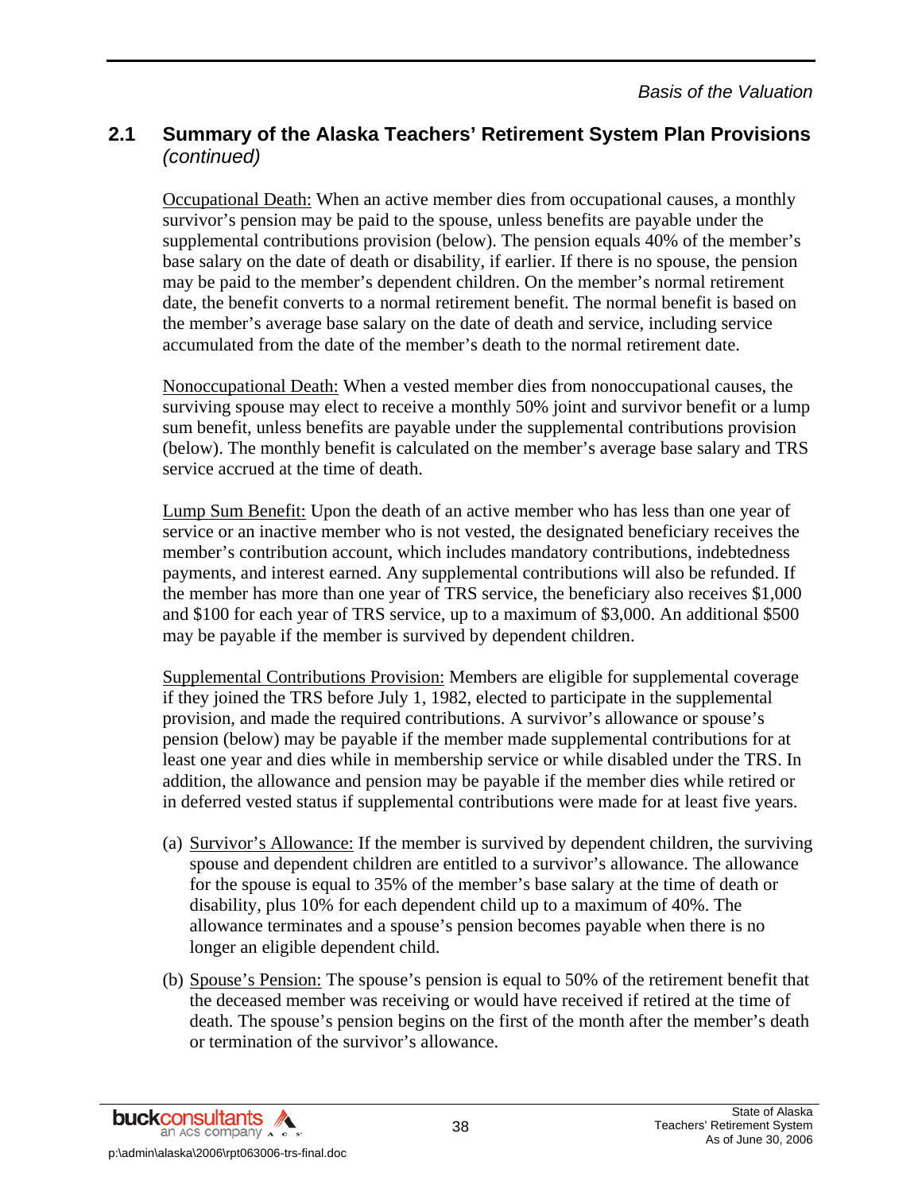## 2.1 Summary of the Alaska Teachers' Retirement System Plan Provisions *(continued)*

Occupational Death: When an active member dies from occupational causes, a monthly survivor's pension may be paid to the spouse, unless benefits are payable under the supplemental contributions provision (below). The pension equals 40% of the member's base salary on the date of death or disability, if earlier. If there is no spouse, the pension may be paid to the member's dependent children. On the member's normal retirement date, the benefit converts to a normal retirement benefit. The normal benefit is based on the member's average base salary on the date of death and service, including service accumulated from the date of the member's death to the normal retirement date.

Nonoccupational Death: When a vested member dies from nonoccupational causes, the surviving spouse may elect to receive a monthly 50% joint and survivor benefit or a lump sum benefit, unless benefits are payable under the supplemental contributions provision (below). The monthly benefit is calculated on the member's average base salary and TRS service accrued at the time of death.

Lump Sum Benefit: Upon the death of an active member who has less than one year of service or an inactive member who is not vested, the designated beneficiary receives the member's contribution account, which includes mandatory contributions, indebtedness payments, and interest earned. Any supplemental contributions will also be refunded. If the member has more than one year of TRS service, the beneficiary also receives $1,000 and $100 for each year of TRS service, up to a maximum of $3,000. An additional $500 may be payable if the member is survived by dependent children.

Supplemental Contributions Provision: Members are eligible for supplemental coverage if they joined the TRS before July 1, 1982, elected to participate in the supplemental provision, and made the required contributions. A survivor's allowance or spouse's pension (below) may be payable if the member made supplemental contributions for at least one year and dies while in membership service or while disabled under the TRS. In addition, the allowance and pension may be payable if the member dies while retired or in deferred vested status if supplemental contributions were made for at least five years.

(a) Survivor's Allowance: If the member is survived by dependent children, the surviving spouse and dependent children are entitled to a survivor's allowance. The allowance for the spouse is equal to 35% of the member's base salary at the time of death or disability, plus 10% for each dependent child up to a maximum of 40%. The allowance terminates and a spouse's pension becomes payable when there is no longer an eligible dependent child.

(b) Spouse's Pension: The spouse's pension is equal to 50% of the retirement benefit that the deceased member was receiving or would have received if retired at the time of death. The spouse's pension begins on the first of the month after the member's death or termination of the survivor's allowance.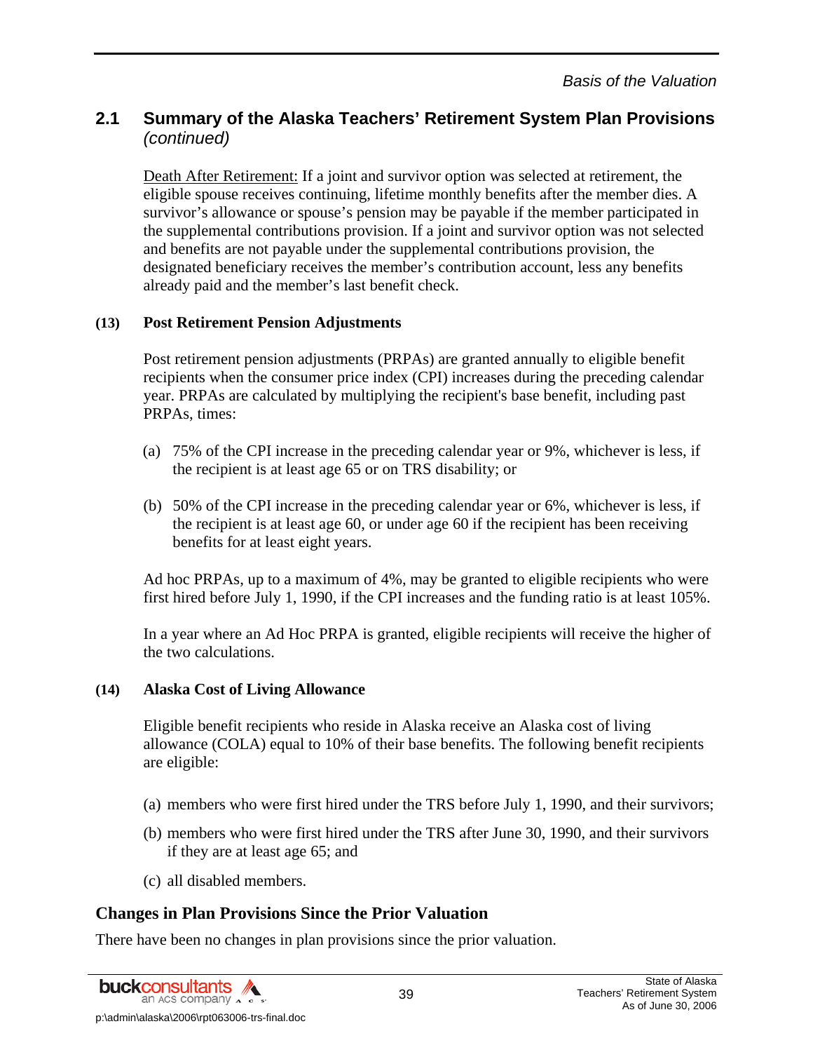## 2.1 Summary of the Alaska Teachers' Retirement System Plan Provisions *(continued)*

Death After Retirement: If a joint and survivor option was selected at retirement, the eligible spouse receives continuing, lifetime monthly benefits after the member dies. A survivor's allowance or spouse's pension may be payable if the member participated in the supplemental contributions provision. If a joint and survivor option was not selected and benefits are not payable under the supplemental contributions provision, the designated beneficiary receives the member's contribution account, less any benefits already paid and the member's last benefit check.

**(13) Post Retirement Pension Adjustments**

Post retirement pension adjustments (PRPAs) are granted annually to eligible benefit recipients when the consumer price index (CPI) increases during the preceding calendar year. PRPAs are calculated by multiplying the recipient's base benefit, including past PRPAs, times:

(a) 75% of the CPI increase in the preceding calendar year or 9%, whichever is less, if the recipient is at least age 65 or on TRS disability; or

(b) 50% of the CPI increase in the preceding calendar year or 6%, whichever is less, if the recipient is at least age 60, or under age 60 if the recipient has been receiving benefits for at least eight years.

Ad hoc PRPAs, up to a maximum of 4%, may be granted to eligible recipients who were first hired before July 1, 1990, if the CPI increases and the funding ratio is at least 105%.

In a year where an Ad Hoc PRPA is granted, eligible recipients will receive the higher of the two calculations.

**(14) Alaska Cost of Living Allowance**

Eligible benefit recipients who reside in Alaska receive an Alaska cost of living allowance (COLA) equal to 10% of their base benefits. The following benefit recipients are eligible:

(a) members who were first hired under the TRS before July 1, 1990, and their survivors;

(b) members who were first hired under the TRS after June 30, 1990, and their survivors if they are at least age 65; and

(c) all disabled members.

### Changes in Plan Provisions Since the Prior Valuation

There have been no changes in plan provisions since the prior valuation.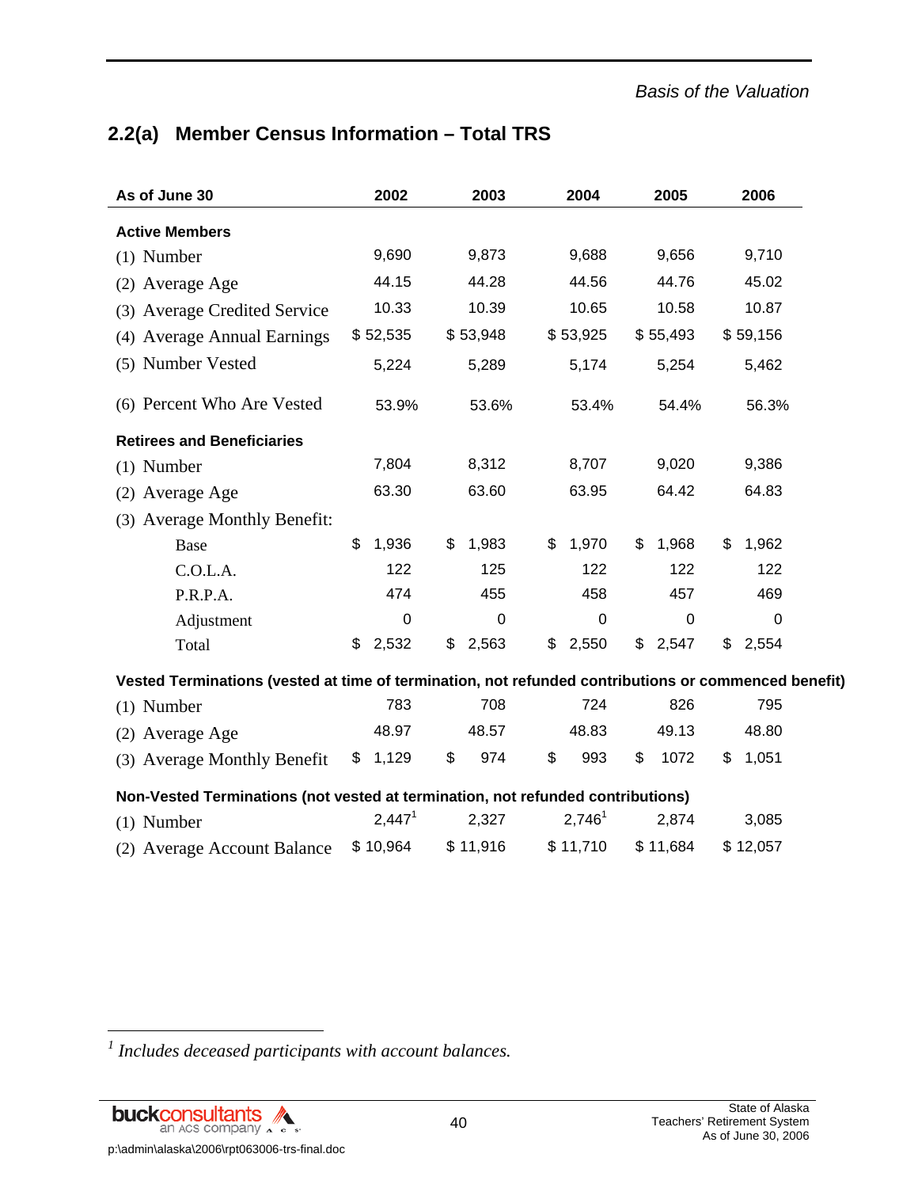## 2.2(a) Member Census Information – Total TRS

| As of June 30 | 2002 | 2003 | 2004 | 2005 | 2006 |
|---|---|---|---|---|---|
| **Active Members** | | | | | |
| (1) Number | 9,690 | 9,873 | 9,688 | 9,656 | 9,710 |
| (2) Average Age | 44.15 | 44.28 | 44.56 | 44.76 | 45.02 |
| (3) Average Credited Service | 10.33 | 10.39 | 10.65 | 10.58 | 10.87 |
| (4) Average Annual Earnings | $ 52,535 | $ 53,948 | $ 53,925 | $ 55,493 | $ 59,156 |
| (5) Number Vested | 5,224 | 5,289 | 5,174 | 5,254 | 5,462 |
| (6) Percent Who Are Vested | 53.9% | 53.6% | 53.4% | 54.4% | 56.3% |
| **Retirees and Beneficiaries** | | | | | |
| (1) Number | 7,804 | 8,312 | 8,707 | 9,020 | 9,386 |
| (2) Average Age | 63.30 | 63.60 | 63.95 | 64.42 | 64.83 |
| (3) Average Monthly Benefit: | | | | | |
| Base | $ 1,936 | $ 1,983 | $ 1,970 | $ 1,968 | $ 1,962 |
| C.O.L.A. | 122 | 125 | 122 | 122 | 122 |
| P.R.P.A. | 474 | 455 | 458 | 457 | 469 |
| Adjustment | 0 | 0 | 0 | 0 | 0 |
| Total | $ 2,532 | $ 2,563 | $ 2,550 | $ 2,547 | $ 2,554 |
| **Vested Terminations (vested at time of termination, not refunded contributions or commenced benefit)** | | | | | |
| (1) Number | 783 | 708 | 724 | 826 | 795 |
| (2) Average Age | 48.97 | 48.57 | 48.83 | 49.13 | 48.80 |
| (3) Average Monthly Benefit | $ 1,129 | $ 974 | $ 993 | $ 1072 | $ 1,051 |
| **Non-Vested Terminations (not vested at termination, not refunded contributions)** | | | | | |
| (1) Number | 2,447[1] | 2,327 | 2,746[1] | 2,874 | 3,085 |
| (2) Average Account Balance | $ 10,964 | $ 11,916 | $ 11,710 | $ 11,684 | $ 12,057 |

[1] *Includes deceased participants with account balances.*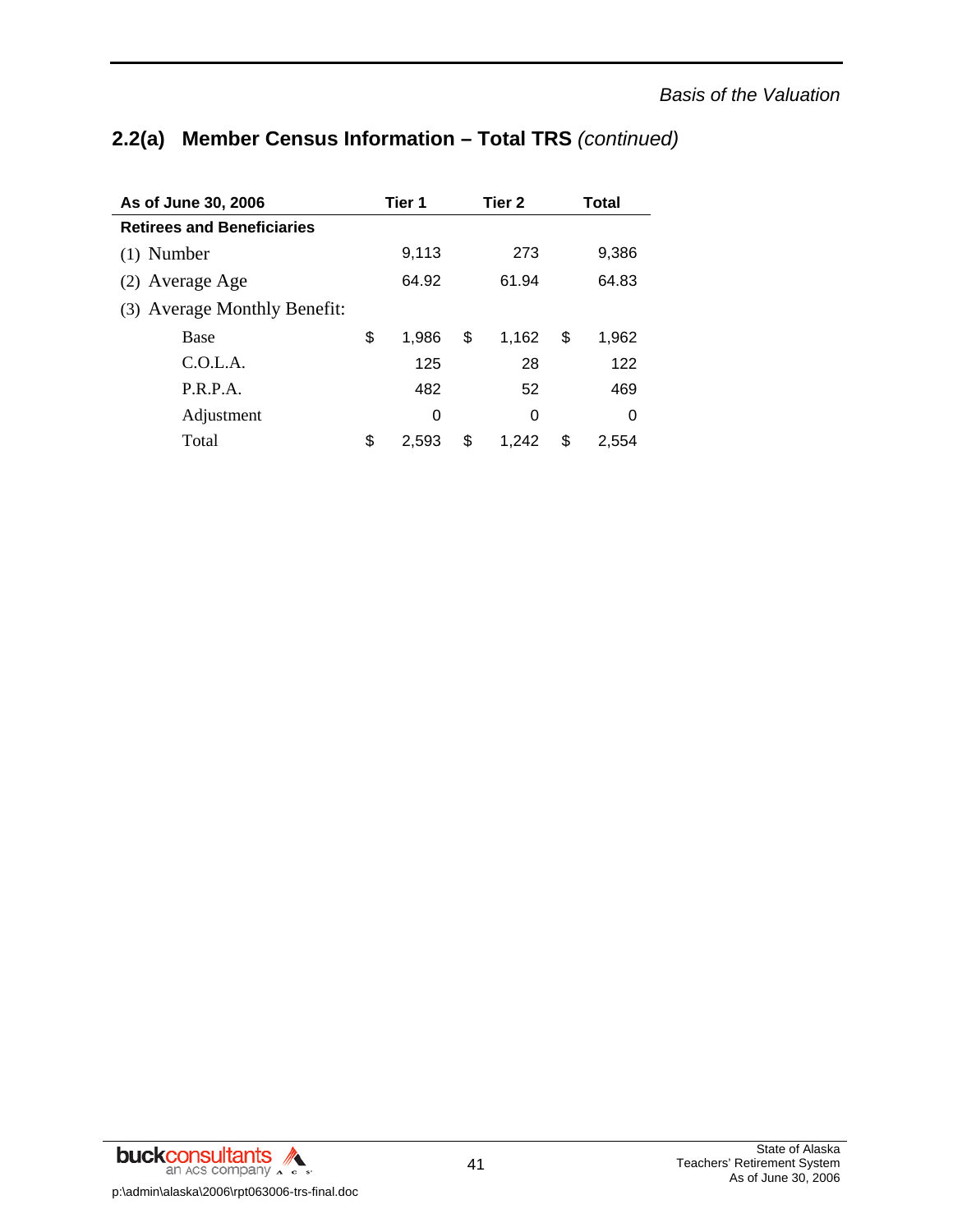## 2.2(a) Member Census Information – Total TRS *(continued)*

| As of June 30, 2006 | Tier 1 | Tier 2 | Total |
|---|---|---|---|
| **Retirees and Beneficiaries** | | | |
| (1) Number | 9,113 | 273 | 9,386 |
| (2) Average Age | 64.92 | 61.94 | 64.83 |
| (3) Average Monthly Benefit: | | | |
| Base | $ 1,986 | $ 1,162 | $ 1,962 |
| C.O.L.A. | 125 | 28 | 122 |
| P.R.P.A. | 482 | 52 | 469 |
| Adjustment | 0 | 0 | 0 |
| Total | $ 2,593 | $ 1,242 | $ 2,554 |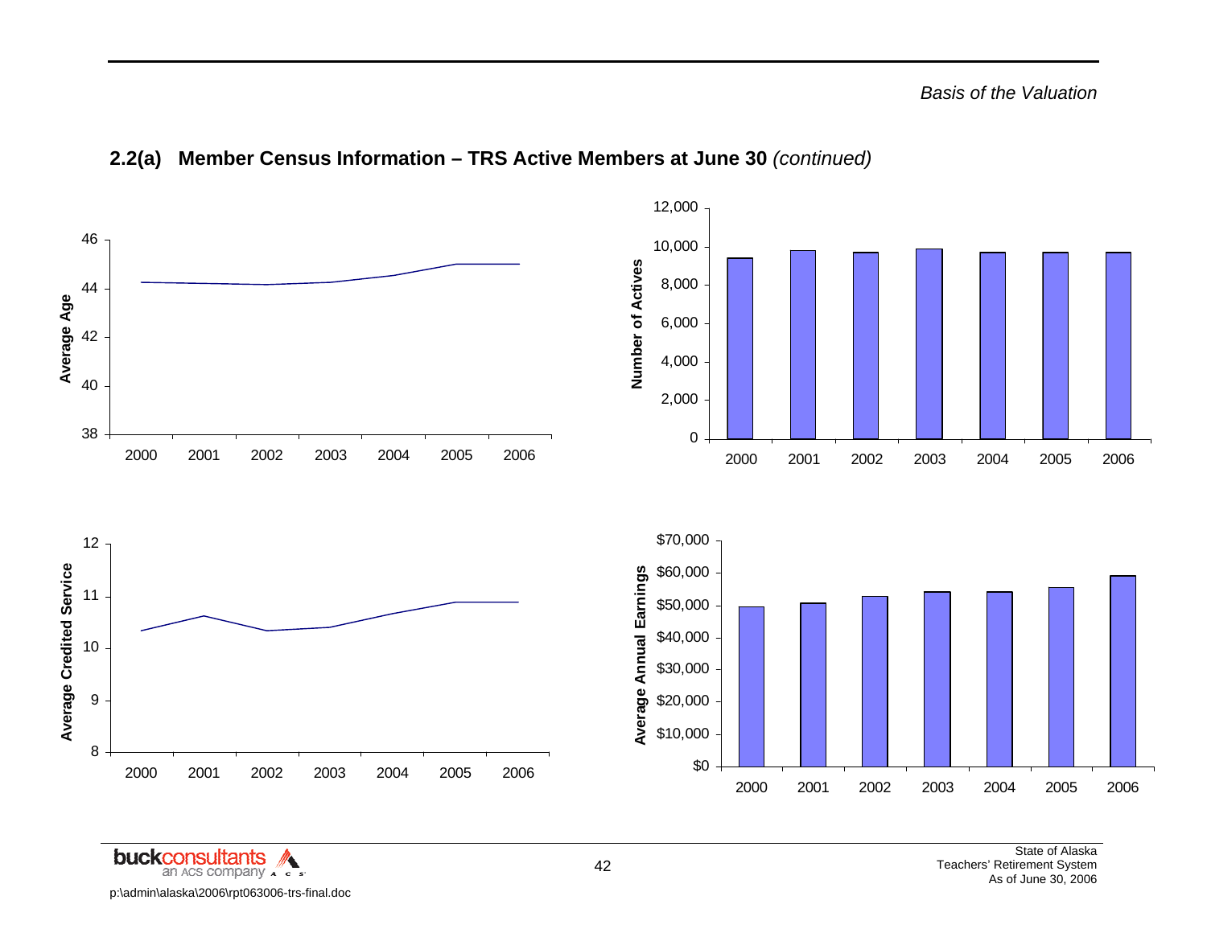## 2.2(a) Member Census Information – TRS Active Members at June 30 *(continued)*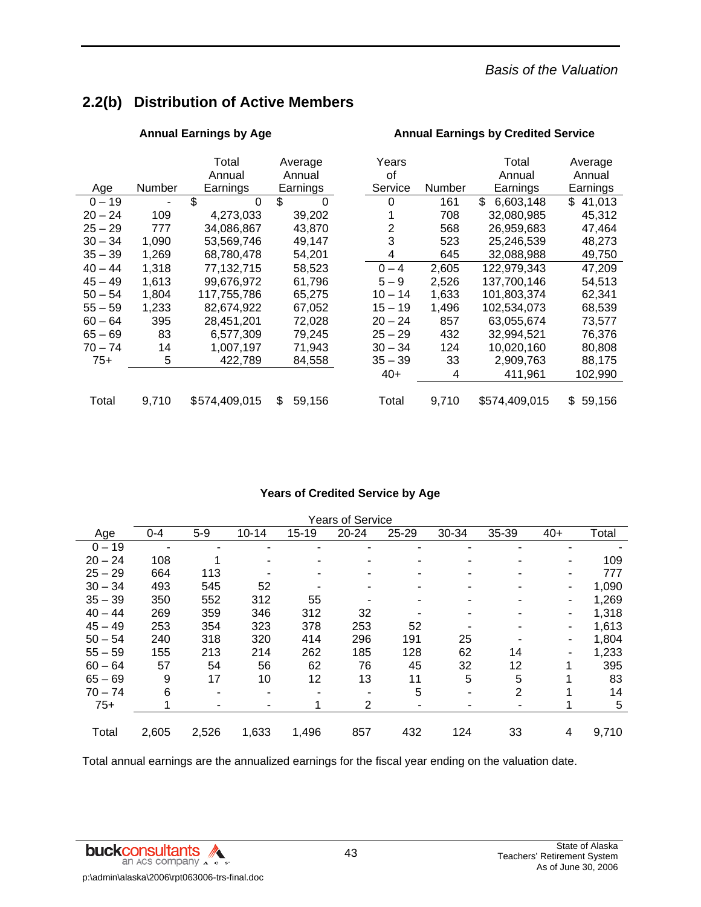## 2.2(b) Distribution of Active Members

**Annual Earnings by Age**

| Age | Number | Total Annual Earnings | Average Annual Earnings |
|---|---|---|---|
| 0 – 19 | - | $ 0 | $ 0 |
| 20 – 24 | 109 | 4,273,033 | 39,202 |
| 25 – 29 | 777 | 34,086,867 | 43,870 |
| 30 – 34 | 1,090 | 53,569,746 | 49,147 |
| 35 – 39 | 1,269 | 68,780,478 | 54,201 |
| 40 – 44 | 1,318 | 77,132,715 | 58,523 |
| 45 – 49 | 1,613 | 99,676,972 | 61,796 |
| 50 – 54 | 1,804 | 117,755,786 | 65,275 |
| 55 – 59 | 1,233 | 82,674,922 | 67,052 |
| 60 – 64 | 395 | 28,451,201 | 72,028 |
| 65 – 69 | 83 | 6,577,309 | 79,245 |
| 70 – 74 | 14 | 1,007,197 | 71,943 |
| 75+ | 5 | 422,789 | 84,558 |
| Total | 9,710 | $574,409,015 | $ 59,156 |

**Annual Earnings by Credited Service**

| Years of Service | Number | Total Annual Earnings | Average Annual Earnings |
|---|---|---|---|
| 0 | 161 | $ 6,603,148 | $ 41,013 |
| 1 | 708 | 32,080,985 | 45,312 |
| 2 | 568 | 26,959,683 | 47,464 |
| 3 | 523 | 25,246,539 | 48,273 |
| 4 | 645 | 32,088,988 | 49,750 |
| 0 – 4 | 2,605 | 122,979,343 | 47,209 |
| 5 – 9 | 2,526 | 137,700,146 | 54,513 |
| 10 – 14 | 1,633 | 101,803,374 | 62,341 |
| 15 – 19 | 1,496 | 102,534,073 | 68,539 |
| 20 – 24 | 857 | 63,055,674 | 73,577 |
| 25 – 29 | 432 | 32,994,521 | 76,376 |
| 30 – 34 | 124 | 10,020,160 | 80,808 |
| 35 – 39 | 33 | 2,909,763 | 88,175 |
| 40+ | 4 | 411,961 | 102,990 |
| Total | 9,710 | $574,409,015 | $ 59,156 |

**Years of Credited Service by Age**

| | Years of Service | | | | | | | | | |
|---|---|---|---|---|---|---|---|---|---|---|
| Age | 0-4 | 5-9 | 10-14 | 15-19 | 20-24 | 25-29 | 30-34 | 35-39 | 40+ | Total |
| 0 – 19 | - | - | - | - | - | - | - | - | - | - |
| 20 – 24 | 108 | 1 | - | - | - | - | - | - | - | 109 |
| 25 – 29 | 664 | 113 | - | - | - | - | - | - | - | 777 |
| 30 – 34 | 493 | 545 | 52 | - | - | - | - | - | - | 1,090 |
| 35 – 39 | 350 | 552 | 312 | 55 | - | - | - | - | - | 1,269 |
| 40 – 44 | 269 | 359 | 346 | 312 | 32 | - | - | - | - | 1,318 |
| 45 – 49 | 253 | 354 | 323 | 378 | 253 | 52 | - | - | - | 1,613 |
| 50 – 54 | 240 | 318 | 320 | 414 | 296 | 191 | 25 | - | - | 1,804 |
| 55 – 59 | 155 | 213 | 214 | 262 | 185 | 128 | 62 | 14 | - | 1,233 |
| 60 – 64 | 57 | 54 | 56 | 62 | 76 | 45 | 32 | 12 | 1 | 395 |
| 65 – 69 | 9 | 17 | 10 | 12 | 13 | 11 | 5 | 5 | 1 | 83 |
| 70 – 74 | 6 | - | - | - | - | 5 | - | 2 | 1 | 14 |
| 75+ | 1 | - | - | 1 | 2 | - | - | - | 1 | 5 |
| Total | 2,605 | 2,526 | 1,633 | 1,496 | 857 | 432 | 124 | 33 | 4 | 9,710 |

Total annual earnings are the annualized earnings for the fiscal year ending on the valuation date.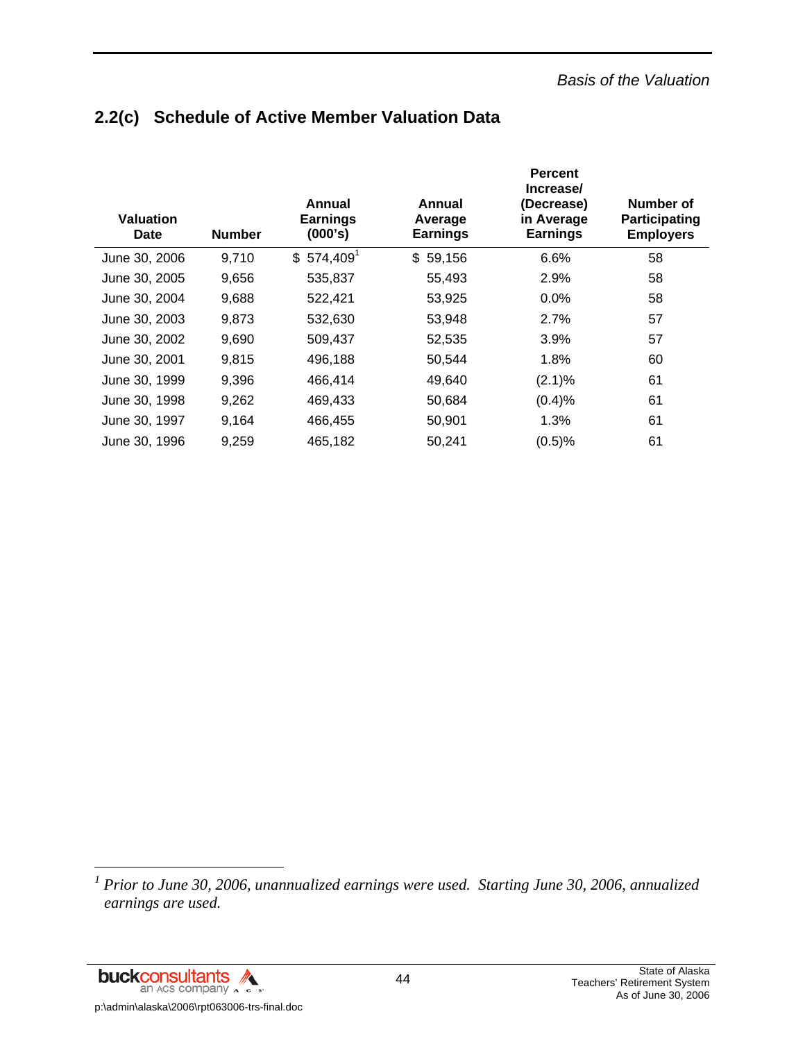## 2.2(c) Schedule of Active Member Valuation Data

| Valuation Date | Number | Annual Earnings (000's) | Annual Average Earnings | Percent Increase/ (Decrease) in Average Earnings | Number of Participating Employers |
|---|---|---|---|---|---|
| June 30, 2006 | 9,710 | $ 574,409[1] | $ 59,156 | 6.6% | 58 |
| June 30, 2005 | 9,656 | 535,837 | 55,493 | 2.9% | 58 |
| June 30, 2004 | 9,688 | 522,421 | 53,925 | 0.0% | 58 |
| June 30, 2003 | 9,873 | 532,630 | 53,948 | 2.7% | 57 |
| June 30, 2002 | 9,690 | 509,437 | 52,535 | 3.9% | 57 |
| June 30, 2001 | 9,815 | 496,188 | 50,544 | 1.8% | 60 |
| June 30, 1999 | 9,396 | 466,414 | 49,640 | (2.1)% | 61 |
| June 30, 1998 | 9,262 | 469,433 | 50,684 | (0.4)% | 61 |
| June 30, 1997 | 9,164 | 466,455 | 50,901 | 1.3% | 61 |
| June 30, 1996 | 9,259 | 465,182 | 50,241 | (0.5)% | 61 |

[1] *Prior to June 30, 2006, unannualized earnings were used. Starting June 30, 2006, annualized earnings are used.*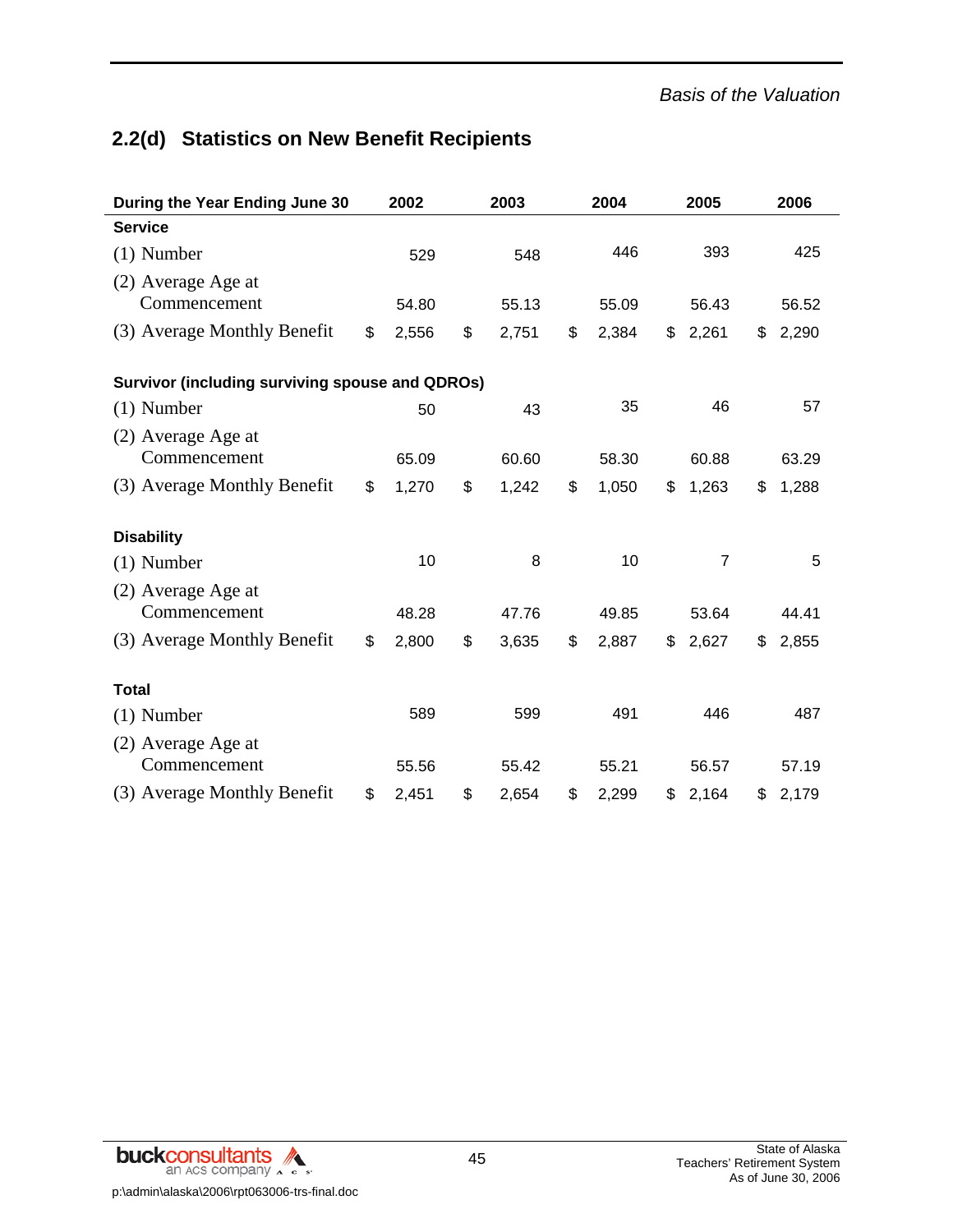## 2.2(d) Statistics on New Benefit Recipients

| During the Year Ending June 30 | 2002 | 2003 | 2004 | 2005 | 2006 |
|---|---|---|---|---|---|
| **Service** | | | | | |
| (1) Number | 529 | 548 | 446 | 393 | 425 |
| (2) Average Age at Commencement | 54.80 | 55.13 | 55.09 | 56.43 | 56.52 |
| (3) Average Monthly Benefit | $ 2,556 | $ 2,751 | $ 2,384 | $ 2,261 | $ 2,290 |
| **Survivor (including surviving spouse and QDROs)** | | | | | |
| (1) Number | 50 | 43 | 35 | 46 | 57 |
| (2) Average Age at Commencement | 65.09 | 60.60 | 58.30 | 60.88 | 63.29 |
| (3) Average Monthly Benefit | $ 1,270 | $ 1,242 | $ 1,050 | $ 1,263 | $ 1,288 |
| **Disability** | | | | | |
| (1) Number | 10 | 8 | 10 | 7 | 5 |
| (2) Average Age at Commencement | 48.28 | 47.76 | 49.85 | 53.64 | 44.41 |
| (3) Average Monthly Benefit | $ 2,800 | $ 3,635 | $ 2,887 | $ 2,627 | $ 2,855 |
| **Total** | | | | | |
| (1) Number | 589 | 599 | 491 | 446 | 487 |
| (2) Average Age at Commencement | 55.56 | 55.42 | 55.21 | 56.57 | 57.19 |
| (3) Average Monthly Benefit | $ 2,451 | $ 2,654 | $ 2,299 | $ 2,164 | $ 2,179 |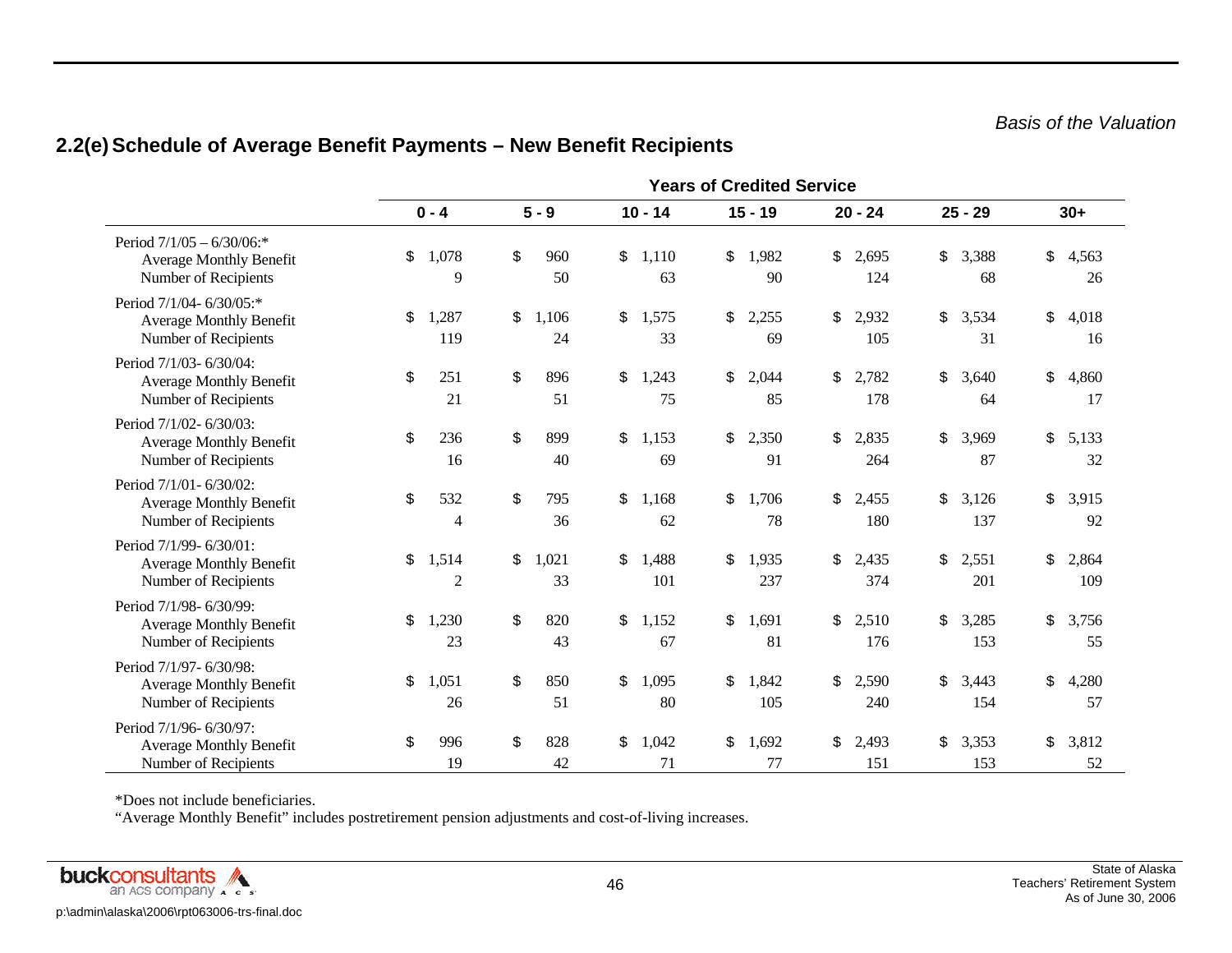*Basis of the Valuation*

## 2.2(e) Schedule of Average Benefit Payments – New Benefit Recipients

| | Years of Credited Service | | | | | | |
|---|---|---|---|---|---|---|---|
| | 0 - 4 | 5 - 9 | 10 - 14 | 15 - 19 | 20 - 24 | 25 - 29 | 30+ |
| Period 7/1/05 – 6/30/06:* | | | | | | | |
| Average Monthly Benefit | $ 1,078 | $ 960 | $ 1,110 | $ 1,982 | $ 2,695 | $ 3,388 | $ 4,563 |
| Number of Recipients | 9 | 50 | 63 | 90 | 124 | 68 | 26 |
| Period 7/1/04- 6/30/05:* | | | | | | | |
| Average Monthly Benefit | $ 1,287 | $ 1,106 | $ 1,575 | $ 2,255 | $ 2,932 | $ 3,534 | $ 4,018 |
| Number of Recipients | 119 | 24 | 33 | 69 | 105 | 31 | 16 |
| Period 7/1/03- 6/30/04: | | | | | | | |
| Average Monthly Benefit | $ 251 | $ 896 | $ 1,243 | $ 2,044 | $ 2,782 | $ 3,640 | $ 4,860 |
| Number of Recipients | 21 | 51 | 75 | 85 | 178 | 64 | 17 |
| Period 7/1/02- 6/30/03: | | | | | | | |
| Average Monthly Benefit | $ 236 | $ 899 | $ 1,153 | $ 2,350 | $ 2,835 | $ 3,969 | $ 5,133 |
| Number of Recipients | 16 | 40 | 69 | 91 | 264 | 87 | 32 |
| Period 7/1/01- 6/30/02: | | | | | | | |
| Average Monthly Benefit | $ 532 | $ 795 | $ 1,168 | $ 1,706 | $ 2,455 | $ 3,126 | $ 3,915 |
| Number of Recipients | 4 | 36 | 62 | 78 | 180 | 137 | 92 |
| Period 7/1/99- 6/30/01: | | | | | | | |
| Average Monthly Benefit | $ 1,514 | $ 1,021 | $ 1,488 | $ 1,935 | $ 2,435 | $ 2,551 | $ 2,864 |
| Number of Recipients | 2 | 33 | 101 | 237 | 374 | 201 | 109 |
| Period 7/1/98- 6/30/99: | | | | | | | |
| Average Monthly Benefit | $ 1,230 | $ 820 | $ 1,152 | $ 1,691 | $ 2,510 | $ 3,285 | $ 3,756 |
| Number of Recipients | 23 | 43 | 67 | 81 | 176 | 153 | 55 |
| Period 7/1/97- 6/30/98: | | | | | | | |
| Average Monthly Benefit | $ 1,051 | $ 850 | $ 1,095 | $ 1,842 | $ 2,590 | $ 3,443 | $ 4,280 |
| Number of Recipients | 26 | 51 | 80 | 105 | 240 | 154 | 57 |
| Period 7/1/96- 6/30/97: | | | | | | | |
| Average Monthly Benefit | $ 996 | $ 828 | $ 1,042 | $ 1,692 | $ 2,493 | $ 3,353 | $ 3,812 |
| Number of Recipients | 19 | 42 | 71 | 77 | 151 | 153 | 52 |

*Does not include beneficiaries.

"Average Monthly Benefit" includes postretirement pension adjustments and cost-of-living increases.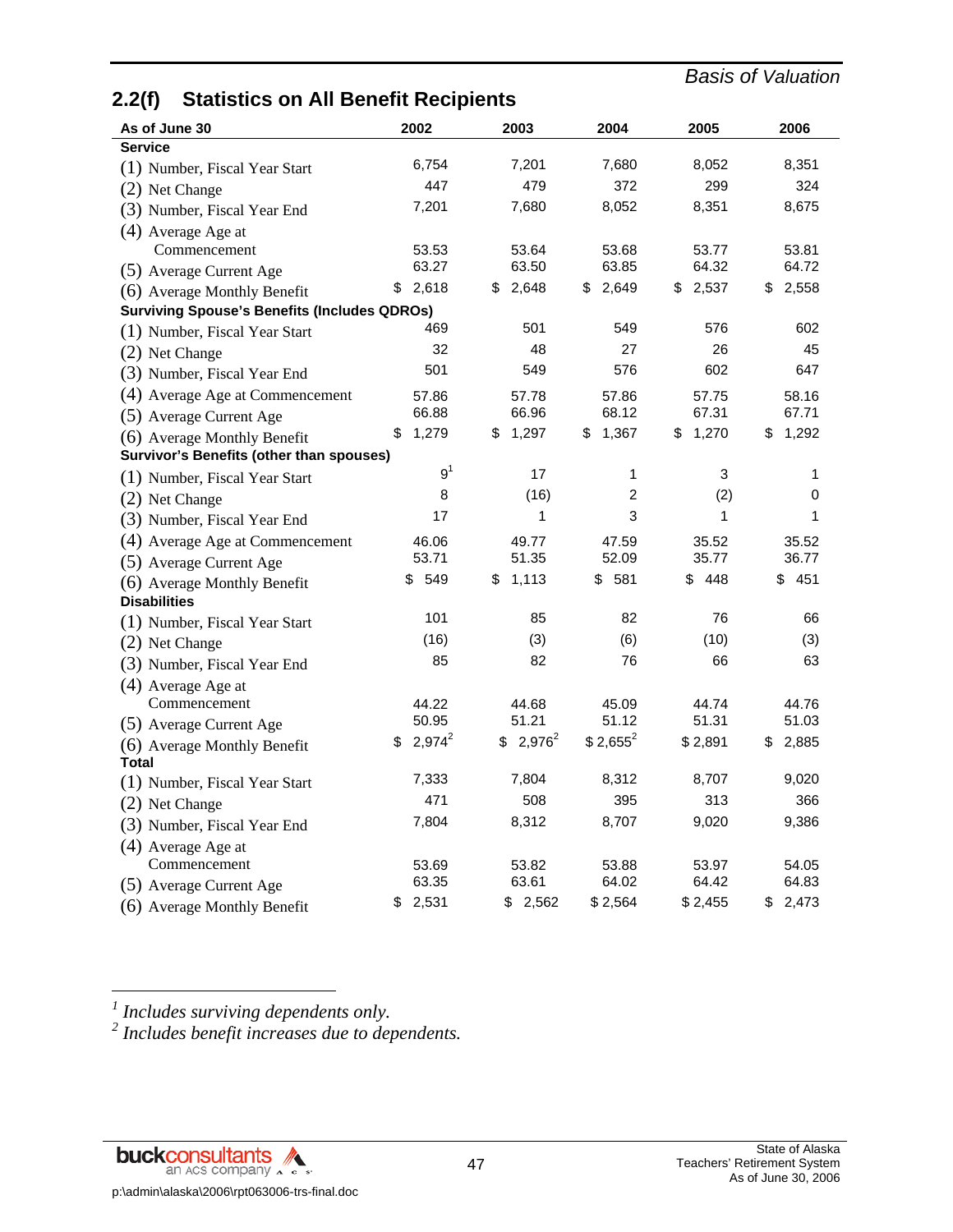## 2.2(f) Statistics on All Benefit Recipients

| As of June 30 | 2002 | 2003 | 2004 | 2005 | 2006 |
|---|---|---|---|---|---|
| **Service** | | | | | |
| (1) Number, Fiscal Year Start | 6,754 | 7,201 | 7,680 | 8,052 | 8,351 |
| (2) Net Change | 447 | 479 | 372 | 299 | 324 |
| (3) Number, Fiscal Year End | 7,201 | 7,680 | 8,052 | 8,351 | 8,675 |
| (4) Average Age at Commencement | 53.53 | 53.64 | 53.68 | 53.77 | 53.81 |
| (5) Average Current Age | 63.27 | 63.50 | 63.85 | 64.32 | 64.72 |
| (6) Average Monthly Benefit | $ 2,618 | $ 2,648 | $ 2,649 | $ 2,537 | $ 2,558 |
| **Surviving Spouse's Benefits (Includes QDROs)** | | | | | |
| (1) Number, Fiscal Year Start | 469 | 501 | 549 | 576 | 602 |
| (2) Net Change | 32 | 48 | 27 | 26 | 45 |
| (3) Number, Fiscal Year End | 501 | 549 | 576 | 602 | 647 |
| (4) Average Age at Commencement | 57.86 | 57.78 | 57.86 | 57.75 | 58.16 |
| (5) Average Current Age | 66.88 | 66.96 | 68.12 | 67.31 | 67.71 |
| (6) Average Monthly Benefit | $ 1,279 | $ 1,297 | $ 1,367 | $ 1,270 | $ 1,292 |
| **Survivor's Benefits (other than spouses)** | | | | | |
| (1) Number, Fiscal Year Start | 9[1] | 17 | 1 | 3 | 1 |
| (2) Net Change | 8 | (16) | 2 | (2) | 0 |
| (3) Number, Fiscal Year End | 17 | 1 | 3 | 1 | 1 |
| (4) Average Age at Commencement | 46.06 | 49.77 | 47.59 | 35.52 | 35.52 |
| (5) Average Current Age | 53.71 | 51.35 | 52.09 | 35.77 | 36.77 |
| (6) Average Monthly Benefit | $ 549 | $ 1,113 | $ 581 | $ 448 | $ 451 |
| **Disabilities** | | | | | |
| (1) Number, Fiscal Year Start | 101 | 85 | 82 | 76 | 66 |
| (2) Net Change | (16) | (3) | (6) | (10) | (3) |
| (3) Number, Fiscal Year End | 85 | 82 | 76 | 66 | 63 |
| (4) Average Age at Commencement | 44.22 | 44.68 | 45.09 | 44.74 | 44.76 |
| (5) Average Current Age | 50.95 | 51.21 | 51.12 | 51.31 | 51.03 |
| (6) Average Monthly Benefit | $ 2,974[2] | $ 2,976[2] | $ 2,655[2] | $ 2,891 | $ 2,885 |
| **Total** | | | | | |
| (1) Number, Fiscal Year Start | 7,333 | 7,804 | 8,312 | 8,707 | 9,020 |
| (2) Net Change | 471 | 508 | 395 | 313 | 366 |
| (3) Number, Fiscal Year End | 7,804 | 8,312 | 8,707 | 9,020 | 9,386 |
| (4) Average Age at Commencement | 53.69 | 53.82 | 53.88 | 53.97 | 54.05 |
| (5) Average Current Age | 63.35 | 63.61 | 64.02 | 64.42 | 64.83 |
| (6) Average Monthly Benefit | $ 2,531 | $ 2,562 | $ 2,564 | $ 2,455 | $ 2,473 |

[1] *Includes surviving dependents only.*

[2] *Includes benefit increases due to dependents.*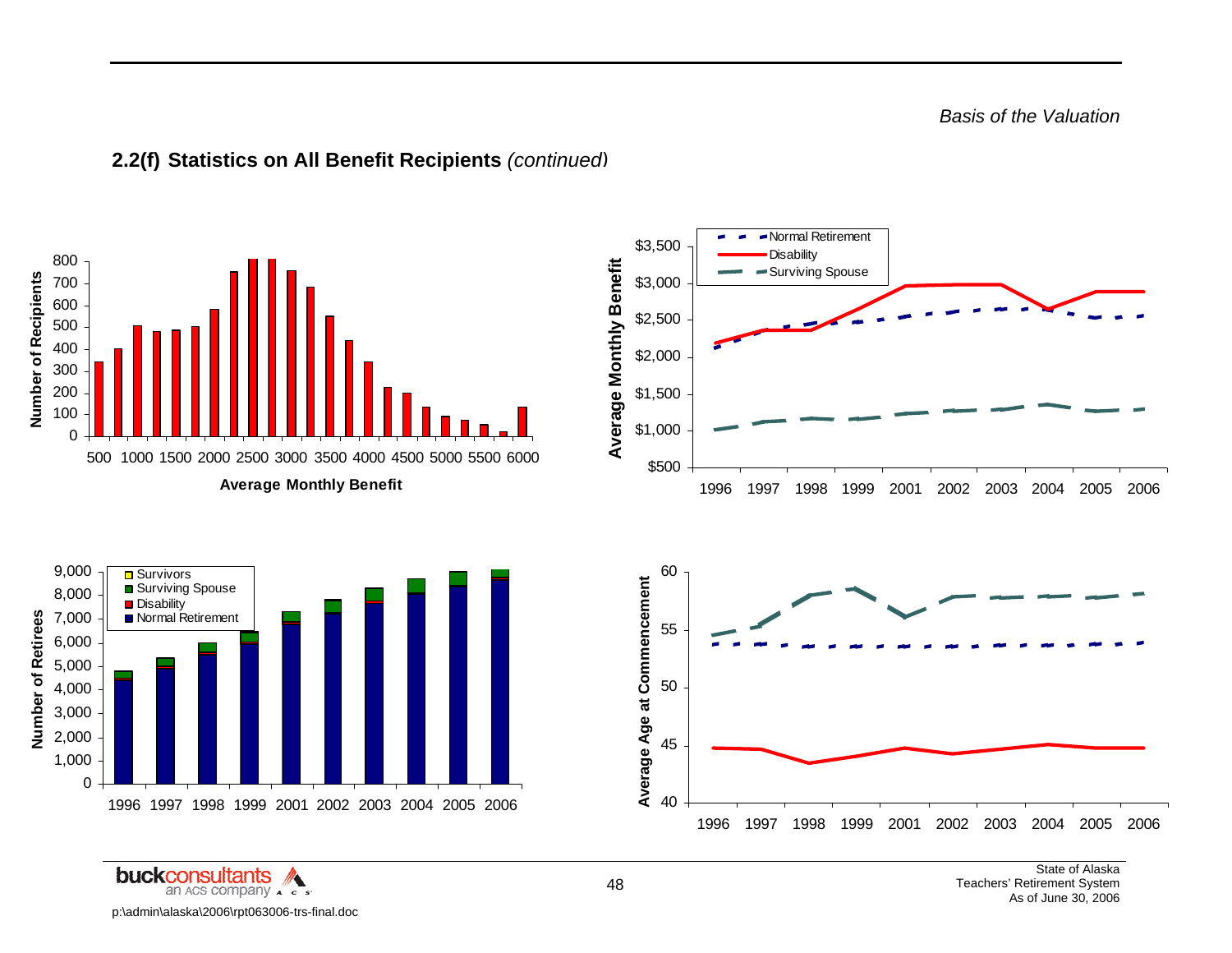## 2.2(f) Statistics on All Benefit Recipients *(continued)*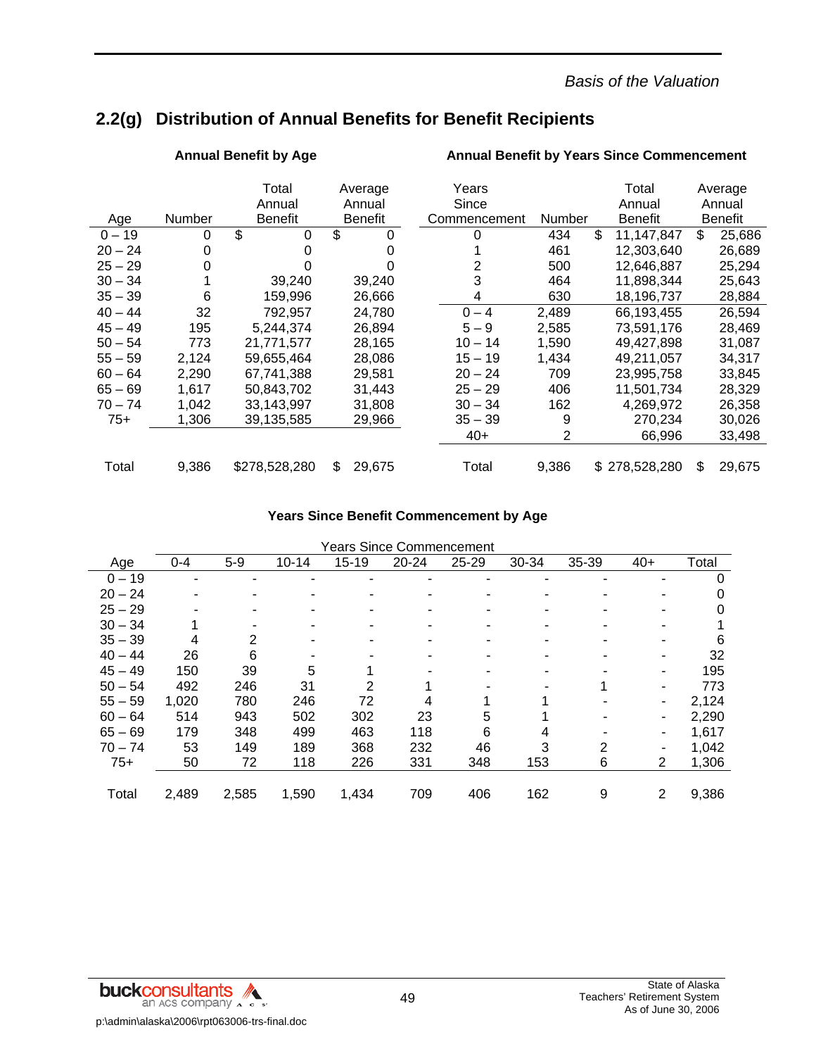## 2.2(g) Distribution of Annual Benefits for Benefit Recipients

**Annual Benefit by Age**

| Age | Number | Total Annual Benefit | Average Annual Benefit |
|---|---|---|---|
| 0 – 19 | 0 | $ 0 | $ 0 |
| 20 – 24 | 0 | 0 | 0 |
| 25 – 29 | 0 | 0 | 0 |
| 30 – 34 | 1 | 39,240 | 39,240 |
| 35 – 39 | 6 | 159,996 | 26,666 |
| 40 – 44 | 32 | 792,957 | 24,780 |
| 45 – 49 | 195 | 5,244,374 | 26,894 |
| 50 – 54 | 773 | 21,771,577 | 28,165 |
| 55 – 59 | 2,124 | 59,655,464 | 28,086 |
| 60 – 64 | 2,290 | 67,741,388 | 29,581 |
| 65 – 69 | 1,617 | 50,843,702 | 31,443 |
| 70 – 74 | 1,042 | 33,143,997 | 31,808 |
| 75+ | 1,306 | 39,135,585 | 29,966 |
| Total | 9,386 | $278,528,280 | $ 29,675 |

**Annual Benefit by Years Since Commencement**

| Years Since Commencement | Number | Total Annual Benefit | Average Annual Benefit |
|---|---|---|---|
| 0 | 434 | $ 11,147,847 | $ 25,686 |
| 1 | 461 | 12,303,640 | 26,689 |
| 2 | 500 | 12,646,887 | 25,294 |
| 3 | 464 | 11,898,344 | 25,643 |
| 4 | 630 | 18,196,737 | 28,884 |
| 0 – 4 | 2,489 | 66,193,455 | 26,594 |
| 5 – 9 | 2,585 | 73,591,176 | 28,469 |
| 10 – 14 | 1,590 | 49,427,898 | 31,087 |
| 15 – 19 | 1,434 | 49,211,057 | 34,317 |
| 20 – 24 | 709 | 23,995,758 | 33,845 |
| 25 – 29 | 406 | 11,501,734 | 28,329 |
| 30 – 34 | 162 | 4,269,972 | 26,358 |
| 35 – 39 | 9 | 270,234 | 30,026 |
| 40+ | 2 | 66,996 | 33,498 |
| Total | 9,386 | $ 278,528,280 | $ 29,675 |

**Years Since Benefit Commencement by Age**

| | Years Since Commencement | | | | | | | | | |
|---|---|---|---|---|---|---|---|---|---|---|
| Age | 0-4 | 5-9 | 10-14 | 15-19 | 20-24 | 25-29 | 30-34 | 35-39 | 40+ | Total |
| 0 – 19 | - | - | - | - | - | - | - | - | - | 0 |
| 20 – 24 | - | - | - | - | - | - | - | - | - | 0 |
| 25 – 29 | - | - | - | - | - | - | - | - | - | 0 |
| 30 – 34 | 1 | - | - | - | - | - | - | - | - | 1 |
| 35 – 39 | 4 | 2 | - | - | - | - | - | - | - | 6 |
| 40 – 44 | 26 | 6 | - | - | - | - | - | - | - | 32 |
| 45 – 49 | 150 | 39 | 5 | 1 | - | - | - | - | - | 195 |
| 50 – 54 | 492 | 246 | 31 | 2 | 1 | - | - | 1 | - | 773 |
| 55 – 59 | 1,020 | 780 | 246 | 72 | 4 | 1 | 1 | - | - | 2,124 |
| 60 – 64 | 514 | 943 | 502 | 302 | 23 | 5 | 1 | - | - | 2,290 |
| 65 – 69 | 179 | 348 | 499 | 463 | 118 | 6 | 4 | - | - | 1,617 |
| 70 – 74 | 53 | 149 | 189 | 368 | 232 | 46 | 3 | 2 | - | 1,042 |
| 75+ | 50 | 72 | 118 | 226 | 331 | 348 | 153 | 6 | 2 | 1,306 |
| Total | 2,489 | 2,585 | 1,590 | 1,434 | 709 | 406 | 162 | 9 | 2 | 9,386 |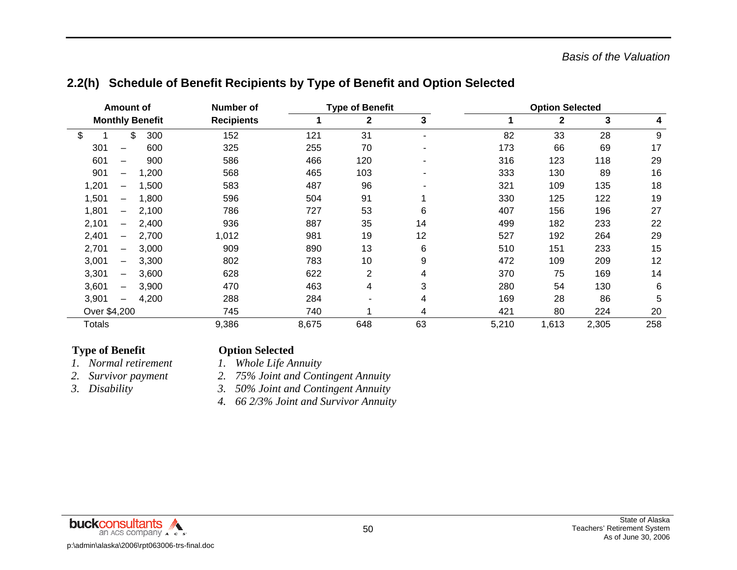## 2.2(h) Schedule of Benefit Recipients by Type of Benefit and Option Selected

| Amount of Monthly Benefit | Number of Recipients | Type of Benefit | | | Option Selected | | | |
|---|---|---|---|---|---|---|---|---|
| | | 1 | 2 | 3 | 1 | 2 | 3 | 4 |
| $ 1 – $ 300 | 152 | 121 | 31 | - | 82 | 33 | 28 | 9 |
| 301 – 600 | 325 | 255 | 70 | - | 173 | 66 | 69 | 17 |
| 601 – 900 | 586 | 466 | 120 | - | 316 | 123 | 118 | 29 |
| 901 – 1,200 | 568 | 465 | 103 | - | 333 | 130 | 89 | 16 |
| 1,201 – 1,500 | 583 | 487 | 96 | - | 321 | 109 | 135 | 18 |
| 1,501 – 1,800 | 596 | 504 | 91 | 1 | 330 | 125 | 122 | 19 |
| 1,801 – 2,100 | 786 | 727 | 53 | 6 | 407 | 156 | 196 | 27 |
| 2,101 – 2,400 | 936 | 887 | 35 | 14 | 499 | 182 | 233 | 22 |
| 2,401 – 2,700 | 1,012 | 981 | 19 | 12 | 527 | 192 | 264 | 29 |
| 2,701 – 3,000 | 909 | 890 | 13 | 6 | 510 | 151 | 233 | 15 |
| 3,001 – 3,300 | 802 | 783 | 10 | 9 | 472 | 109 | 209 | 12 |
| 3,301 – 3,600 | 628 | 622 | 2 | 4 | 370 | 75 | 169 | 14 |
| 3,601 – 3,900 | 470 | 463 | 4 | 3 | 280 | 54 | 130 | 6 |
| 3,901 – 4,200 | 288 | 284 | - | 4 | 169 | 28 | 86 | 5 |
| Over $4,200 | 745 | 740 | 1 | 4 | 421 | 80 | 224 | 20 |
| Totals | 9,386 | 8,675 | 648 | 63 | 5,210 | 1,613 | 2,305 | 258 |

**Type of Benefit**

1. *Normal retirement*
2. *Survivor payment*
3. *Disability*

**Option Selected**

1. *Whole Life Annuity*
2. *75% Joint and Contingent Annuity*
3. *50% Joint and Contingent Annuity*
4. *66 2/3% Joint and Survivor Annuity*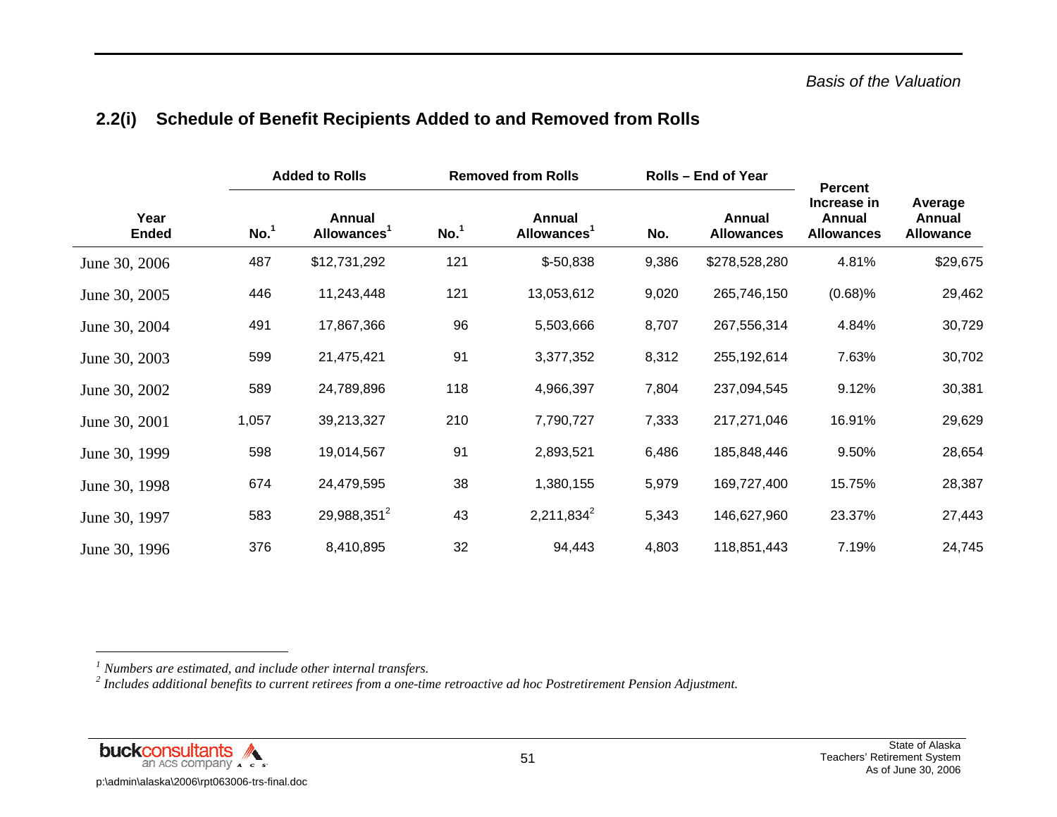## 2.2(i) Schedule of Benefit Recipients Added to and Removed from Rolls

| Year Ended | Added to Rolls | | Removed from Rolls | | Rolls – End of Year | | Percent Increase in Annual Allowances | Average Annual Allowance |
|---|---|---|---|---|---|---|---|---|
| | No.[1] | Annual Allowances[1] | No.[1] | Annual Allowances[1] | No. | Annual Allowances | | |
| June 30, 2006 | 487 | $12,731,292 | 121 | $-50,838 | 9,386 | $278,528,280 | 4.81% | $29,675 |
| June 30, 2005 | 446 | 11,243,448 | 121 | 13,053,612 | 9,020 | 265,746,150 | (0.68)% | 29,462 |
| June 30, 2004 | 491 | 17,867,366 | 96 | 5,503,666 | 8,707 | 267,556,314 | 4.84% | 30,729 |
| June 30, 2003 | 599 | 21,475,421 | 91 | 3,377,352 | 8,312 | 255,192,614 | 7.63% | 30,702 |
| June 30, 2002 | 589 | 24,789,896 | 118 | 4,966,397 | 7,804 | 237,094,545 | 9.12% | 30,381 |
| June 30, 2001 | 1,057 | 39,213,327 | 210 | 7,790,727 | 7,333 | 217,271,046 | 16.91% | 29,629 |
| June 30, 1999 | 598 | 19,014,567 | 91 | 2,893,521 | 6,486 | 185,848,446 | 9.50% | 28,654 |
| June 30, 1998 | 674 | 24,479,595 | 38 | 1,380,155 | 5,979 | 169,727,400 | 15.75% | 28,387 |
| June 30, 1997 | 583 | 29,988,351[2] | 43 | 2,211,834[2] | 5,343 | 146,627,960 | 23.37% | 27,443 |
| June 30, 1996 | 376 | 8,410,895 | 32 | 94,443 | 4,803 | 118,851,443 | 7.19% | 24,745 |

[1] *Numbers are estimated, and include other internal transfers.*

[2] *Includes additional benefits to current retirees from a one-time retroactive ad hoc Postretirement Pension Adjustment.*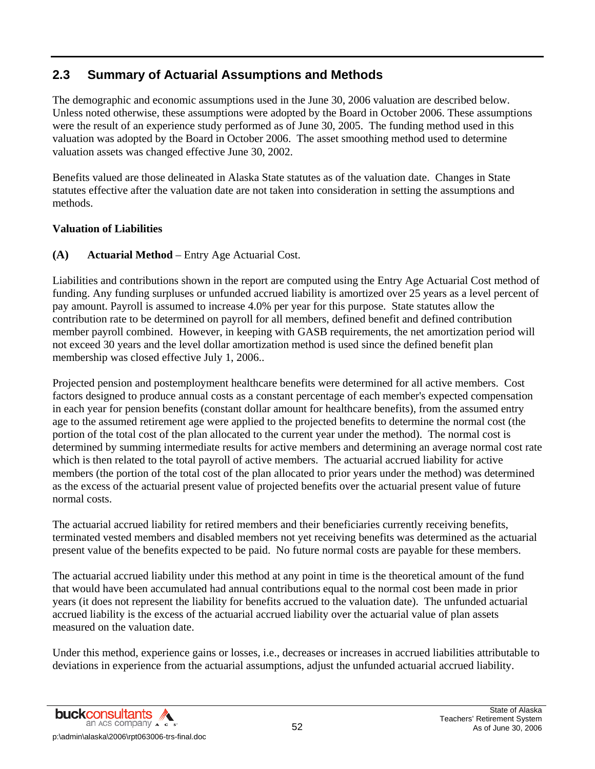## 2.3 Summary of Actuarial Assumptions and Methods

The demographic and economic assumptions used in the June 30, 2006 valuation are described below. Unless noted otherwise, these assumptions were adopted by the Board in October 2006. These assumptions were the result of an experience study performed as of June 30, 2005. The funding method used in this valuation was adopted by the Board in October 2006. The asset smoothing method used to determine valuation assets was changed effective June 30, 2002.

Benefits valued are those delineated in Alaska State statutes as of the valuation date. Changes in State statutes effective after the valuation date are not taken into consideration in setting the assumptions and methods.

**Valuation of Liabilities**

**(A) Actuarial Method** – Entry Age Actuarial Cost.

Liabilities and contributions shown in the report are computed using the Entry Age Actuarial Cost method of funding. Any funding surpluses or unfunded accrued liability is amortized over 25 years as a level percent of pay amount. Payroll is assumed to increase 4.0% per year for this purpose. State statutes allow the contribution rate to be determined on payroll for all members, defined benefit and defined contribution member payroll combined. However, in keeping with GASB requirements, the net amortization period will not exceed 30 years and the level dollar amortization method is used since the defined benefit plan membership was closed effective July 1, 2006..

Projected pension and postemployment healthcare benefits were determined for all active members. Cost factors designed to produce annual costs as a constant percentage of each member's expected compensation in each year for pension benefits (constant dollar amount for healthcare benefits), from the assumed entry age to the assumed retirement age were applied to the projected benefits to determine the normal cost (the portion of the total cost of the plan allocated to the current year under the method). The normal cost is determined by summing intermediate results for active members and determining an average normal cost rate which is then related to the total payroll of active members. The actuarial accrued liability for active members (the portion of the total cost of the plan allocated to prior years under the method) was determined as the excess of the actuarial present value of projected benefits over the actuarial present value of future normal costs.

The actuarial accrued liability for retired members and their beneficiaries currently receiving benefits, terminated vested members and disabled members not yet receiving benefits was determined as the actuarial present value of the benefits expected to be paid. No future normal costs are payable for these members.

The actuarial accrued liability under this method at any point in time is the theoretical amount of the fund that would have been accumulated had annual contributions equal to the normal cost been made in prior years (it does not represent the liability for benefits accrued to the valuation date). The unfunded actuarial accrued liability is the excess of the actuarial accrued liability over the actuarial value of plan assets measured on the valuation date.

Under this method, experience gains or losses, i.e., decreases or increases in accrued liabilities attributable to deviations in experience from the actuarial assumptions, adjust the unfunded actuarial accrued liability.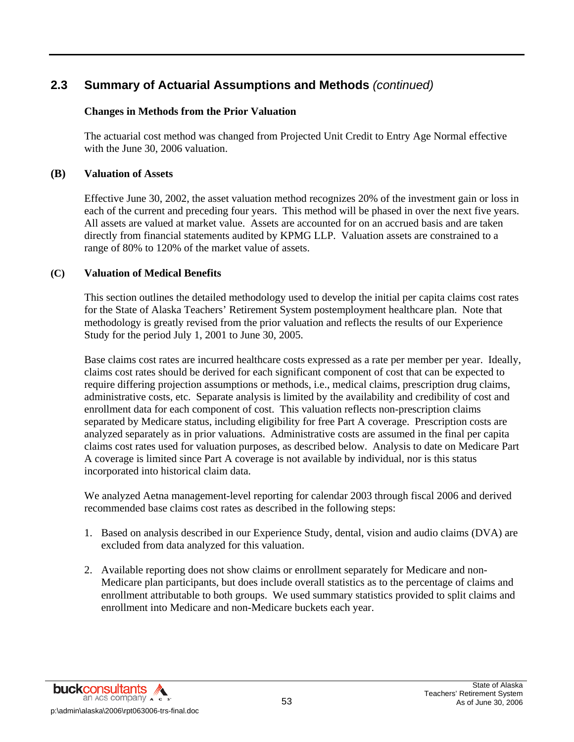## 2.3 Summary of Actuarial Assumptions and Methods *(continued)*

**Changes in Methods from the Prior Valuation**

The actuarial cost method was changed from Projected Unit Credit to Entry Age Normal effective with the June 30, 2006 valuation.

**(B) Valuation of Assets**

Effective June 30, 2002, the asset valuation method recognizes 20% of the investment gain or loss in each of the current and preceding four years. This method will be phased in over the next five years. All assets are valued at market value. Assets are accounted for on an accrued basis and are taken directly from financial statements audited by KPMG LLP. Valuation assets are constrained to a range of 80% to 120% of the market value of assets.

**(C) Valuation of Medical Benefits**

This section outlines the detailed methodology used to develop the initial per capita claims cost rates for the State of Alaska Teachers' Retirement System postemployment healthcare plan. Note that methodology is greatly revised from the prior valuation and reflects the results of our Experience Study for the period July 1, 2001 to June 30, 2005.

Base claims cost rates are incurred healthcare costs expressed as a rate per member per year. Ideally, claims cost rates should be derived for each significant component of cost that can be expected to require differing projection assumptions or methods, i.e., medical claims, prescription drug claims, administrative costs, etc. Separate analysis is limited by the availability and credibility of cost and enrollment data for each component of cost. This valuation reflects non-prescription claims separated by Medicare status, including eligibility for free Part A coverage. Prescription costs are analyzed separately as in prior valuations. Administrative costs are assumed in the final per capita claims cost rates used for valuation purposes, as described below. Analysis to date on Medicare Part A coverage is limited since Part A coverage is not available by individual, nor is this status incorporated into historical claim data.

We analyzed Aetna management-level reporting for calendar 2003 through fiscal 2006 and derived recommended base claims cost rates as described in the following steps:

1. Based on analysis described in our Experience Study, dental, vision and audio claims (DVA) are excluded from data analyzed for this valuation.

2. Available reporting does not show claims or enrollment separately for Medicare and non-Medicare plan participants, but does include overall statistics as to the percentage of claims and enrollment attributable to both groups. We used summary statistics provided to split claims and enrollment into Medicare and non-Medicare buckets each year.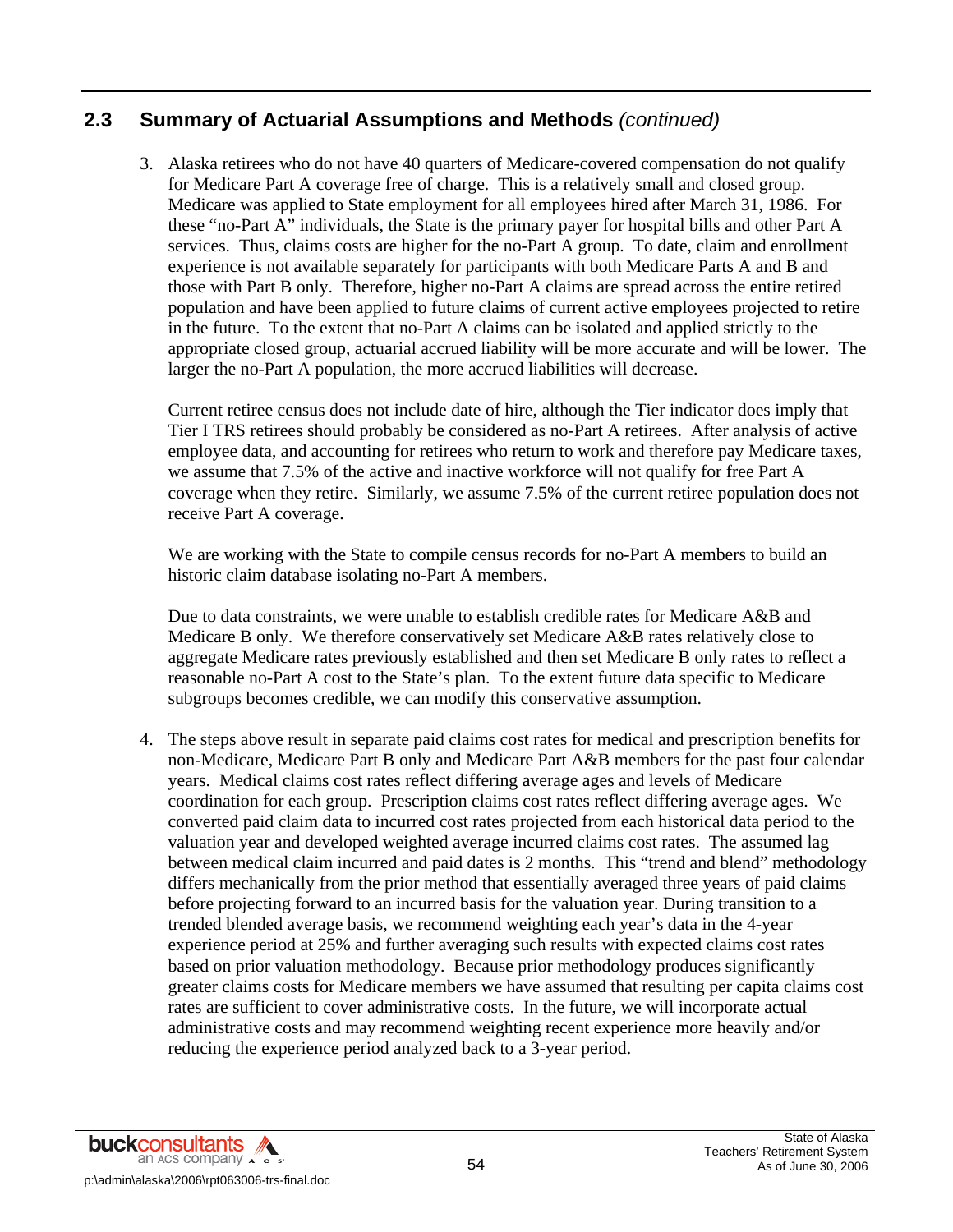## 2.3 Summary of Actuarial Assumptions and Methods *(continued)*

3. Alaska retirees who do not have 40 quarters of Medicare-covered compensation do not qualify for Medicare Part A coverage free of charge. This is a relatively small and closed group. Medicare was applied to State employment for all employees hired after March 31, 1986. For these "no-Part A" individuals, the State is the primary payer for hospital bills and other Part A services. Thus, claims costs are higher for the no-Part A group. To date, claim and enrollment experience is not available separately for participants with both Medicare Parts A and B and those with Part B only. Therefore, higher no-Part A claims are spread across the entire retired population and have been applied to future claims of current active employees projected to retire in the future. To the extent that no-Part A claims can be isolated and applied strictly to the appropriate closed group, actuarial accrued liability will be more accurate and will be lower. The larger the no-Part A population, the more accrued liabilities will decrease.

   Current retiree census does not include date of hire, although the Tier indicator does imply that Tier I TRS retirees should probably be considered as no-Part A retirees. After analysis of active employee data, and accounting for retirees who return to work and therefore pay Medicare taxes, we assume that 7.5% of the active and inactive workforce will not qualify for free Part A coverage when they retire. Similarly, we assume 7.5% of the current retiree population does not receive Part A coverage.

   We are working with the State to compile census records for no-Part A members to build an historic claim database isolating no-Part A members.

   Due to data constraints, we were unable to establish credible rates for Medicare A&B and Medicare B only. We therefore conservatively set Medicare A&B rates relatively close to aggregate Medicare rates previously established and then set Medicare B only rates to reflect a reasonable no-Part A cost to the State's plan. To the extent future data specific to Medicare subgroups becomes credible, we can modify this conservative assumption.

4. The steps above result in separate paid claims cost rates for medical and prescription benefits for non-Medicare, Medicare Part B only and Medicare Part A&B members for the past four calendar years. Medical claims cost rates reflect differing average ages and levels of Medicare coordination for each group. Prescription claims cost rates reflect differing average ages. We converted paid claim data to incurred cost rates projected from each historical data period to the valuation year and developed weighted average incurred claims cost rates. The assumed lag between medical claim incurred and paid dates is 2 months. This "trend and blend" methodology differs mechanically from the prior method that essentially averaged three years of paid claims before projecting forward to an incurred basis for the valuation year. During transition to a trended blended average basis, we recommend weighting each year's data in the 4-year experience period at 25% and further averaging such results with expected claims cost rates based on prior valuation methodology. Because prior methodology produces significantly greater claims costs for Medicare members we have assumed that resulting per capita claims cost rates are sufficient to cover administrative costs. In the future, we will incorporate actual administrative costs and may recommend weighting recent experience more heavily and/or reducing the experience period analyzed back to a 3-year period.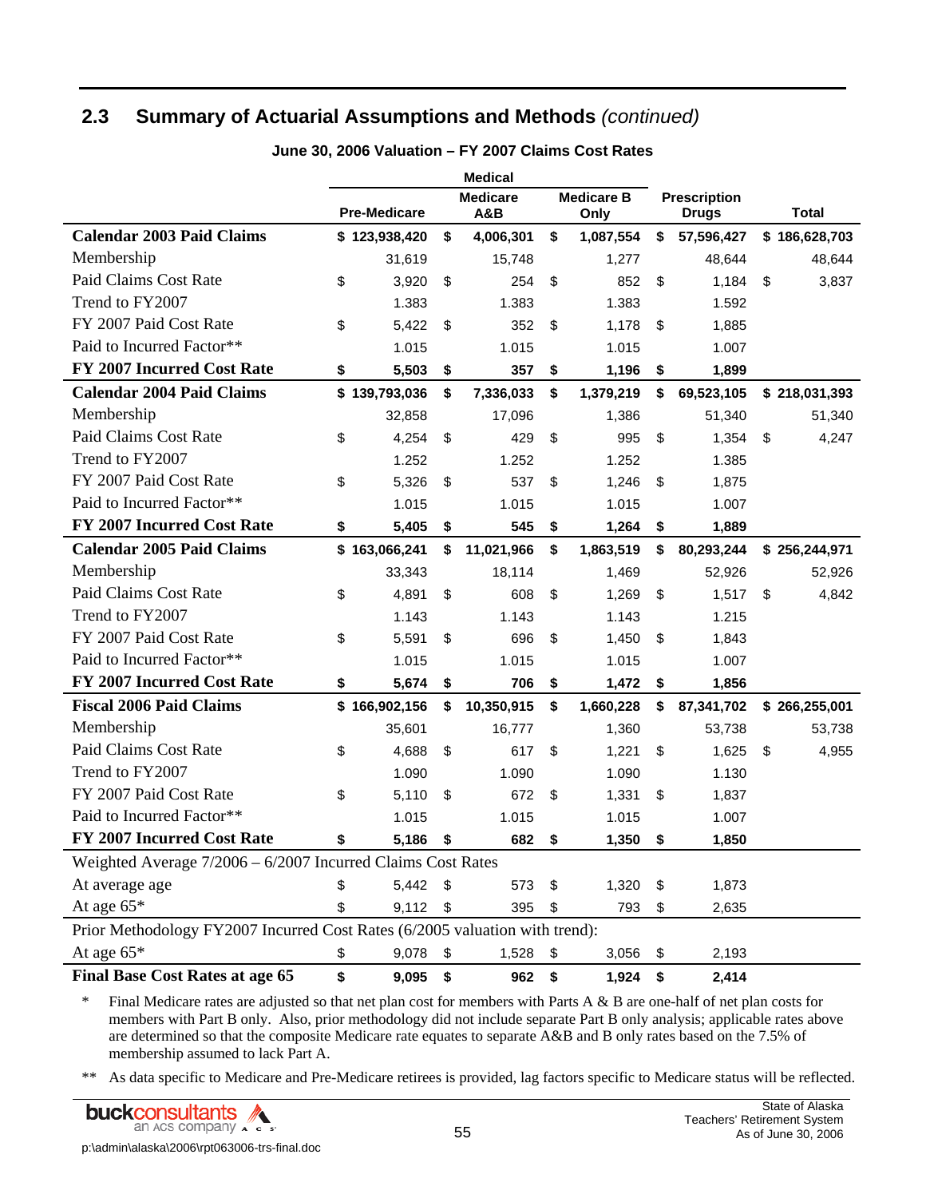## 2.3 Summary of Actuarial Assumptions and Methods *(continued)*

**June 30, 2006 Valuation – FY 2007 Claims Cost Rates**

| | Medical | | | | |
|---|---|---|---|---|---|
| | **Pre-Medicare** | **Medicare A&B** | **Medicare B Only** | **Prescription Drugs** | **Total** |
| **Calendar 2003 Paid Claims** | **$ 123,938,420** | **$ 4,006,301** | **$ 1,087,554** | **$ 57,596,427** | **$ 186,628,703** |
| Membership | 31,619 | 15,748 | 1,277 | 48,644 | 48,644 |
| Paid Claims Cost Rate | $ 3,920 | $ 254 | $ 852 | $ 1,184 | $ 3,837 |
| Trend to FY2007 | 1.383 | 1.383 | 1.383 | 1.592 | |
| FY 2007 Paid Cost Rate | $ 5,422 | $ 352 | $ 1,178 | $ 1,885 | |
| Paid to Incurred Factor** | 1.015 | 1.015 | 1.015 | 1.007 | |
| **FY 2007 Incurred Cost Rate** | **$ 5,503** | **$ 357** | **$ 1,196** | **$ 1,899** | |
| **Calendar 2004 Paid Claims** | **$ 139,793,036** | **$ 7,336,033** | **$ 1,379,219** | **$ 69,523,105** | **$ 218,031,393** |
| Membership | 32,858 | 17,096 | 1,386 | 51,340 | 51,340 |
| Paid Claims Cost Rate | $ 4,254 | $ 429 | $ 995 | $ 1,354 | $ 4,247 |
| Trend to FY2007 | 1.252 | 1.252 | 1.252 | 1.385 | |
| FY 2007 Paid Cost Rate | $ 5,326 | $ 537 | $ 1,246 | $ 1,875 | |
| Paid to Incurred Factor** | 1.015 | 1.015 | 1.015 | 1.007 | |
| **FY 2007 Incurred Cost Rate** | **$ 5,405** | **$ 545** | **$ 1,264** | **$ 1,889** | |
| **Calendar 2005 Paid Claims** | **$ 163,066,241** | **$ 11,021,966** | **$ 1,863,519** | **$ 80,293,244** | **$ 256,244,971** |
| Membership | 33,343 | 18,114 | 1,469 | 52,926 | 52,926 |
| Paid Claims Cost Rate | $ 4,891 | $ 608 | $ 1,269 | $ 1,517 | $ 4,842 |
| Trend to FY2007 | 1.143 | 1.143 | 1.143 | 1.215 | |
| FY 2007 Paid Cost Rate | $ 5,591 | $ 696 | $ 1,450 | $ 1,843 | |
| Paid to Incurred Factor** | 1.015 | 1.015 | 1.015 | 1.007 | |
| **FY 2007 Incurred Cost Rate** | **$ 5,674** | **$ 706** | **$ 1,472** | **$ 1,856** | |
| **Fiscal 2006 Paid Claims** | **$ 166,902,156** | **$ 10,350,915** | **$ 1,660,228** | **$ 87,341,702** | **$ 266,255,001** |
| Membership | 35,601 | 16,777 | 1,360 | 53,738 | 53,738 |
| Paid Claims Cost Rate | $ 4,688 | $ 617 | $ 1,221 | $ 1,625 | $ 4,955 |
| Trend to FY2007 | 1.090 | 1.090 | 1.090 | 1.130 | |
| FY 2007 Paid Cost Rate | $ 5,110 | $ 672 | $ 1,331 | $ 1,837 | |
| Paid to Incurred Factor** | 1.015 | 1.015 | 1.015 | 1.007 | |
| **FY 2007 Incurred Cost Rate** | **$ 5,186** | **$ 682** | **$ 1,350** | **$ 1,850** | |
| Weighted Average 7/2006 – 6/2007 Incurred Claims Cost Rates | | | | | |
| At average age | $ 5,442 | $ 573 | $ 1,320 | $ 1,873 | |
| At age 65* | $ 9,112 | $ 395 | $ 793 | $ 2,635 | |
| Prior Methodology FY2007 Incurred Cost Rates (6/2005 valuation with trend): | | | | | |
| At age 65* | $ 9,078 | $ 1,528 | $ 3,056 | $ 2,193 | |
| **Final Base Cost Rates at age 65** | **$ 9,095** | **$ 962** | **$ 1,924** | **$ 2,414** | |

\* Final Medicare rates are adjusted so that net plan cost for members with Parts A & B are one-half of net plan costs for members with Part B only. Also, prior methodology did not include separate Part B only analysis; applicable rates above are determined so that the composite Medicare rate equates to separate A&B and B only rates based on the 7.5% of membership assumed to lack Part A.

** As data specific to Medicare and Pre-Medicare retirees is provided, lag factors specific to Medicare status will be reflected.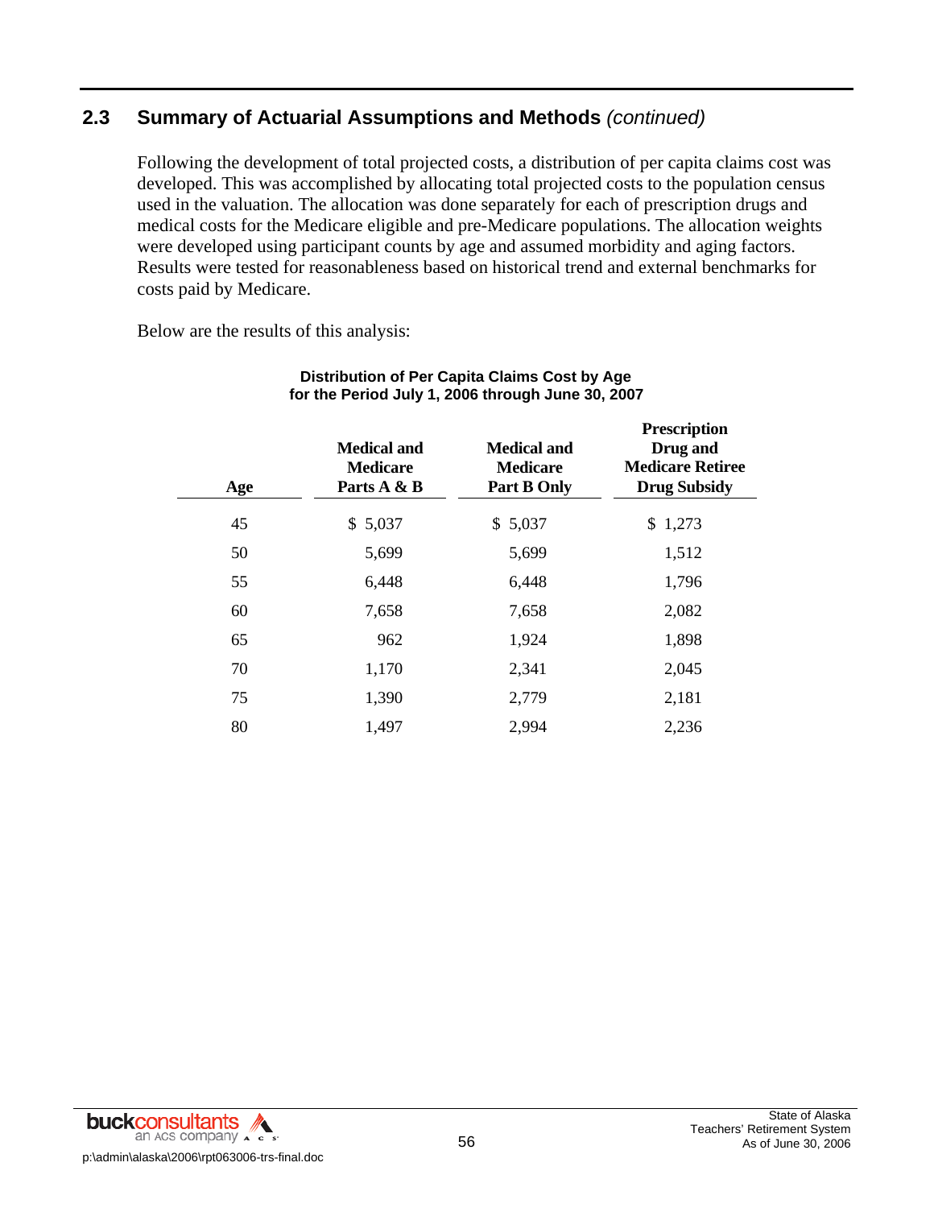## 2.3 Summary of Actuarial Assumptions and Methods *(continued)*

Following the development of total projected costs, a distribution of per capita claims cost was developed. This was accomplished by allocating total projected costs to the population census used in the valuation. The allocation was done separately for each of prescription drugs and medical costs for the Medicare eligible and pre-Medicare populations. The allocation weights were developed using participant counts by age and assumed morbidity and aging factors. Results were tested for reasonableness based on historical trend and external benchmarks for costs paid by Medicare.

Below are the results of this analysis:

**Distribution of Per Capita Claims Cost by Age**
**for the Period July 1, 2006 through June 30, 2007**

| Age | Medical and Medicare Parts A & B | Medical and Medicare Part B Only | Prescription Drug and Medicare Retiree Drug Subsidy |
|---|---|---|---|
| 45 | $ 5,037 | $ 5,037 | $ 1,273 |
| 50 | 5,699 | 5,699 | 1,512 |
| 55 | 6,448 | 6,448 | 1,796 |
| 60 | 7,658 | 7,658 | 2,082 |
| 65 | 962 | 1,924 | 1,898 |
| 70 | 1,170 | 2,341 | 2,045 |
| 75 | 1,390 | 2,779 | 2,181 |
| 80 | 1,497 | 2,994 | 2,236 |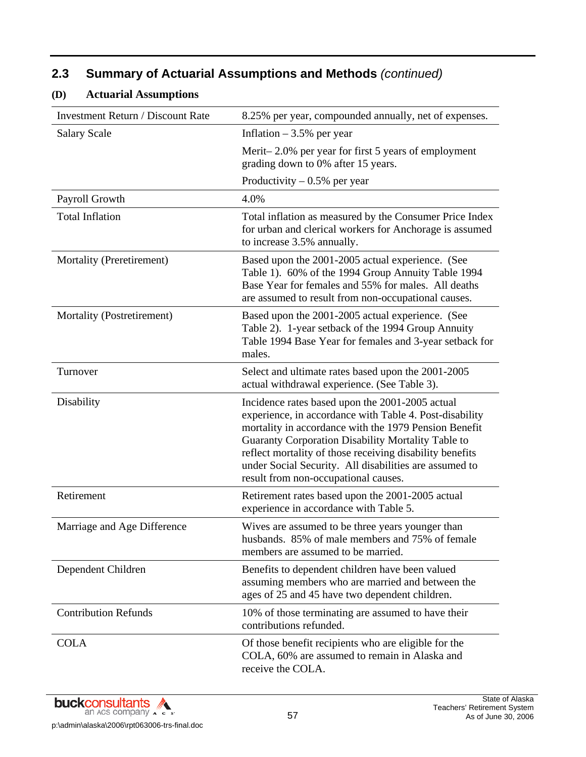## 2.3 Summary of Actuarial Assumptions and Methods *(continued)*

### (D) Actuarial Assumptions

| | |
|---|---|
| Investment Return / Discount Rate | 8.25% per year, compounded annually, net of expenses. |
| Salary Scale | Inflation – 3.5% per year<br><br>Merit– 2.0% per year for first 5 years of employment grading down to 0% after 15 years.<br><br>Productivity – 0.5% per year |
| Payroll Growth | 4.0% |
| Total Inflation | Total inflation as measured by the Consumer Price Index for urban and clerical workers for Anchorage is assumed to increase 3.5% annually. |
| Mortality (Preretirement) | Based upon the 2001-2005 actual experience. (See Table 1). 60% of the 1994 Group Annuity Table 1994 Base Year for females and 55% for males. All deaths are assumed to result from non-occupational causes. |
| Mortality (Postretirement) | Based upon the 2001-2005 actual experience. (See Table 2). 1-year setback of the 1994 Group Annuity Table 1994 Base Year for females and 3-year setback for males. |
| Turnover | Select and ultimate rates based upon the 2001-2005 actual withdrawal experience. (See Table 3). |
| Disability | Incidence rates based upon the 2001-2005 actual experience, in accordance with Table 4. Post-disability mortality in accordance with the 1979 Pension Benefit Guaranty Corporation Disability Mortality Table to reflect mortality of those receiving disability benefits under Social Security. All disabilities are assumed to result from non-occupational causes. |
| Retirement | Retirement rates based upon the 2001-2005 actual experience in accordance with Table 5. |
| Marriage and Age Difference | Wives are assumed to be three years younger than husbands. 85% of male members and 75% of female members are assumed to be married. |
| Dependent Children | Benefits to dependent children have been valued assuming members who are married and between the ages of 25 and 45 have two dependent children. |
| Contribution Refunds | 10% of those terminating are assumed to have their contributions refunded. |
| COLA | Of those benefit recipients who are eligible for the COLA, 60% are assumed to remain in Alaska and receive the COLA. |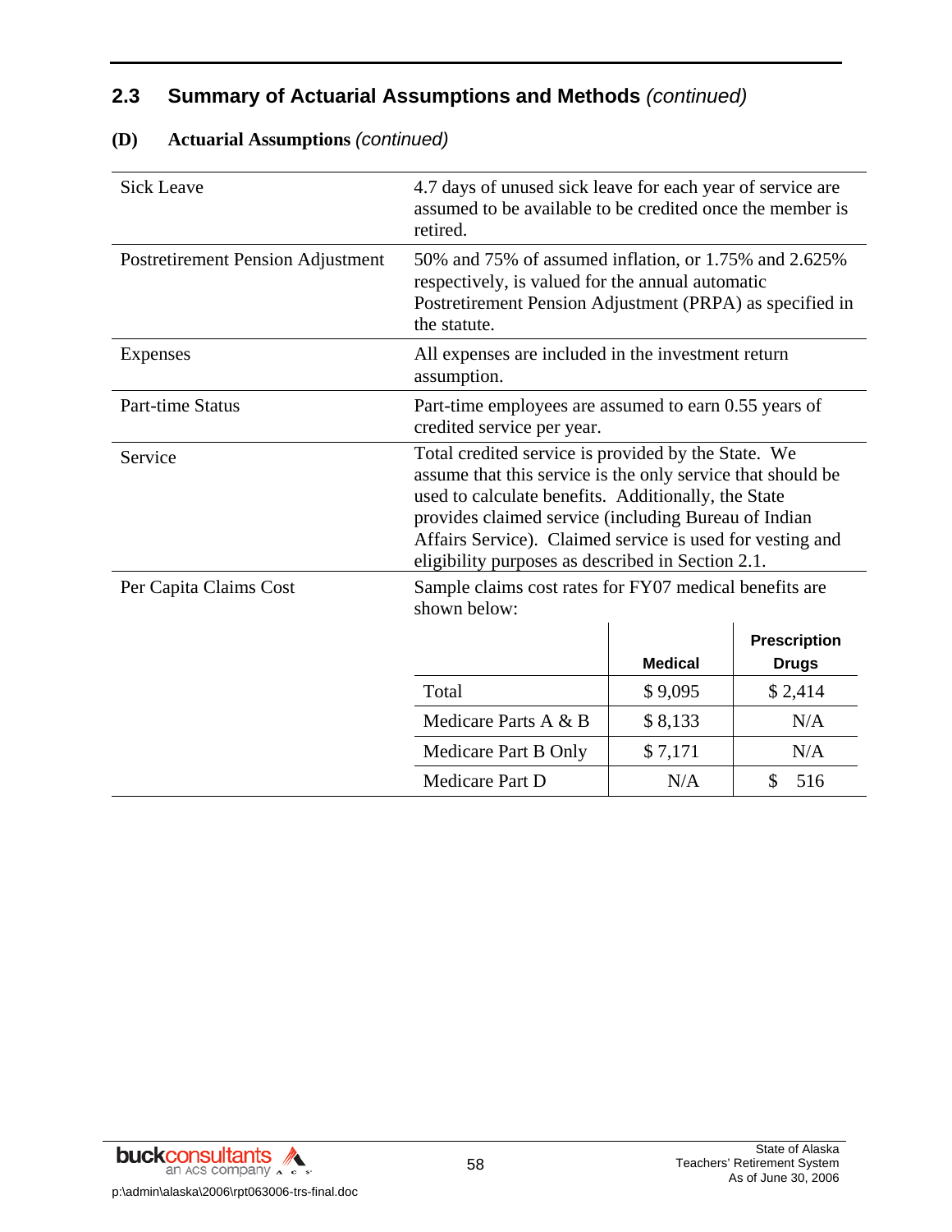## 2.3 Summary of Actuarial Assumptions and Methods *(continued)*

### (D) Actuarial Assumptions *(continued)*

| | |
|---|---|
| Sick Leave | 4.7 days of unused sick leave for each year of service are assumed to be available to be credited once the member is retired. |
| Postretirement Pension Adjustment | 50% and 75% of assumed inflation, or 1.75% and 2.625% respectively, is valued for the annual automatic Postretirement Pension Adjustment (PRPA) as specified in the statute. |
| Expenses | All expenses are included in the investment return assumption. |
| Part-time Status | Part-time employees are assumed to earn 0.55 years of credited service per year. |
| Service | Total credited service is provided by the State. We assume that this service is the only service that should be used to calculate benefits. Additionally, the State provides claimed service (including Bureau of Indian Affairs Service). Claimed service is used for vesting and eligibility purposes as described in Section 2.1. |
| Per Capita Claims Cost | Sample claims cost rates for FY07 medical benefits are shown below: |

| | Medical | Prescription Drugs |
|---|---|---|
| Total | $ 9,095 | $ 2,414 |
| Medicare Parts A & B | $ 8,133 | N/A |
| Medicare Part B Only | $ 7,171 | N/A |
| Medicare Part D | N/A | $ 516 |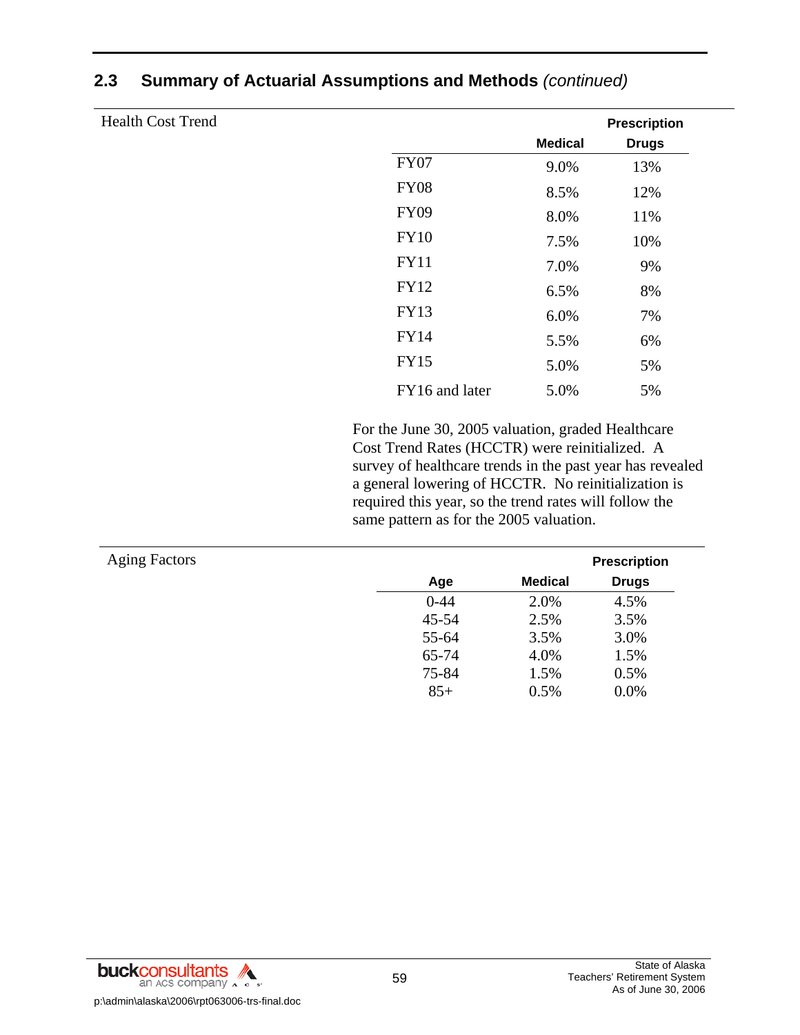## 2.3 Summary of Actuarial Assumptions and Methods *(continued)*

Health Cost Trend

| | Medical | Prescription Drugs |
|---|---|---|
| FY07 | 9.0% | 13% |
| FY08 | 8.5% | 12% |
| FY09 | 8.0% | 11% |
| FY10 | 7.5% | 10% |
| FY11 | 7.0% | 9% |
| FY12 | 6.5% | 8% |
| FY13 | 6.0% | 7% |
| FY14 | 5.5% | 6% |
| FY15 | 5.0% | 5% |
| FY16 and later | 5.0% | 5% |

For the June 30, 2005 valuation, graded Healthcare Cost Trend Rates (HCCTR) were reinitialized. A survey of healthcare trends in the past year has revealed a general lowering of HCCTR. No reinitialization is required this year, so the trend rates will follow the same pattern as for the 2005 valuation.

Aging Factors

| Age | Medical | Prescription Drugs |
|---|---|---|
| 0-44 | 2.0% | 4.5% |
| 45-54 | 2.5% | 3.5% |
| 55-64 | 3.5% | 3.0% |
| 65-74 | 4.0% | 1.5% |
| 75-84 | 1.5% | 0.5% |
| 85+ | 0.5% | 0.0% |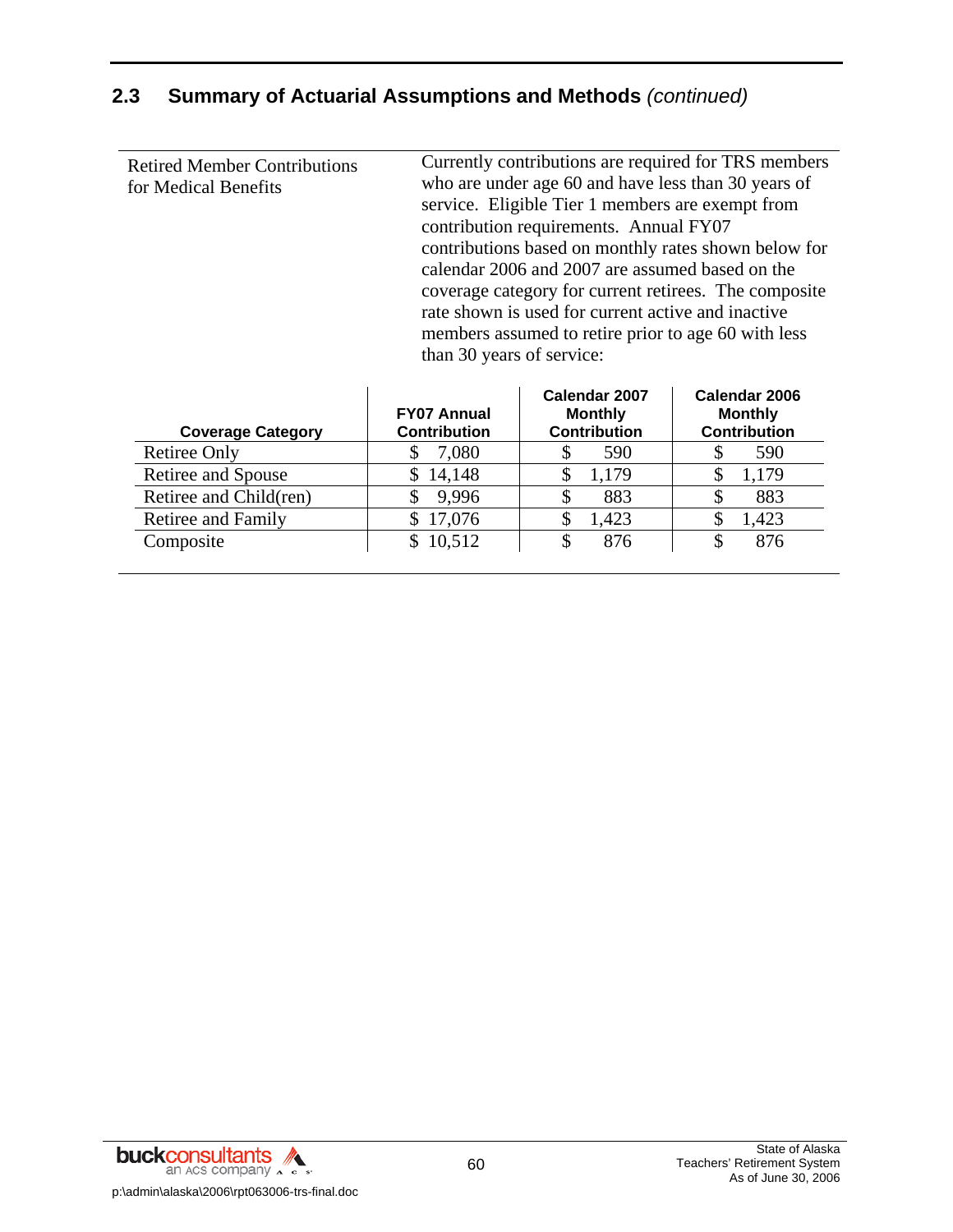## 2.3 Summary of Actuarial Assumptions and Methods *(continued)*

| Retired Member Contributions for Medical Benefits | Currently contributions are required for TRS members who are under age 60 and have less than 30 years of service. Eligible Tier 1 members are exempt from contribution requirements. Annual FY07 contributions based on monthly rates shown below for calendar 2006 and 2007 are assumed based on the coverage category for current retirees. The composite rate shown is used for current active and inactive members assumed to retire prior to age 60 with less than 30 years of service: |
|---|---|

| Coverage Category | FY07 Annual Contribution | Calendar 2007 Monthly Contribution | Calendar 2006 Monthly Contribution |
|---|---|---|---|
| Retiree Only | $ 7,080 | $ 590 | $ 590 |
| Retiree and Spouse | $ 14,148 | $ 1,179 | $ 1,179 |
| Retiree and Child(ren) | $ 9,996 | $ 883 | $ 883 |
| Retiree and Family | $ 17,076 | $ 1,423 | $ 1,423 |
| Composite | $ 10,512 | $ 876 | $ 876 |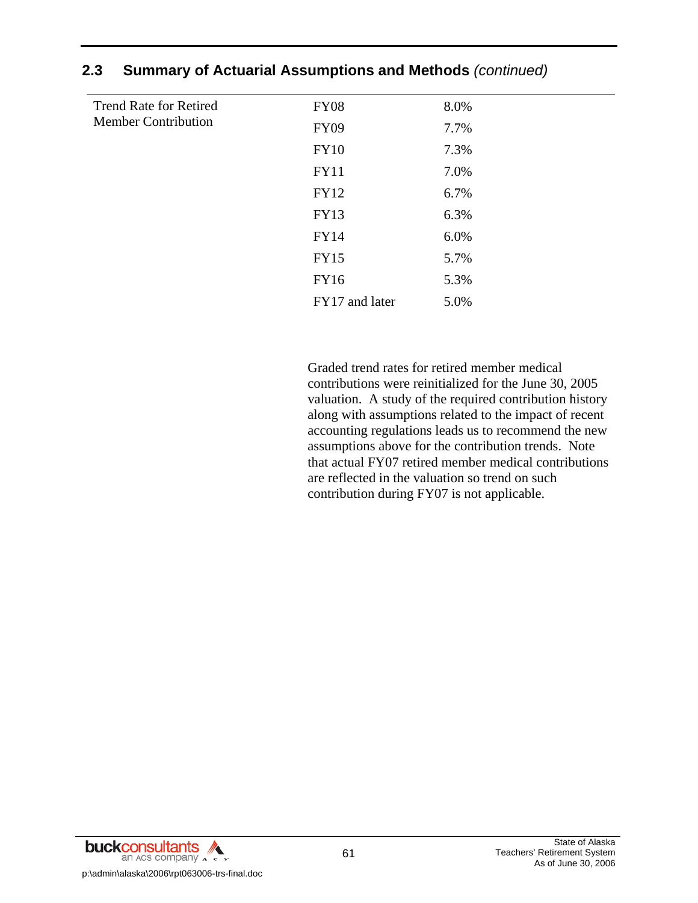## 2.3 Summary of Actuarial Assumptions and Methods *(continued)*

| | | |
|---|---|---|
| Trend Rate for Retired Member Contribution | FY08 | 8.0% |
| | FY09 | 7.7% |
| | FY10 | 7.3% |
| | FY11 | 7.0% |
| | FY12 | 6.7% |
| | FY13 | 6.3% |
| | FY14 | 6.0% |
| | FY15 | 5.7% |
| | FY16 | 5.3% |
| | FY17 and later | 5.0% |

Graded trend rates for retired member medical contributions were reinitialized for the June 30, 2005 valuation. A study of the required contribution history along with assumptions related to the impact of recent accounting regulations leads us to recommend the new assumptions above for the contribution trends. Note that actual FY07 retired member medical contributions are reflected in the valuation so trend on such contribution during FY07 is not applicable.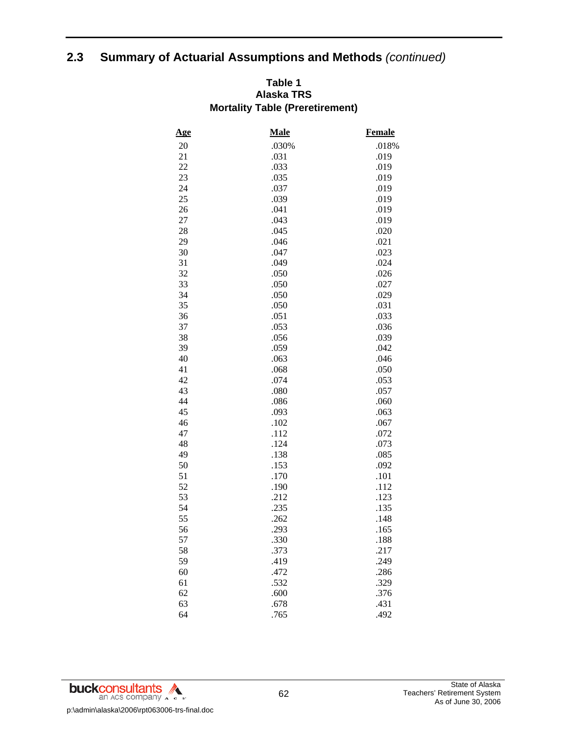## 2.3 Summary of Actuarial Assumptions and Methods *(continued)*

**Table 1**
**Alaska TRS**
**Mortality Table (Preretirement)**

| Age | Male | Female |
|---|---|---|
| 20 | .030% | .018% |
| 21 | .031 | .019 |
| 22 | .033 | .019 |
| 23 | .035 | .019 |
| 24 | .037 | .019 |
| 25 | .039 | .019 |
| 26 | .041 | .019 |
| 27 | .043 | .019 |
| 28 | .045 | .020 |
| 29 | .046 | .021 |
| 30 | .047 | .023 |
| 31 | .049 | .024 |
| 32 | .050 | .026 |
| 33 | .050 | .027 |
| 34 | .050 | .029 |
| 35 | .050 | .031 |
| 36 | .051 | .033 |
| 37 | .053 | .036 |
| 38 | .056 | .039 |
| 39 | .059 | .042 |
| 40 | .063 | .046 |
| 41 | .068 | .050 |
| 42 | .074 | .053 |
| 43 | .080 | .057 |
| 44 | .086 | .060 |
| 45 | .093 | .063 |
| 46 | .102 | .067 |
| 47 | .112 | .072 |
| 48 | .124 | .073 |
| 49 | .138 | .085 |
| 50 | .153 | .092 |
| 51 | .170 | .101 |
| 52 | .190 | .112 |
| 53 | .212 | .123 |
| 54 | .235 | .135 |
| 55 | .262 | .148 |
| 56 | .293 | .165 |
| 57 | .330 | .188 |
| 58 | .373 | .217 |
| 59 | .419 | .249 |
| 60 | .472 | .286 |
| 61 | .532 | .329 |
| 62 | .600 | .376 |
| 63 | .678 | .431 |
| 64 | .765 | .492 |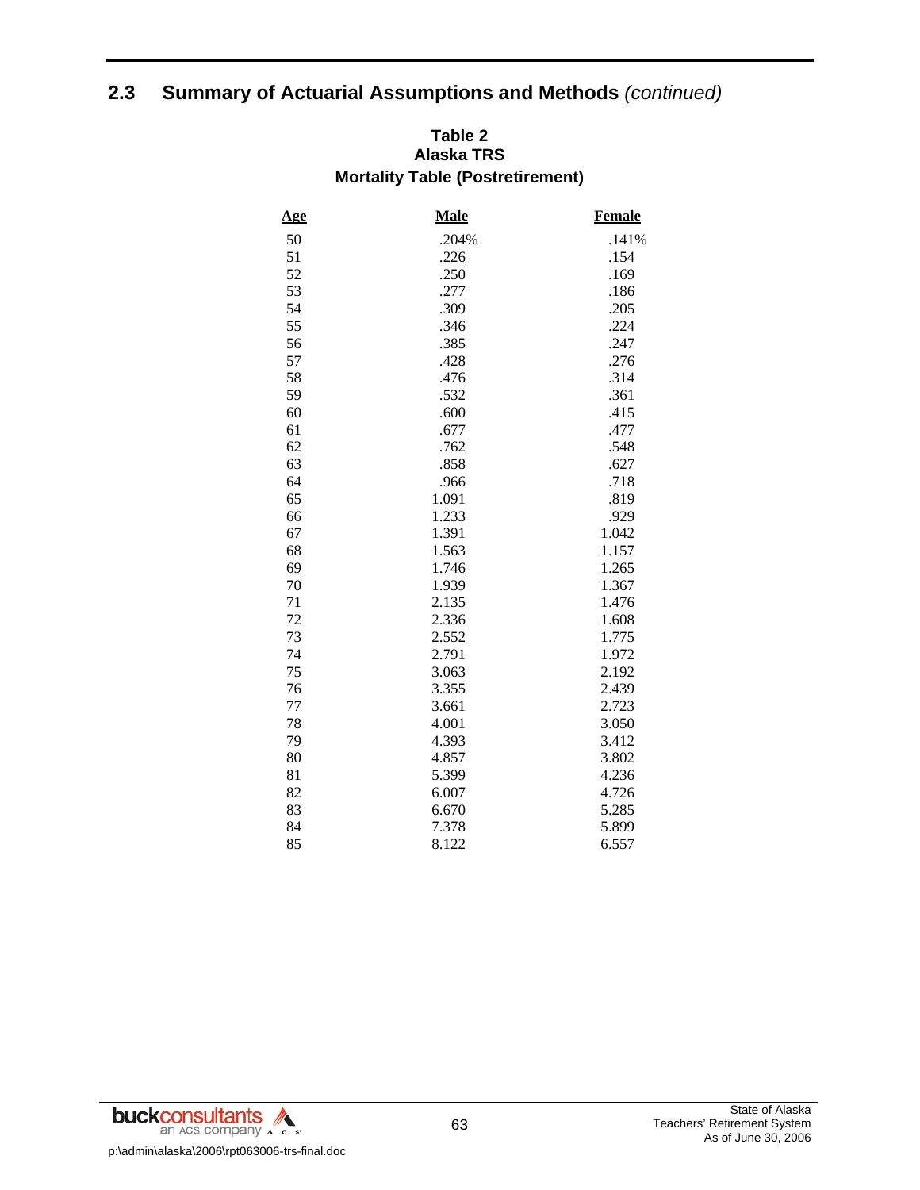## 2.3 Summary of Actuarial Assumptions and Methods *(continued)*

### Table 2
### Alaska TRS
### Mortality Table (Postretirement)

| Age | Male | Female |
|---|---|---|
| 50 | .204% | .141% |
| 51 | .226 | .154 |
| 52 | .250 | .169 |
| 53 | .277 | .186 |
| 54 | .309 | .205 |
| 55 | .346 | .224 |
| 56 | .385 | .247 |
| 57 | .428 | .276 |
| 58 | .476 | .314 |
| 59 | .532 | .361 |
| 60 | .600 | .415 |
| 61 | .677 | .477 |
| 62 | .762 | .548 |
| 63 | .858 | .627 |
| 64 | .966 | .718 |
| 65 | 1.091 | .819 |
| 66 | 1.233 | .929 |
| 67 | 1.391 | 1.042 |
| 68 | 1.563 | 1.157 |
| 69 | 1.746 | 1.265 |
| 70 | 1.939 | 1.367 |
| 71 | 2.135 | 1.476 |
| 72 | 2.336 | 1.608 |
| 73 | 2.552 | 1.775 |
| 74 | 2.791 | 1.972 |
| 75 | 3.063 | 2.192 |
| 76 | 3.355 | 2.439 |
| 77 | 3.661 | 2.723 |
| 78 | 4.001 | 3.050 |
| 79 | 4.393 | 3.412 |
| 80 | 4.857 | 3.802 |
| 81 | 5.399 | 4.236 |
| 82 | 6.007 | 4.726 |
| 83 | 6.670 | 5.285 |
| 84 | 7.378 | 5.899 |
| 85 | 8.122 | 6.557 |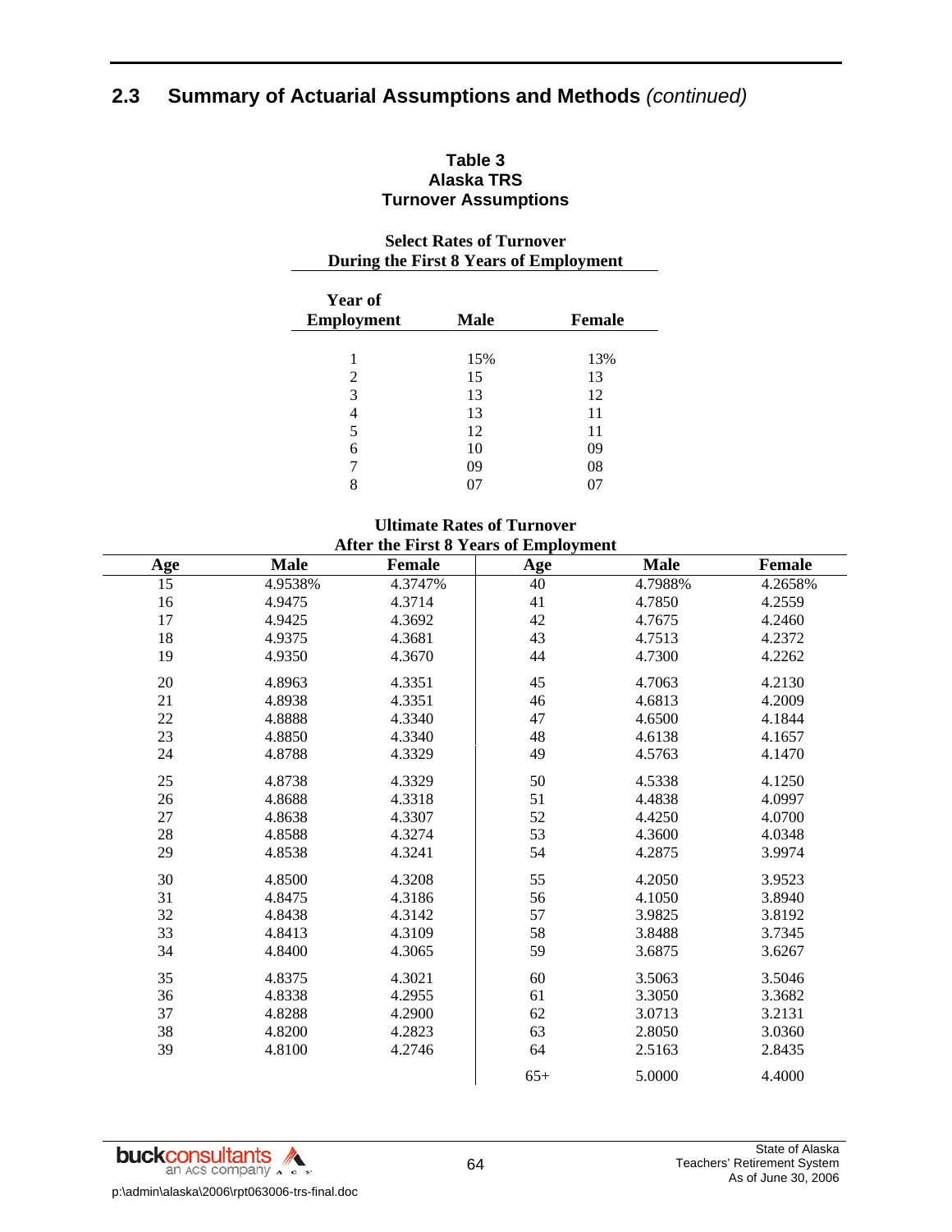## 2.3 Summary of Actuarial Assumptions and Methods *(continued)*

**Table 3**
**Alaska TRS**
**Turnover Assumptions**

**Select Rates of Turnover**
**During the First 8 Years of Employment**

| Year of Employment | Male | Female |
|---|---|---|
| 1 | 15% | 13% |
| 2 | 15 | 13 |
| 3 | 13 | 12 |
| 4 | 13 | 11 |
| 5 | 12 | 11 |
| 6 | 10 | 09 |
| 7 | 09 | 08 |
| 8 | 07 | 07 |

**Ultimate Rates of Turnover**
**After the First 8 Years of Employment**

| Age | Male | Female | Age | Male | Female |
|---|---|---|---|---|---|
| 15 | 4.9538% | 4.3747% | 40 | 4.7988% | 4.2658% |
| 16 | 4.9475 | 4.3714 | 41 | 4.7850 | 4.2559 |
| 17 | 4.9425 | 4.3692 | 42 | 4.7675 | 4.2460 |
| 18 | 4.9375 | 4.3681 | 43 | 4.7513 | 4.2372 |
| 19 | 4.9350 | 4.3670 | 44 | 4.7300 | 4.2262 |
| 20 | 4.8963 | 4.3351 | 45 | 4.7063 | 4.2130 |
| 21 | 4.8938 | 4.3351 | 46 | 4.6813 | 4.2009 |
| 22 | 4.8888 | 4.3340 | 47 | 4.6500 | 4.1844 |
| 23 | 4.8850 | 4.3340 | 48 | 4.6138 | 4.1657 |
| 24 | 4.8788 | 4.3329 | 49 | 4.5763 | 4.1470 |
| 25 | 4.8738 | 4.3329 | 50 | 4.5338 | 4.1250 |
| 26 | 4.8688 | 4.3318 | 51 | 4.4838 | 4.0997 |
| 27 | 4.8638 | 4.3307 | 52 | 4.4250 | 4.0700 |
| 28 | 4.8588 | 4.3274 | 53 | 4.3600 | 4.0348 |
| 29 | 4.8538 | 4.3241 | 54 | 4.2875 | 3.9974 |
| 30 | 4.8500 | 4.3208 | 55 | 4.2050 | 3.9523 |
| 31 | 4.8475 | 4.3186 | 56 | 4.1050 | 3.8940 |
| 32 | 4.8438 | 4.3142 | 57 | 3.9825 | 3.8192 |
| 33 | 4.8413 | 4.3109 | 58 | 3.8488 | 3.7345 |
| 34 | 4.8400 | 4.3065 | 59 | 3.6875 | 3.6267 |
| 35 | 4.8375 | 4.3021 | 60 | 3.5063 | 3.5046 |
| 36 | 4.8338 | 4.2955 | 61 | 3.3050 | 3.3682 |
| 37 | 4.8288 | 4.2900 | 62 | 3.0713 | 3.2131 |
| 38 | 4.8200 | 4.2823 | 63 | 2.8050 | 3.0360 |
| 39 | 4.8100 | 4.2746 | 64 | 2.5163 | 2.8435 |
| | | | 65+ | 5.0000 | 4.4000 |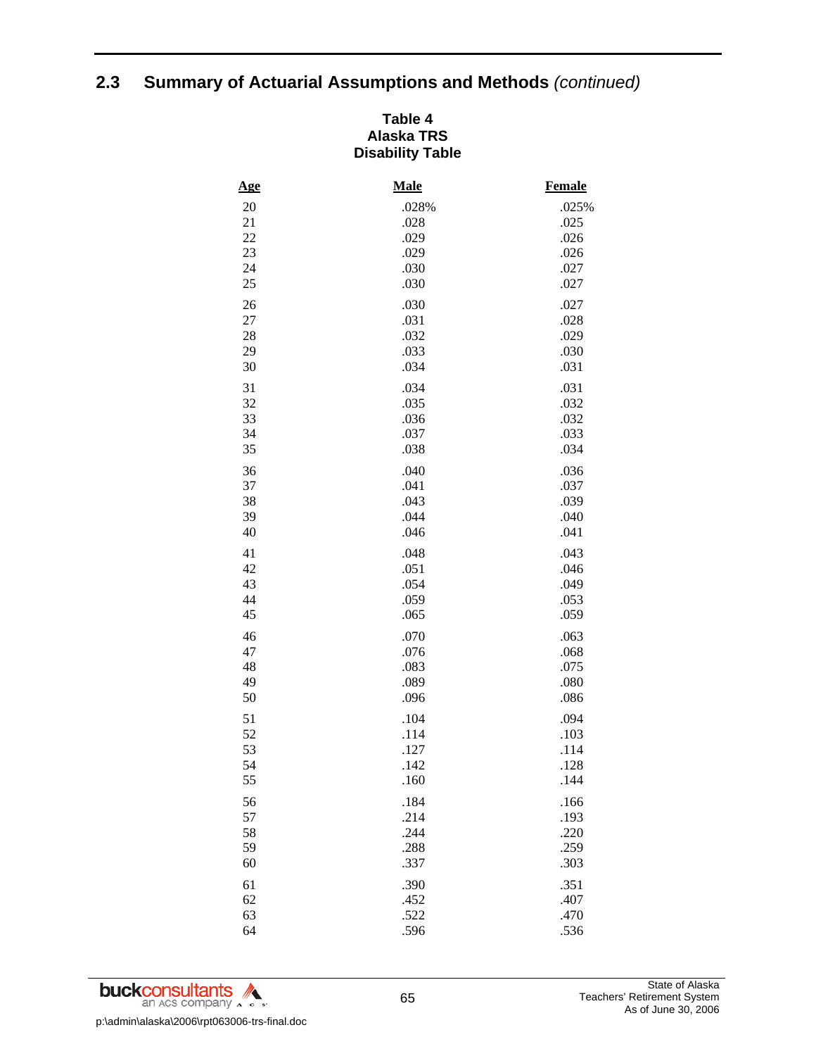## 2.3 Summary of Actuarial Assumptions and Methods *(continued)*

**Table 4**
**Alaska TRS**
**Disability Table**

| Age | Male | Female |
|---|---|---|
| 20 | .028% | .025% |
| 21 | .028 | .025 |
| 22 | .029 | .026 |
| 23 | .029 | .026 |
| 24 | .030 | .027 |
| 25 | .030 | .027 |
| 26 | .030 | .027 |
| 27 | .031 | .028 |
| 28 | .032 | .029 |
| 29 | .033 | .030 |
| 30 | .034 | .031 |
| 31 | .034 | .031 |
| 32 | .035 | .032 |
| 33 | .036 | .032 |
| 34 | .037 | .033 |
| 35 | .038 | .034 |
| 36 | .040 | .036 |
| 37 | .041 | .037 |
| 38 | .043 | .039 |
| 39 | .044 | .040 |
| 40 | .046 | .041 |
| 41 | .048 | .043 |
| 42 | .051 | .046 |
| 43 | .054 | .049 |
| 44 | .059 | .053 |
| 45 | .065 | .059 |
| 46 | .070 | .063 |
| 47 | .076 | .068 |
| 48 | .083 | .075 |
| 49 | .089 | .080 |
| 50 | .096 | .086 |
| 51 | .104 | .094 |
| 52 | .114 | .103 |
| 53 | .127 | .114 |
| 54 | .142 | .128 |
| 55 | .160 | .144 |
| 56 | .184 | .166 |
| 57 | .214 | .193 |
| 58 | .244 | .220 |
| 59 | .288 | .259 |
| 60 | .337 | .303 |
| 61 | .390 | .351 |
| 62 | .452 | .407 |
| 63 | .522 | .470 |
| 64 | .596 | .536 |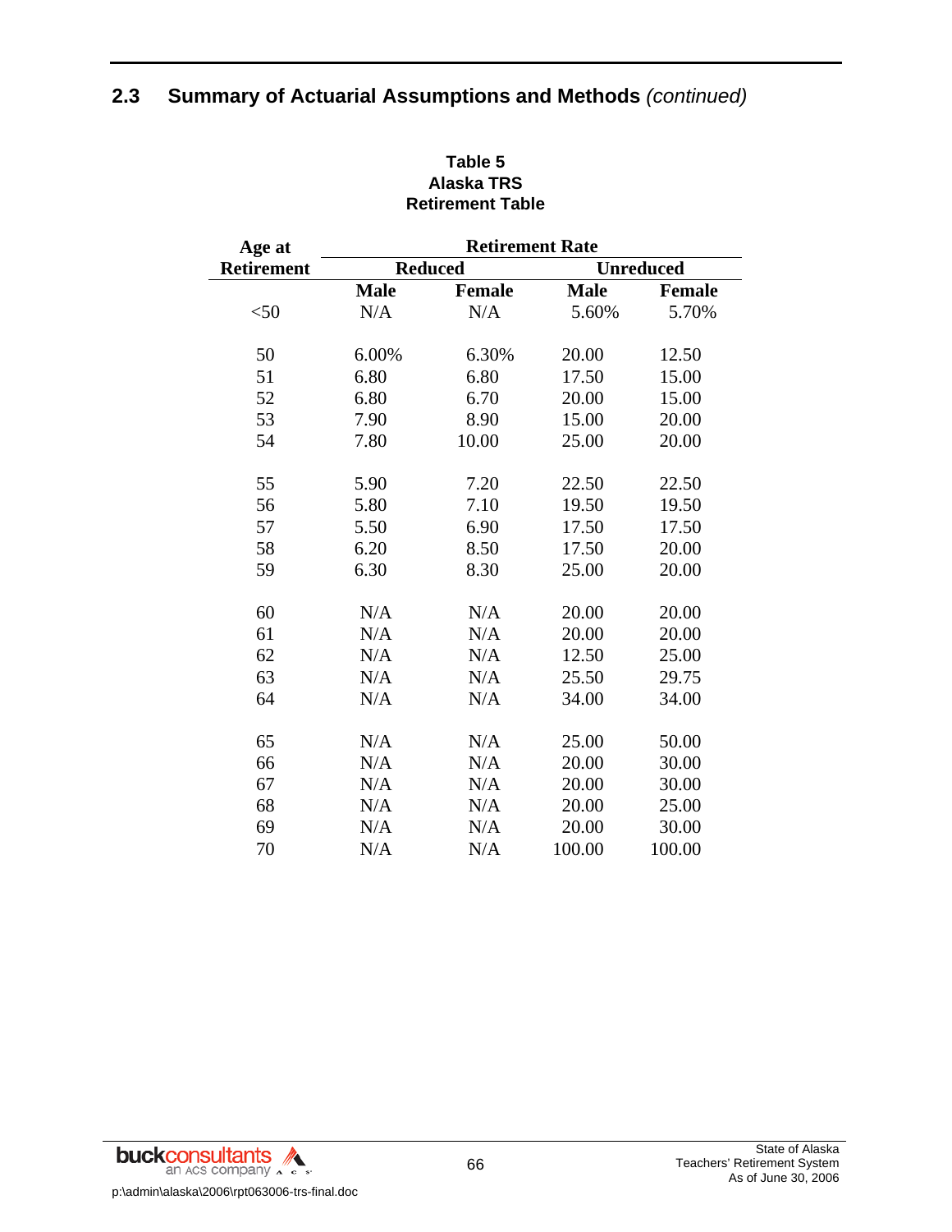## 2.3 Summary of Actuarial Assumptions and Methods *(continued)*

**Table 5**
**Alaska TRS**
**Retirement Table**

| Age at Retirement | Retirement Rate | | | |
|---|---|---|---|---|
| | Reduced | | Unreduced | |
| | Male | Female | Male | Female |
| <50 | N/A | N/A | 5.60% | 5.70% |
| 50 | 6.00% | 6.30% | 20.00 | 12.50 |
| 51 | 6.80 | 6.80 | 17.50 | 15.00 |
| 52 | 6.80 | 6.70 | 20.00 | 15.00 |
| 53 | 7.90 | 8.90 | 15.00 | 20.00 |
| 54 | 7.80 | 10.00 | 25.00 | 20.00 |
| 55 | 5.90 | 7.20 | 22.50 | 22.50 |
| 56 | 5.80 | 7.10 | 19.50 | 19.50 |
| 57 | 5.50 | 6.90 | 17.50 | 17.50 |
| 58 | 6.20 | 8.50 | 17.50 | 20.00 |
| 59 | 6.30 | 8.30 | 25.00 | 20.00 |
| 60 | N/A | N/A | 20.00 | 20.00 |
| 61 | N/A | N/A | 20.00 | 20.00 |
| 62 | N/A | N/A | 12.50 | 25.00 |
| 63 | N/A | N/A | 25.50 | 29.75 |
| 64 | N/A | N/A | 34.00 | 34.00 |
| 65 | N/A | N/A | 25.00 | 50.00 |
| 66 | N/A | N/A | 20.00 | 30.00 |
| 67 | N/A | N/A | 20.00 | 30.00 |
| 68 | N/A | N/A | 20.00 | 25.00 |
| 69 | N/A | N/A | 20.00 | 30.00 |
| 70 | N/A | N/A | 100.00 | 100.00 |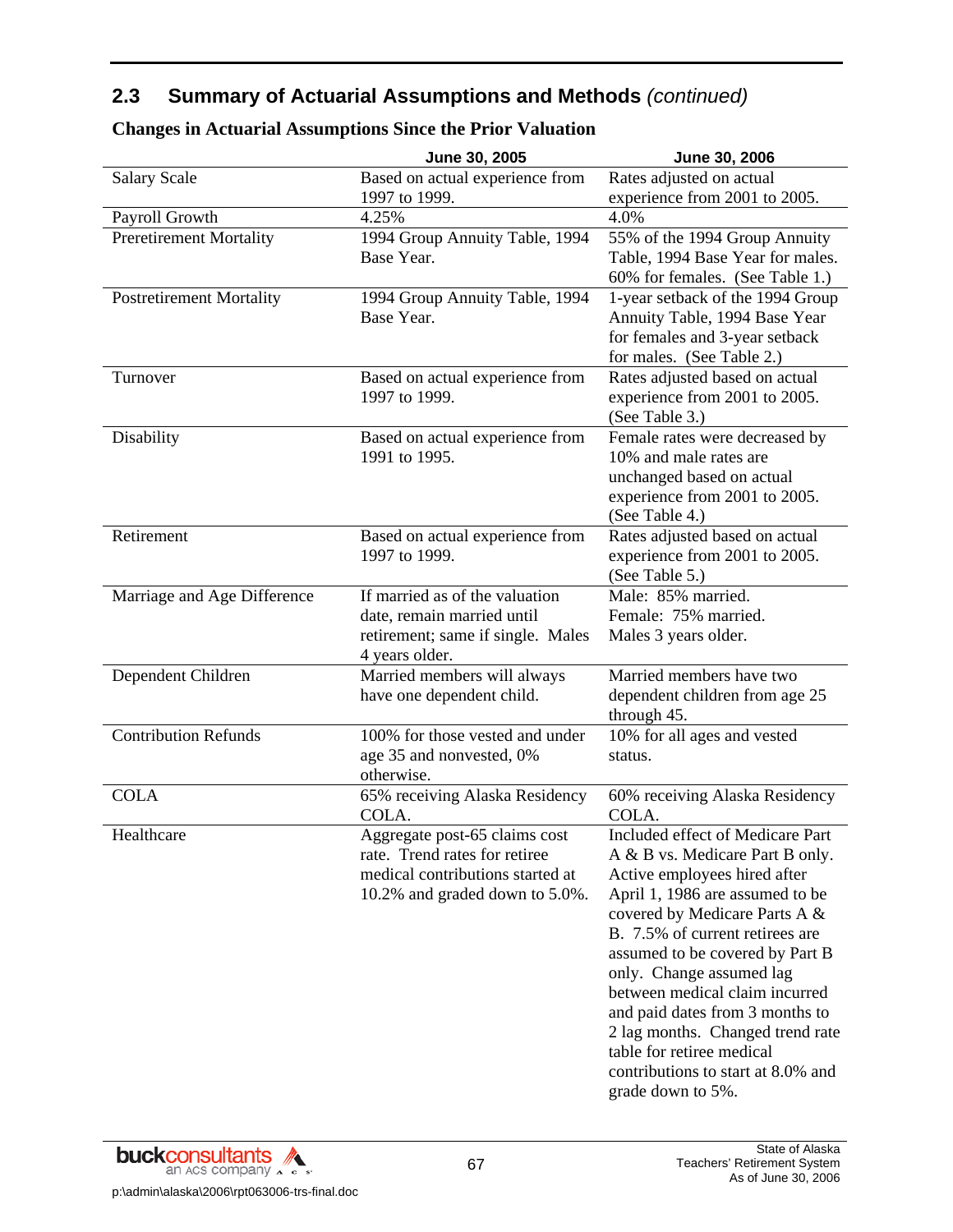## 2.3 Summary of Actuarial Assumptions and Methods *(continued)*

### Changes in Actuarial Assumptions Since the Prior Valuation

| | June 30, 2005 | June 30, 2006 |
|---|---|---|
| Salary Scale | Based on actual experience from 1997 to 1999. | Rates adjusted on actual experience from 2001 to 2005. |
| Payroll Growth | 4.25% | 4.0% |
| Preretirement Mortality | 1994 Group Annuity Table, 1994 Base Year. | 55% of the 1994 Group Annuity Table, 1994 Base Year for males. 60% for females. (See Table 1.) |
| Postretirement Mortality | 1994 Group Annuity Table, 1994 Base Year. | 1-year setback of the 1994 Group Annuity Table, 1994 Base Year for females and 3-year setback for males. (See Table 2.) |
| Turnover | Based on actual experience from 1997 to 1999. | Rates adjusted based on actual experience from 2001 to 2005. (See Table 3.) |
| Disability | Based on actual experience from 1991 to 1995. | Female rates were decreased by 10% and male rates are unchanged based on actual experience from 2001 to 2005. (See Table 4.) |
| Retirement | Based on actual experience from 1997 to 1999. | Rates adjusted based on actual experience from 2001 to 2005. (See Table 5.) |
| Marriage and Age Difference | If married as of the valuation date, remain married until retirement; same if single. Males 4 years older. | Male: 85% married. Female: 75% married. Males 3 years older. |
| Dependent Children | Married members will always have one dependent child. | Married members have two dependent children from age 25 through 45. |
| Contribution Refunds | 100% for those vested and under age 35 and nonvested, 0% otherwise. | 10% for all ages and vested status. |
| COLA | 65% receiving Alaska Residency COLA. | 60% receiving Alaska Residency COLA. |
| Healthcare | Aggregate post-65 claims cost rate. Trend rates for retiree medical contributions started at 10.2% and graded down to 5.0%. | Included effect of Medicare Part A & B vs. Medicare Part B only. Active employees hired after April 1, 1986 are assumed to be covered by Medicare Parts A & B. 7.5% of current retirees are assumed to be covered by Part B only. Change assumed lag between medical claim incurred and paid dates from 3 months to 2 lag months. Changed trend rate table for retiree medical contributions to start at 8.0% and grade down to 5%. |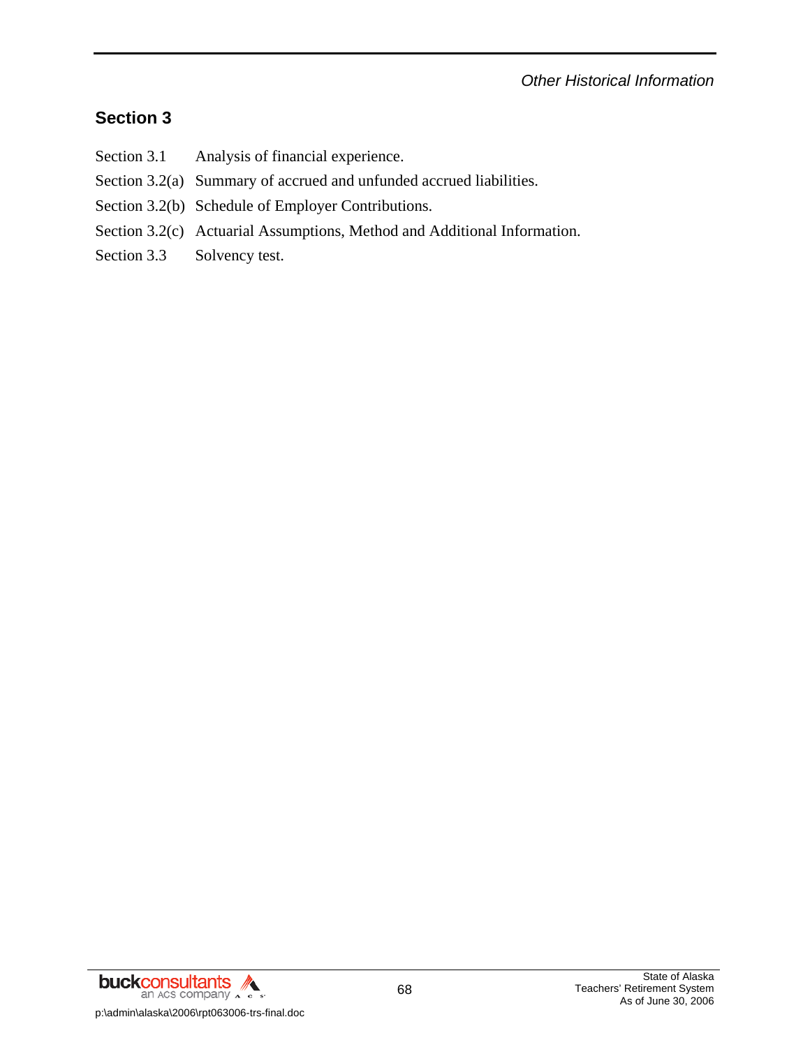## Section 3

| | |
|---|---|
| Section 3.1 | Analysis of financial experience. |
| Section 3.2(a) | Summary of accrued and unfunded accrued liabilities. |
| Section 3.2(b) | Schedule of Employer Contributions. |
| Section 3.2(c) | Actuarial Assumptions, Method and Additional Information. |
| Section 3.3 | Solvency test. |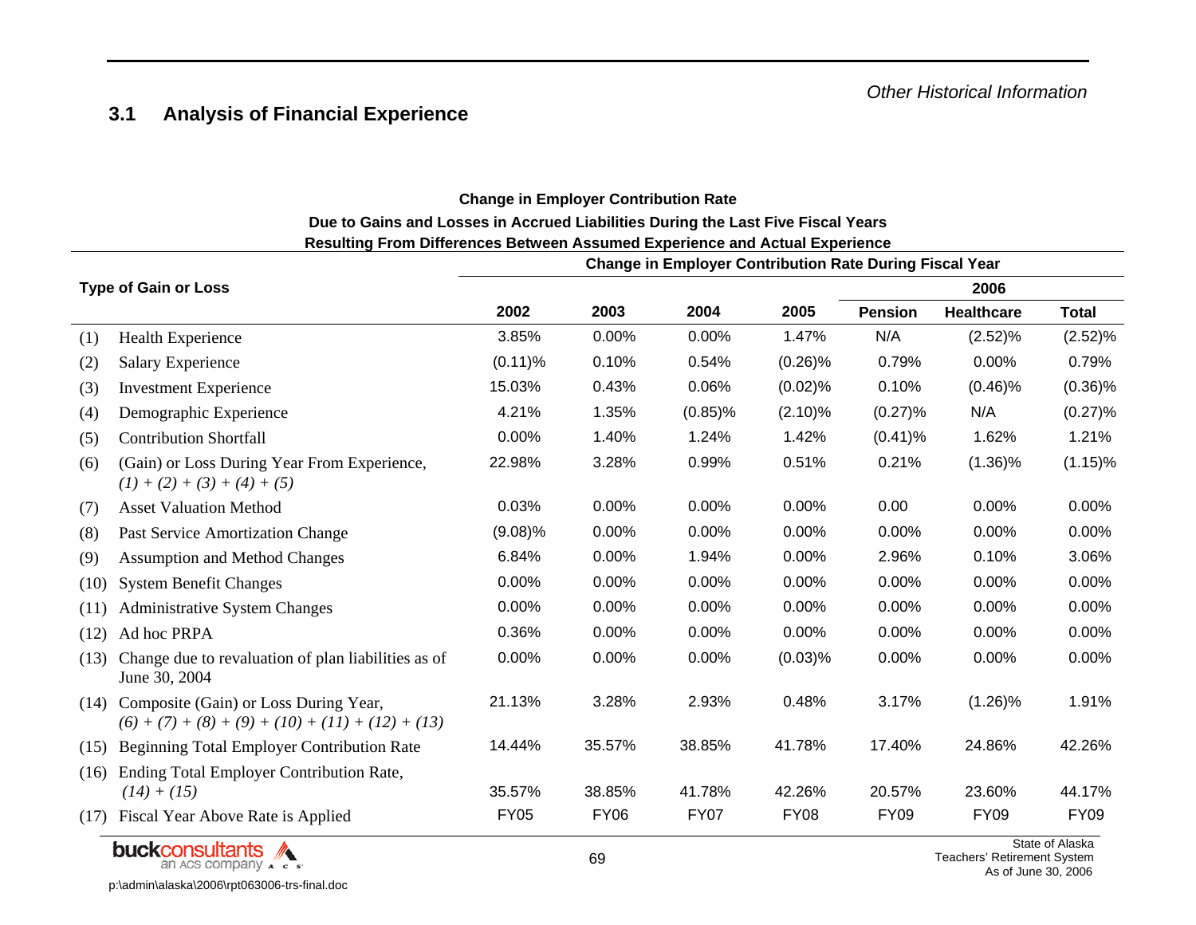## 3.1 Analysis of Financial Experience

**Change in Employer Contribution Rate**
**Due to Gains and Losses in Accrued Liabilities During the Last Five Fiscal Years**
**Resulting From Differences Between Assumed Experience and Actual Experience**

| | Type of Gain or Loss | Change in Employer Contribution Rate During Fiscal Year | | | | | | |
|---|---|---|---|---|---|---|---|---|
| | | | | | | 2006 | | |
| | | 2002 | 2003 | 2004 | 2005 | Pension | Healthcare | Total |
| (1) | Health Experience | 3.85% | 0.00% | 0.00% | 1.47% | N/A | (2.52)% | (2.52)% |
| (2) | Salary Experience | (0.11)% | 0.10% | 0.54% | (0.26)% | 0.79% | 0.00% | 0.79% |
| (3) | Investment Experience | 15.03% | 0.43% | 0.06% | (0.02)% | 0.10% | (0.46)% | (0.36)% |
| (4) | Demographic Experience | 4.21% | 1.35% | (0.85)% | (2.10)% | (0.27)% | N/A | (0.27)% |
| (5) | Contribution Shortfall | 0.00% | 1.40% | 1.24% | 1.42% | (0.41)% | 1.62% | 1.21% |
| (6) | (Gain) or Loss During Year From Experience, *(1) + (2) + (3) + (4) + (5)* | 22.98% | 3.28% | 0.99% | 0.51% | 0.21% | (1.36)% | (1.15)% |
| (7) | Asset Valuation Method | 0.03% | 0.00% | 0.00% | 0.00% | 0.00 | 0.00% | 0.00% |
| (8) | Past Service Amortization Change | (9.08)% | 0.00% | 0.00% | 0.00% | 0.00% | 0.00% | 0.00% |
| (9) | Assumption and Method Changes | 6.84% | 0.00% | 1.94% | 0.00% | 2.96% | 0.10% | 3.06% |
| (10) | System Benefit Changes | 0.00% | 0.00% | 0.00% | 0.00% | 0.00% | 0.00% | 0.00% |
| (11) | Administrative System Changes | 0.00% | 0.00% | 0.00% | 0.00% | 0.00% | 0.00% | 0.00% |
| (12) | Ad hoc PRPA | 0.36% | 0.00% | 0.00% | 0.00% | 0.00% | 0.00% | 0.00% |
| (13) | Change due to revaluation of plan liabilities as of June 30, 2004 | 0.00% | 0.00% | 0.00% | (0.03)% | 0.00% | 0.00% | 0.00% |
| (14) | Composite (Gain) or Loss During Year, *(6) + (7) + (8) + (9) + (10) + (11) + (12) + (13)* | 21.13% | 3.28% | 2.93% | 0.48% | 3.17% | (1.26)% | 1.91% |
| (15) | Beginning Total Employer Contribution Rate | 14.44% | 35.57% | 38.85% | 41.78% | 17.40% | 24.86% | 42.26% |
| (16) | Ending Total Employer Contribution Rate, *(14) + (15)* | 35.57% | 38.85% | 41.78% | 42.26% | 20.57% | 23.60% | 44.17% |
| (17) | Fiscal Year Above Rate is Applied | FY05 | FY06 | FY07 | FY08 | FY09 | FY09 | FY09 |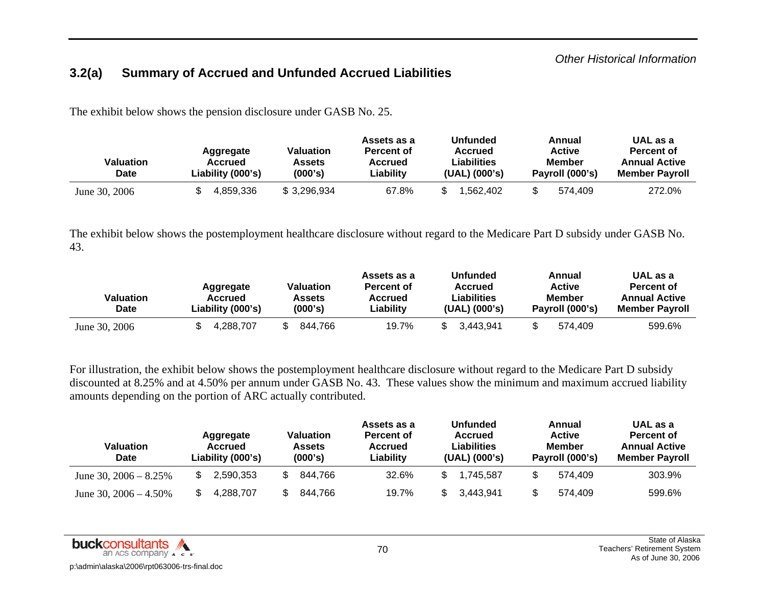*Other Historical Information*

## 3.2(a) Summary of Accrued and Unfunded Accrued Liabilities

The exhibit below shows the pension disclosure under GASB No. 25.

| Valuation Date | Aggregate Accrued Liability (000's) | Valuation Assets (000's) | Assets as a Percent of Accrued Liability | Unfunded Accrued Liabilities (UAL) (000's) | Annual Active Member Payroll (000's) | UAL as a Percent of Annual Active Member Payroll |
|---|---|---|---|---|---|---|
| June 30, 2006 | $ 4,859,336 | $ 3,296,934 | 67.8% | $ 1,562,402 | $ 574,409 | 272.0% |

The exhibit below shows the postemployment healthcare disclosure without regard to the Medicare Part D subsidy under GASB No. 43.

| Valuation Date | Aggregate Accrued Liability (000's) | Valuation Assets (000's) | Assets as a Percent of Accrued Liability | Unfunded Accrued Liabilities (UAL) (000's) | Annual Active Member Payroll (000's) | UAL as a Percent of Annual Active Member Payroll |
|---|---|---|---|---|---|---|
| June 30, 2006 | $ 4,288,707 | $ 844,766 | 19.7% | $ 3,443,941 | $ 574,409 | 599.6% |

For illustration, the exhibit below shows the postemployment healthcare disclosure without regard to the Medicare Part D subsidy discounted at 8.25% and at 4.50% per annum under GASB No. 43. These values show the minimum and maximum accrued liability amounts depending on the portion of ARC actually contributed.

| Valuation Date | Aggregate Accrued Liability (000's) | Valuation Assets (000's) | Assets as a Percent of Accrued Liability | Unfunded Accrued Liabilities (UAL) (000's) | Annual Active Member Payroll (000's) | UAL as a Percent of Annual Active Member Payroll |
|---|---|---|---|---|---|---|
| June 30, 2006 – 8.25% | $ 2,590,353 | $ 844,766 | 32.6% | $ 1,745,587 | $ 574,409 | 303.9% |
| June 30, 2006 – 4.50% | $ 4,288,707 | $ 844,766 | 19.7% | $ 3,443,941 | $ 574,409 | 599.6% |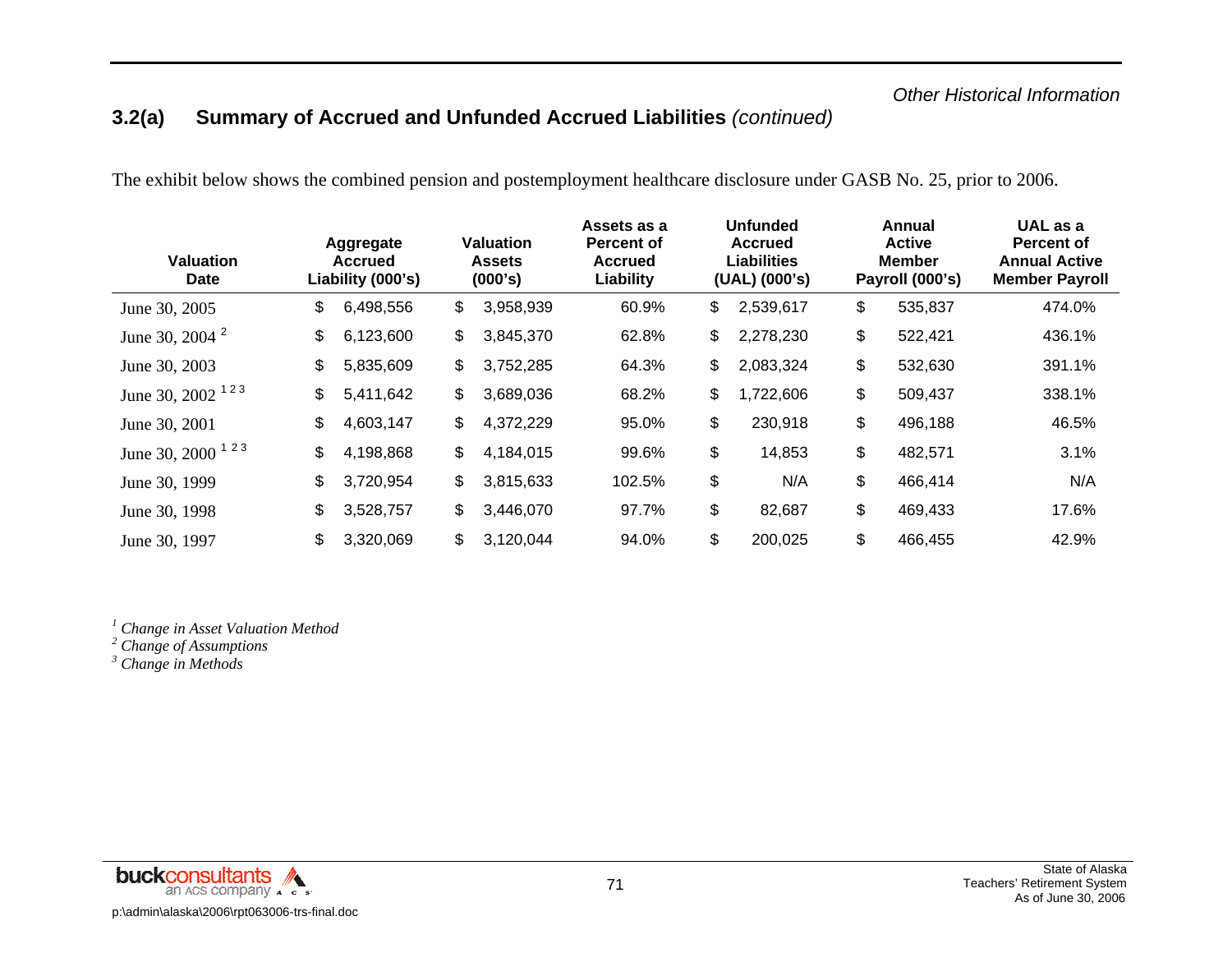*Other Historical Information*

## 3.2(a) Summary of Accrued and Unfunded Accrued Liabilities *(continued)*

The exhibit below shows the combined pension and postemployment healthcare disclosure under GASB No. 25, prior to 2006.

| Valuation Date | Aggregate Accrued Liability (000's) | Valuation Assets (000's) | Assets as a Percent of Accrued Liability | Unfunded Accrued Liabilities (UAL) (000's) | Annual Active Member Payroll (000's) | UAL as a Percent of Annual Active Member Payroll |
|---|---|---|---|---|---|---|
| June 30, 2005 | $ 6,498,556 | $ 3,958,939 | 60.9% | $ 2,539,617 | $ 535,837 | 474.0% |
| June 30, 2004 [2] | $ 6,123,600 | $ 3,845,370 | 62.8% | $ 2,278,230 | $ 522,421 | 436.1% |
| June 30, 2003 | $ 5,835,609 | $ 3,752,285 | 64.3% | $ 2,083,324 | $ 532,630 | 391.1% |
| June 30, 2002 [1 2 3] | $ 5,411,642 | $ 3,689,036 | 68.2% | $ 1,722,606 | $ 509,437 | 338.1% |
| June 30, 2001 | $ 4,603,147 | $ 4,372,229 | 95.0% | $ 230,918 | $ 496,188 | 46.5% |
| June 30, 2000 [1 2 3] | $ 4,198,868 | $ 4,184,015 | 99.6% | $ 14,853 | $ 482,571 | 3.1% |
| June 30, 1999 | $ 3,720,954 | $ 3,815,633 | 102.5% | $ N/A | $ 466,414 | N/A |
| June 30, 1998 | $ 3,528,757 | $ 3,446,070 | 97.7% | $ 82,687 | $ 469,433 | 17.6% |
| June 30, 1997 | $ 3,320,069 | $ 3,120,044 | 94.0% | $ 200,025 | $ 466,455 | 42.9% |

[1] *Change in Asset Valuation Method*
[2] *Change of Assumptions*
[3] *Change in Methods*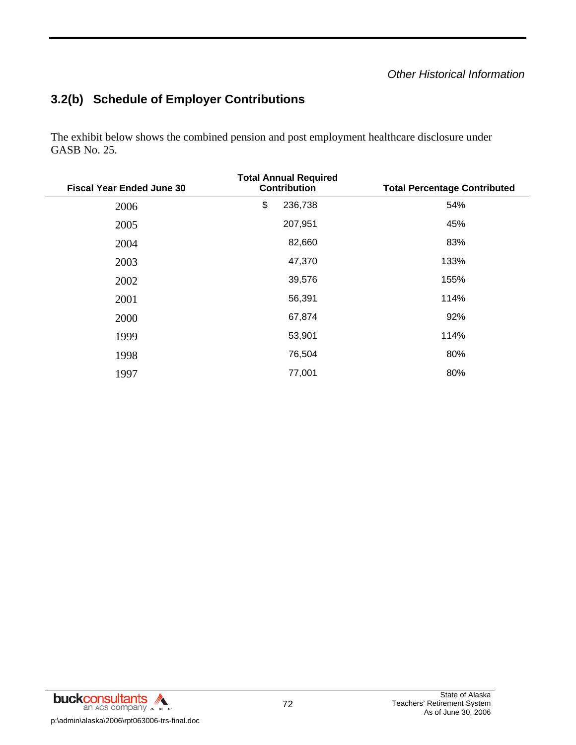*Other Historical Information*

## 3.2(b) Schedule of Employer Contributions

The exhibit below shows the combined pension and post employment healthcare disclosure under GASB No. 25.

| Fiscal Year Ended June 30 | Total Annual Required Contribution | Total Percentage Contributed |
|---|---|---|
| 2006 | $ 236,738 | 54% |
| 2005 | 207,951 | 45% |
| 2004 | 82,660 | 83% |
| 2003 | 47,370 | 133% |
| 2002 | 39,576 | 155% |
| 2001 | 56,391 | 114% |
| 2000 | 67,874 | 92% |
| 1999 | 53,901 | 114% |
| 1998 | 76,504 | 80% |
| 1997 | 77,001 | 80% |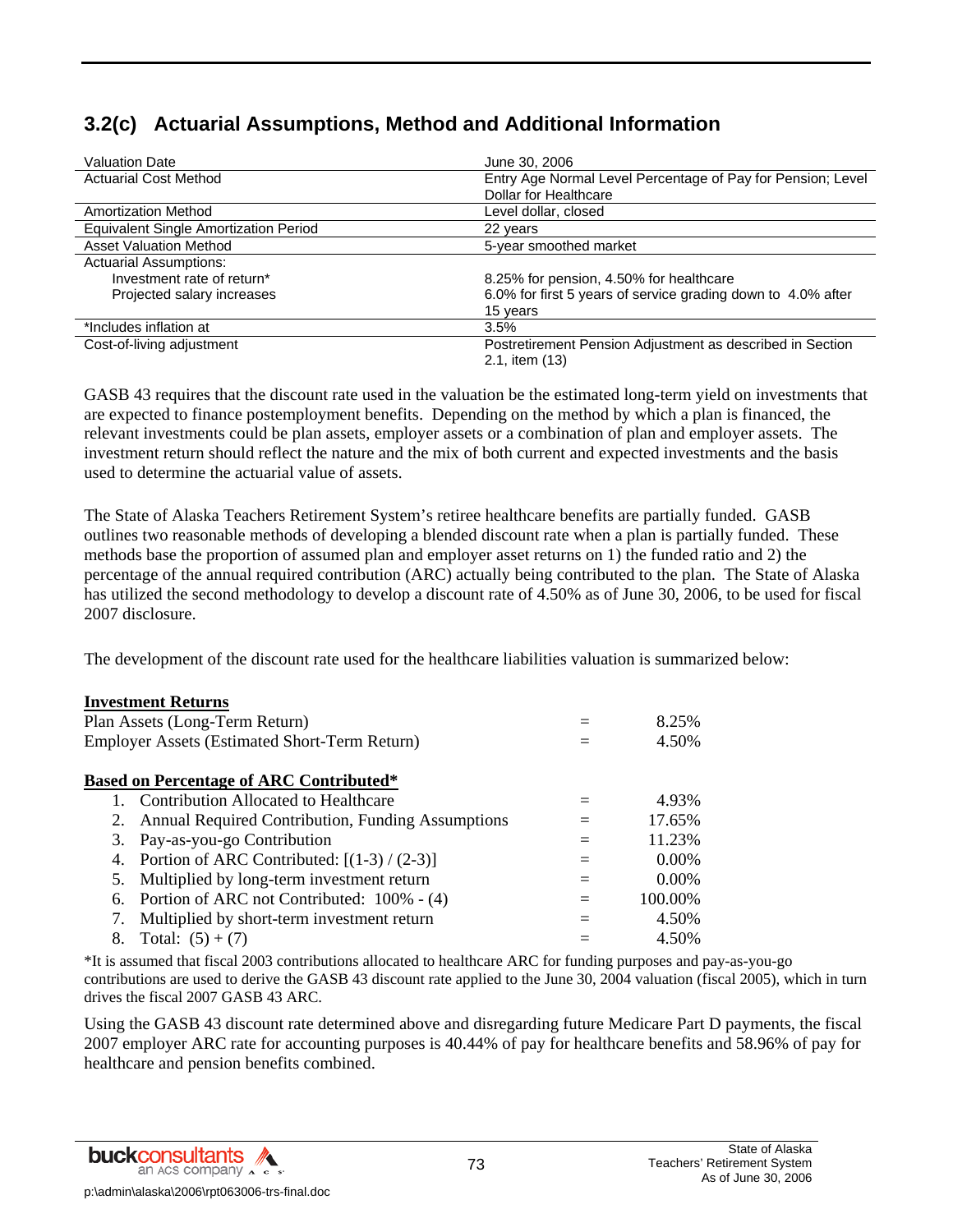## 3.2(c) Actuarial Assumptions, Method and Additional Information

| | |
|---|---|
| Valuation Date | June 30, 2006 |
| Actuarial Cost Method | Entry Age Normal Level Percentage of Pay for Pension; Level Dollar for Healthcare |
| Amortization Method | Level dollar, closed |
| Equivalent Single Amortization Period | 22 years |
| Asset Valuation Method | 5-year smoothed market |
| Actuarial Assumptions: | |
| Investment rate of return* | 8.25% for pension, 4.50% for healthcare |
| Projected salary increases | 6.0% for first 5 years of service grading down to 4.0% after 15 years |
| *Includes inflation at | 3.5% |
| Cost-of-living adjustment | Postretirement Pension Adjustment as described in Section 2.1, item (13) |

GASB 43 requires that the discount rate used in the valuation be the estimated long-term yield on investments that are expected to finance postemployment benefits. Depending on the method by which a plan is financed, the relevant investments could be plan assets, employer assets or a combination of plan and employer assets. The investment return should reflect the nature and the mix of both current and expected investments and the basis used to determine the actuarial value of assets.

The State of Alaska Teachers Retirement System's retiree healthcare benefits are partially funded. GASB outlines two reasonable methods of developing a blended discount rate when a plan is partially funded. These methods base the proportion of assumed plan and employer asset returns on 1) the funded ratio and 2) the percentage of the annual required contribution (ARC) actually being contributed to the plan. The State of Alaska has utilized the second methodology to develop a discount rate of 4.50% as of June 30, 2006, to be used for fiscal 2007 disclosure.

The development of the discount rate used for the healthcare liabilities valuation is summarized below:

| **Investment Returns** | | |
|---|---|---|
| Plan Assets (Long-Term Return) | = | 8.25% |
| Employer Assets (Estimated Short-Term Return) | = | 4.50% |
| | | |
| **Based on Percentage of ARC Contributed*** | | |
| 1. Contribution Allocated to Healthcare | = | 4.93% |
| 2. Annual Required Contribution, Funding Assumptions | = | 17.65% |
| 3. Pay-as-you-go Contribution | = | 11.23% |
| 4. Portion of ARC Contributed: [(1-3) / (2-3)] | = | 0.00% |
| 5. Multiplied by long-term investment return | = | 0.00% |
| 6. Portion of ARC not Contributed: 100% - (4) | = | 100.00% |
| 7. Multiplied by short-term investment return | = | 4.50% |
| 8. Total: (5) + (7) | = | 4.50% |

*It is assumed that fiscal 2003 contributions allocated to healthcare ARC for funding purposes and pay-as-you-go contributions are used to derive the GASB 43 discount rate applied to the June 30, 2004 valuation (fiscal 2005), which in turn drives the fiscal 2007 GASB 43 ARC.

Using the GASB 43 discount rate determined above and disregarding future Medicare Part D payments, the fiscal 2007 employer ARC rate for accounting purposes is 40.44% of pay for healthcare benefits and 58.96% of pay for healthcare and pension benefits combined.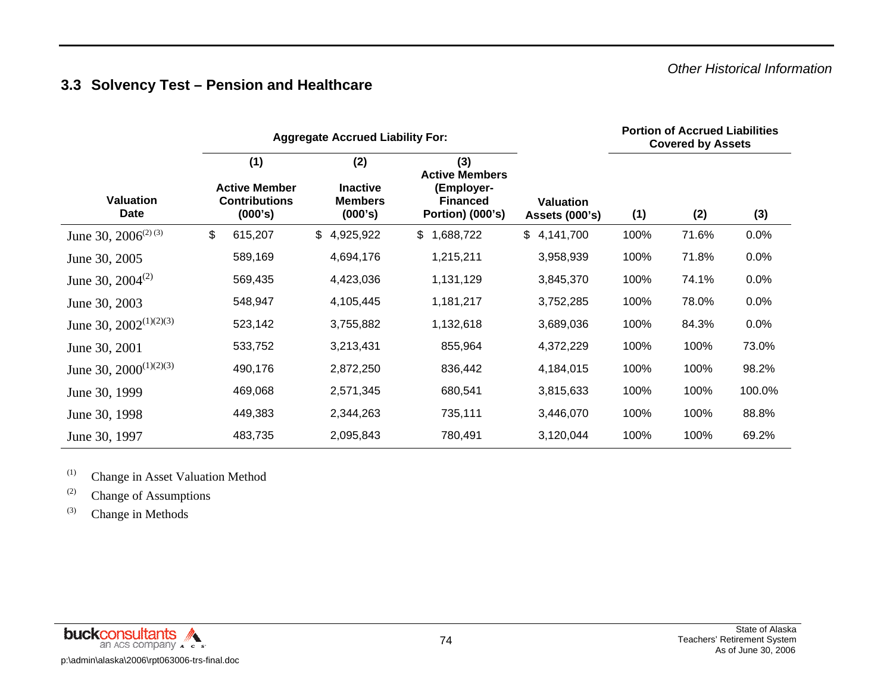*Other Historical Information*

## 3.3 Solvency Test – Pension and Healthcare

| | Aggregate Accrued Liability For: | | | | Portion of Accrued Liabilities Covered by Assets | | |
|---|---|---|---|---|---|---|---|
| Valuation Date | (1) Active Member Contributions (000's) | (2) Inactive Members (000's) | (3) Active Members (Employer-Financed Portion) (000's) | Valuation Assets (000's) | (1) | (2) | (3) |
| June 30, 2006[(2) (3)] | $ 615,207 | $ 4,925,922 | $ 1,688,722 | $ 4,141,700 | 100% | 71.6% | 0.0% |
| June 30, 2005 | 589,169 | 4,694,176 | 1,215,211 | 3,958,939 | 100% | 71.8% | 0.0% |
| June 30, 2004[(2)] | 569,435 | 4,423,036 | 1,131,129 | 3,845,370 | 100% | 74.1% | 0.0% |
| June 30, 2003 | 548,947 | 4,105,445 | 1,181,217 | 3,752,285 | 100% | 78.0% | 0.0% |
| June 30, 2002[(1)(2)(3)] | 523,142 | 3,755,882 | 1,132,618 | 3,689,036 | 100% | 84.3% | 0.0% |
| June 30, 2001 | 533,752 | 3,213,431 | 855,964 | 4,372,229 | 100% | 100% | 73.0% |
| June 30, 2000[(1)(2)(3)] | 490,176 | 2,872,250 | 836,442 | 4,184,015 | 100% | 100% | 98.2% |
| June 30, 1999 | 469,068 | 2,571,345 | 680,541 | 3,815,633 | 100% | 100% | 100.0% |
| June 30, 1998 | 449,383 | 2,344,263 | 735,111 | 3,446,070 | 100% | 100% | 88.8% |
| June 30, 1997 | 483,735 | 2,095,843 | 780,491 | 3,120,044 | 100% | 100% | 69.2% |

(1) Change in Asset Valuation Method

(2) Change of Assumptions

(3) Change in Methods